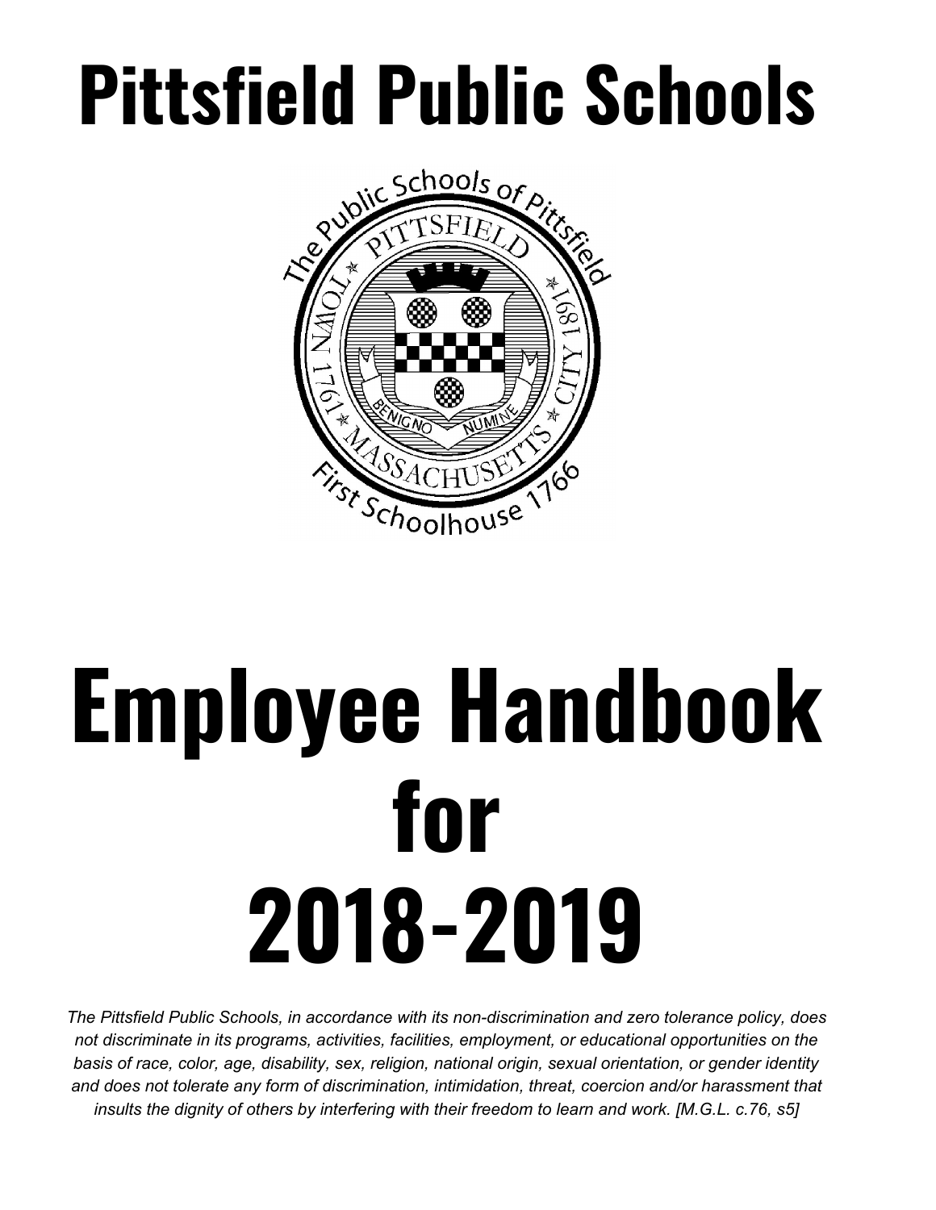# Pittsfield Public Schools

# Employee Handbook for 2018-2019

*The Pittsfield Public Schools, in accordance with its non-discrimination and zero tolerance policy, does not discriminate in its programs, activities, facilities, employment, or educational opportunities on the basis of race, color, age, disability, sex, religion, national origin, sexual orientation, or gender identity and does not tolerate any form of discrimination, intimidation, threat, coercion and/or harassment that insults the dignity of others by interfering with their freedom to learn and work. [M.G.L. c.76, s5]*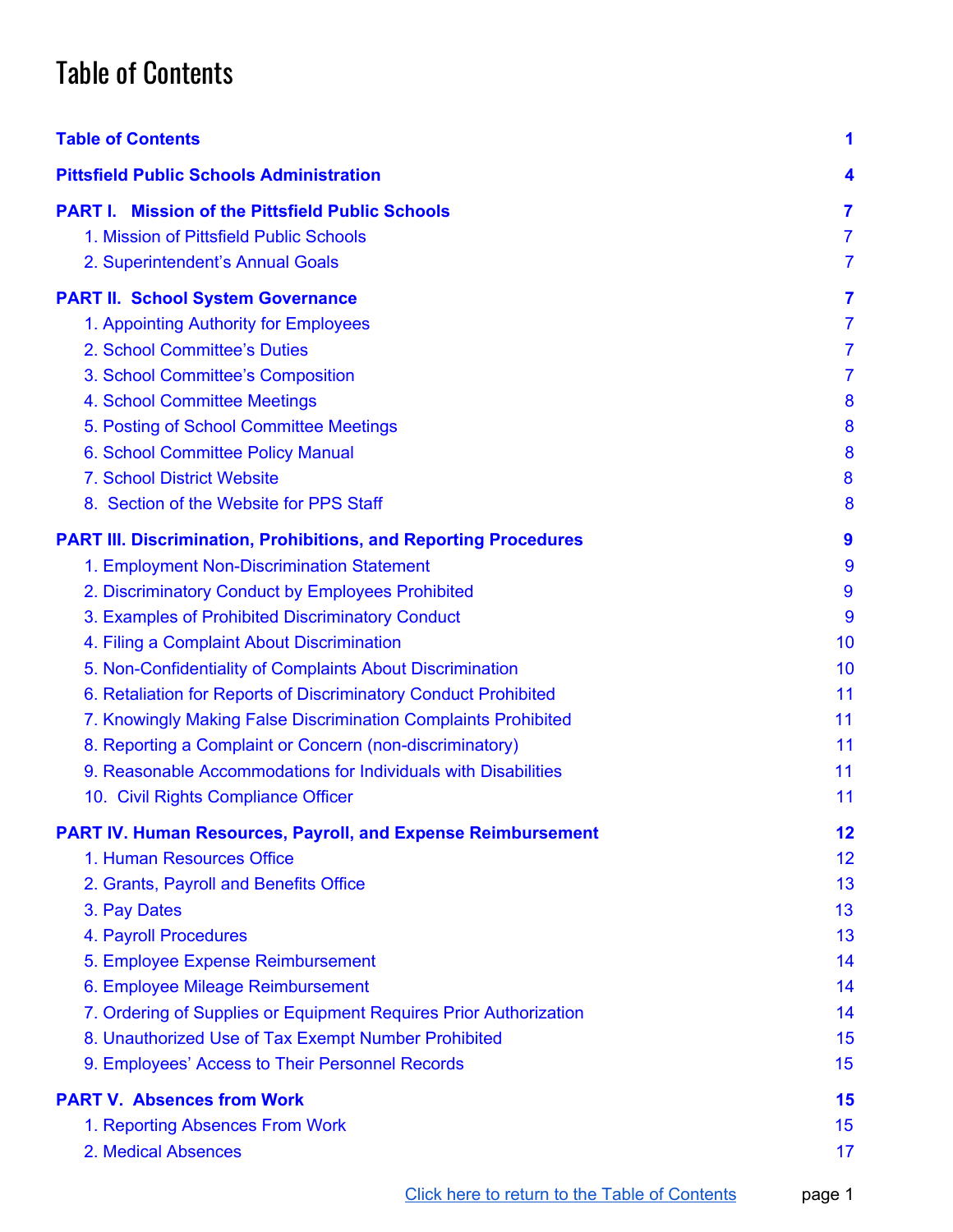# Table of Contents

| | |
|---|---|
| **Table of Contents** | **1** |
| **Pittsfield Public Schools Administration** | **4** |
| **PART I. Mission of the Pittsfield Public Schools** | **7** |
| 1. Mission of Pittsfield Public Schools | 7 |
| 2. Superintendent's Annual Goals | 7 |
| **PART II. School System Governance** | **7** |
| 1. Appointing Authority for Employees | 7 |
| 2. School Committee's Duties | 7 |
| 3. School Committee's Composition | 7 |
| 4. School Committee Meetings | 8 |
| 5. Posting of School Committee Meetings | 8 |
| 6. School Committee Policy Manual | 8 |
| 7. School District Website | 8 |
| 8. Section of the Website for PPS Staff | 8 |
| **PART III. Discrimination, Prohibitions, and Reporting Procedures** | **9** |
| 1. Employment Non-Discrimination Statement | 9 |
| 2. Discriminatory Conduct by Employees Prohibited | 9 |
| 3. Examples of Prohibited Discriminatory Conduct | 9 |
| 4. Filing a Complaint About Discrimination | 10 |
| 5. Non-Confidentiality of Complaints About Discrimination | 10 |
| 6. Retaliation for Reports of Discriminatory Conduct Prohibited | 11 |
| 7. Knowingly Making False Discrimination Complaints Prohibited | 11 |
| 8. Reporting a Complaint or Concern (non-discriminatory) | 11 |
| 9. Reasonable Accommodations for Individuals with Disabilities | 11 |
| 10. Civil Rights Compliance Officer | 11 |
| **PART IV. Human Resources, Payroll, and Expense Reimbursement** | **12** |
| 1. Human Resources Office | 12 |
| 2. Grants, Payroll and Benefits Office | 13 |
| 3. Pay Dates | 13 |
| 4. Payroll Procedures | 13 |
| 5. Employee Expense Reimbursement | 14 |
| 6. Employee Mileage Reimbursement | 14 |
| 7. Ordering of Supplies or Equipment Requires Prior Authorization | 14 |
| 8. Unauthorized Use of Tax Exempt Number Prohibited | 15 |
| 9. Employees' Access to Their Personnel Records | 15 |
| **PART V. Absences from Work** | **15** |
| 1. Reporting Absences From Work | 15 |
| 2. Medical Absences | 17 |

Click here to return to the Table of Contents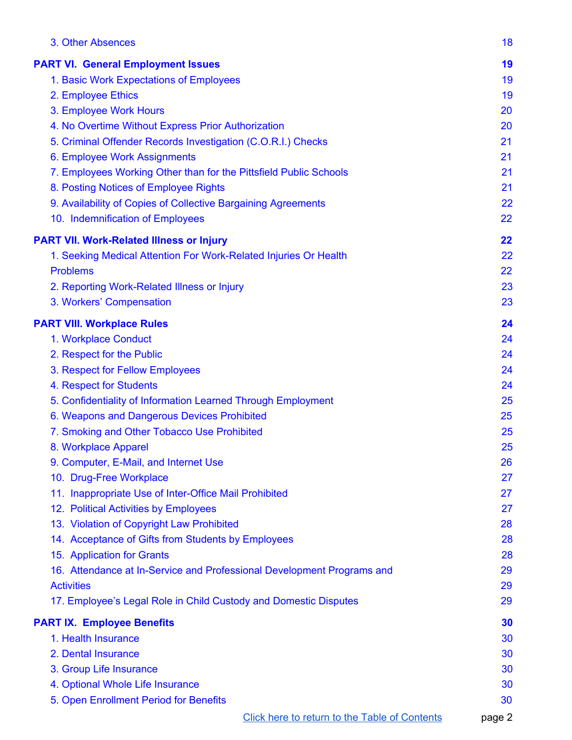3. Other Absences 18

**PART VI. General Employment Issues 19**

1. Basic Work Expectations of Employees 19
2. Employee Ethics 19
3. Employee Work Hours 20
4. No Overtime Without Express Prior Authorization 20
5. Criminal Offender Records Investigation (C.O.R.I.) Checks 21
6. Employee Work Assignments 21
7. Employees Working Other than for the Pittsfield Public Schools 21
8. Posting Notices of Employee Rights 21
9. Availability of Copies of Collective Bargaining Agreements 22
10. Indemnification of Employees 22

**PART VII. Work-Related Illness or Injury 22**

1. Seeking Medical Attention For Work-Related Injuries Or Health Problems 22
2. Reporting Work-Related Illness or Injury 23
3. Workers' Compensation 23

**PART VIII. Workplace Rules 24**

1. Workplace Conduct 24
2. Respect for the Public 24
3. Respect for Fellow Employees 24
4. Respect for Students 24
5. Confidentiality of Information Learned Through Employment 25
6. Weapons and Dangerous Devices Prohibited 25
7. Smoking and Other Tobacco Use Prohibited 25
8. Workplace Apparel 25
9. Computer, E-Mail, and Internet Use 26
10. Drug-Free Workplace 27
11. Inappropriate Use of Inter-Office Mail Prohibited 27
12. Political Activities by Employees 27
13. Violation of Copyright Law Prohibited 28
14. Acceptance of Gifts from Students by Employees 28
15. Application for Grants 28
16. Attendance at In-Service and Professional Development Programs and Activities 29
17. Employee's Legal Role in Child Custody and Domestic Disputes 29

**PART IX. Employee Benefits 30**

1. Health Insurance 30
2. Dental Insurance 30
3. Group Life Insurance 30
4. Optional Whole Life Insurance 30
5. Open Enrollment Period for Benefits 30

Click here to return to the Table of Contents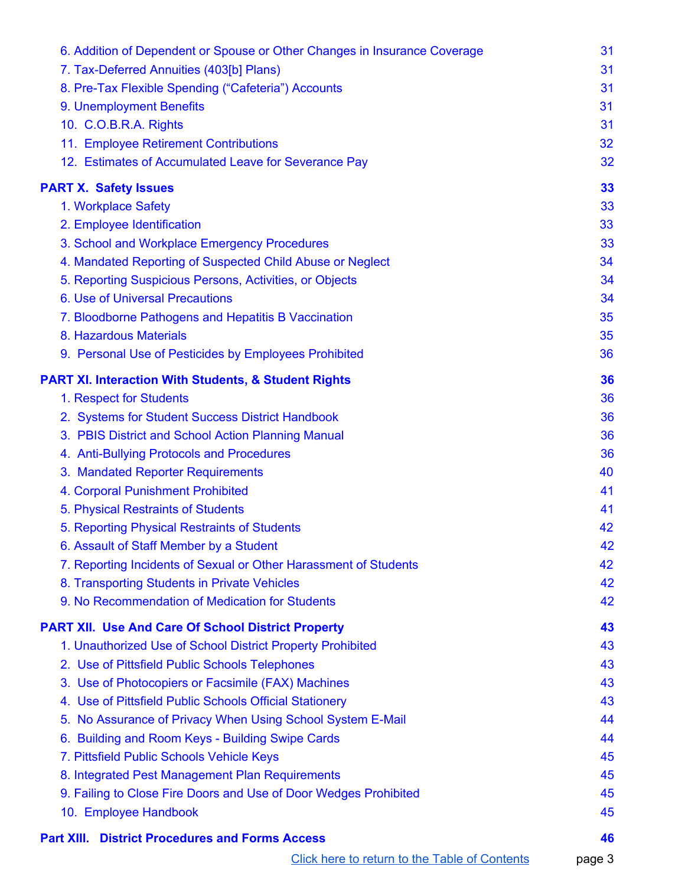| | |
|---|---|
| 6. Addition of Dependent or Spouse or Other Changes in Insurance Coverage | 31 |
| 7. Tax-Deferred Annuities (403[b] Plans) | 31 |
| 8. Pre-Tax Flexible Spending ("Cafeteria") Accounts | 31 |
| 9. Unemployment Benefits | 31 |
| 10. C.O.B.R.A. Rights | 31 |
| 11. Employee Retirement Contributions | 32 |
| 12. Estimates of Accumulated Leave for Severance Pay | 32 |
| **PART X. Safety Issues** | **33** |
| 1. Workplace Safety | 33 |
| 2. Employee Identification | 33 |
| 3. School and Workplace Emergency Procedures | 33 |
| 4. Mandated Reporting of Suspected Child Abuse or Neglect | 34 |
| 5. Reporting Suspicious Persons, Activities, or Objects | 34 |
| 6. Use of Universal Precautions | 34 |
| 7. Bloodborne Pathogens and Hepatitis B Vaccination | 35 |
| 8. Hazardous Materials | 35 |
| 9. Personal Use of Pesticides by Employees Prohibited | 36 |
| **PART XI. Interaction With Students, & Student Rights** | **36** |
| 1. Respect for Students | 36 |
| 2. Systems for Student Success District Handbook | 36 |
| 3. PBIS District and School Action Planning Manual | 36 |
| 4. Anti-Bullying Protocols and Procedures | 36 |
| 3. Mandated Reporter Requirements | 40 |
| 4. Corporal Punishment Prohibited | 41 |
| 5. Physical Restraints of Students | 41 |
| 5. Reporting Physical Restraints of Students | 42 |
| 6. Assault of Staff Member by a Student | 42 |
| 7. Reporting Incidents of Sexual or Other Harassment of Students | 42 |
| 8. Transporting Students in Private Vehicles | 42 |
| 9. No Recommendation of Medication for Students | 42 |
| **PART XII. Use And Care Of School District Property** | **43** |
| 1. Unauthorized Use of School District Property Prohibited | 43 |
| 2. Use of Pittsfield Public Schools Telephones | 43 |
| 3. Use of Photocopiers or Facsimile (FAX) Machines | 43 |
| 4. Use of Pittsfield Public Schools Official Stationery | 43 |
| 5. No Assurance of Privacy When Using School System E-Mail | 44 |
| 6. Building and Room Keys - Building Swipe Cards | 44 |
| 7. Pittsfield Public Schools Vehicle Keys | 45 |
| 8. Integrated Pest Management Plan Requirements | 45 |
| 9. Failing to Close Fire Doors and Use of Door Wedges Prohibited | 45 |
| 10. Employee Handbook | 45 |
| **Part XIII. District Procedures and Forms Access** | **46** |

Click here to return to the Table of Contents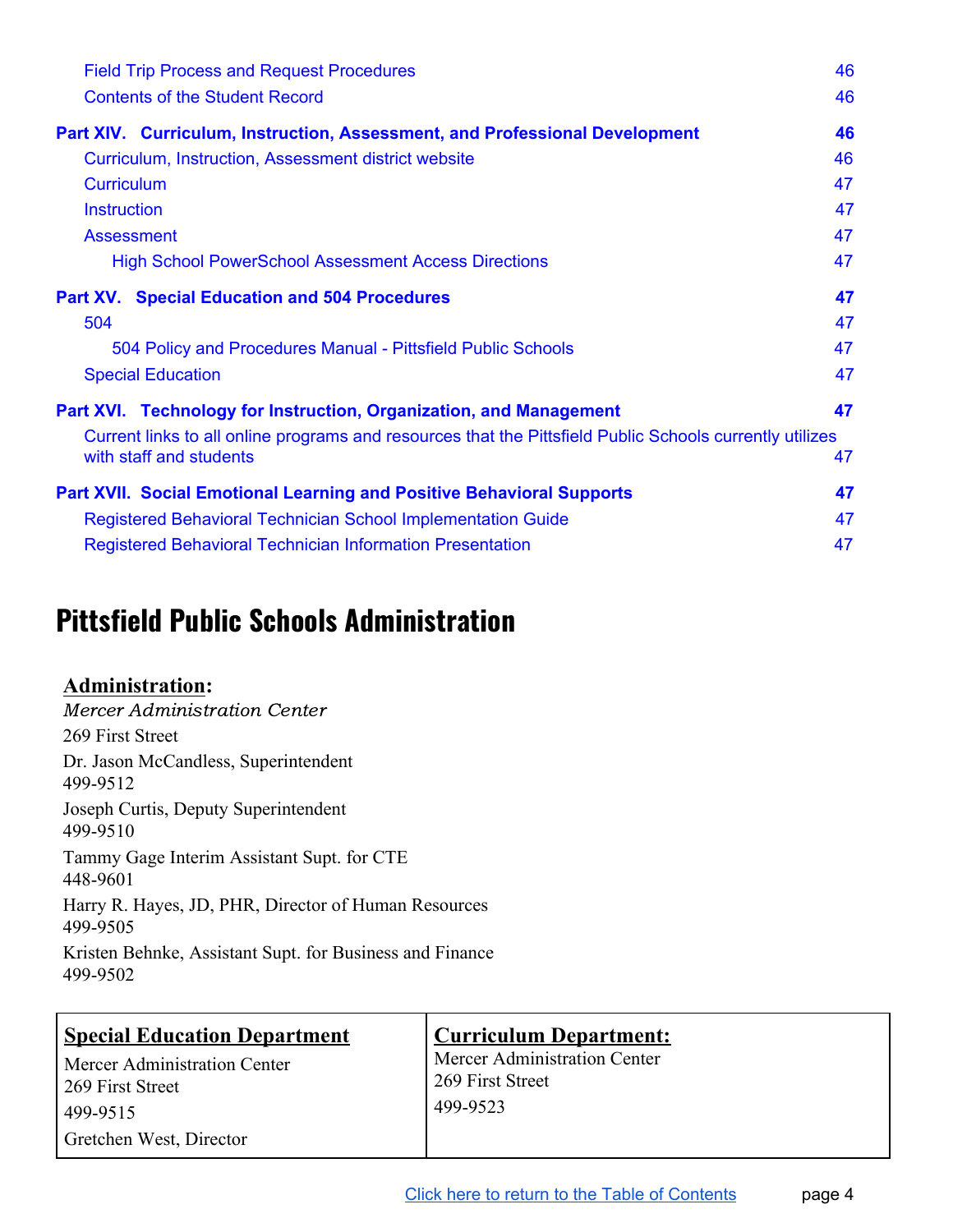Field Trip Process and Request Procedures 46

Contents of the Student Record 46

**Part XIV. Curriculum, Instruction, Assessment, and Professional Development 46**

Curriculum, Instruction, Assessment district website 46

Curriculum 47

Instruction 47

Assessment 47

High School PowerSchool Assessment Access Directions 47

**Part XV. Special Education and 504 Procedures 47**

504 47

504 Policy and Procedures Manual - Pittsfield Public Schools 47

Special Education 47

**Part XVI. Technology for Instruction, Organization, and Management 47**

Current links to all online programs and resources that the Pittsfield Public Schools currently utilizes with staff and students 47

**Part XVII. Social Emotional Learning and Positive Behavioral Supports 47**

Registered Behavioral Technician School Implementation Guide 47

Registered Behavioral Technician Information Presentation 47

# Pittsfield Public Schools Administration

**Administration:**

*Mercer Administration Center*
269 First Street
Dr. Jason McCandless, Superintendent
499-9512
Joseph Curtis, Deputy Superintendent
499-9510
Tammy Gage Interim Assistant Supt. for CTE
448-9601
Harry R. Hayes, JD, PHR, Director of Human Resources
499-9505
Kristen Behnke, Assistant Supt. for Business and Finance
499-9502

| **Special Education Department** | **Curriculum Department:** |
|---|---|
| Mercer Administration Center<br>269 First Street<br>499-9515<br>Gretchen West, Director | Mercer Administration Center<br>269 First Street<br>499-9523 |

Click here to return to the Table of Contents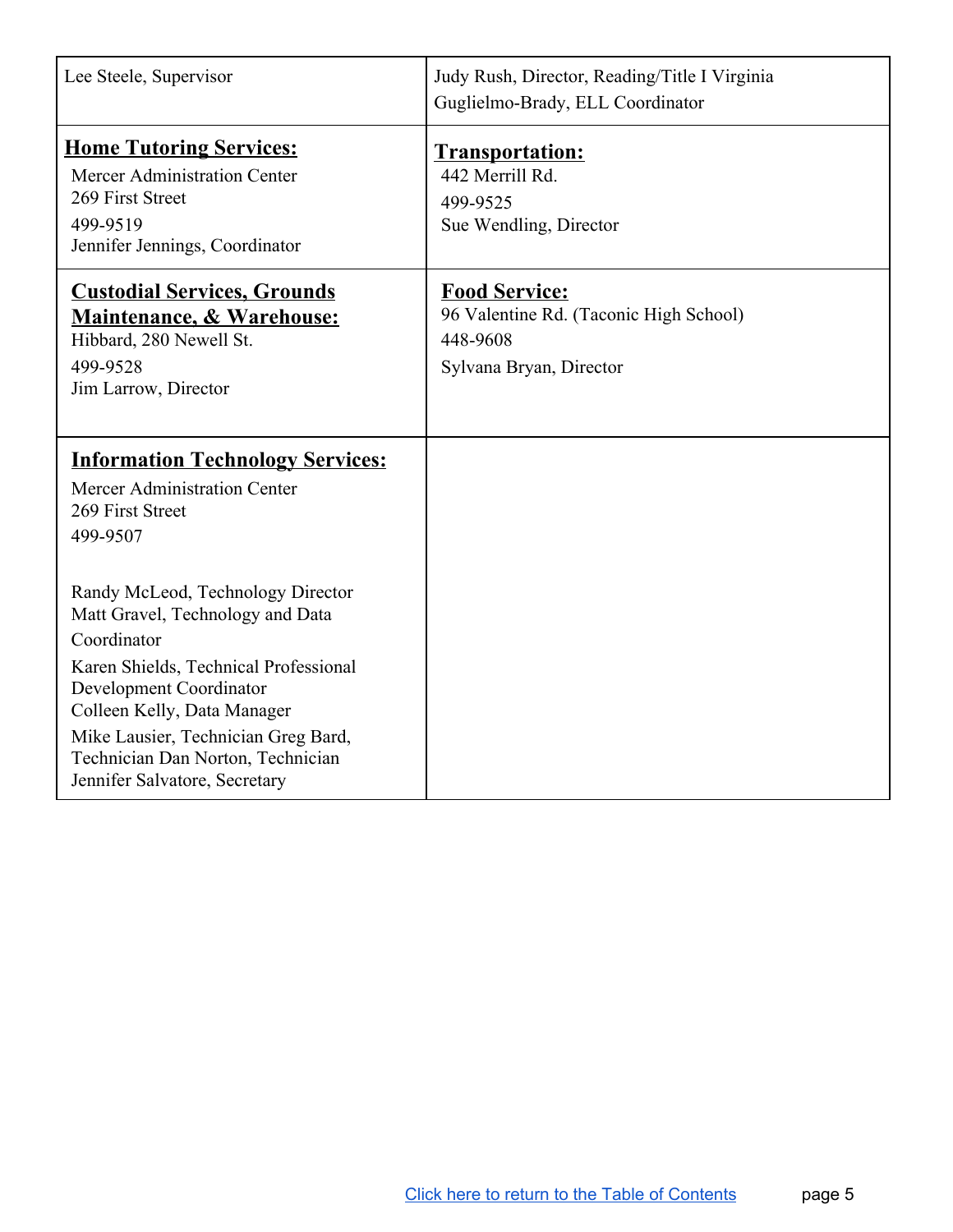| | |
|---|---|
| Lee Steele, Supervisor | Judy Rush, Director, Reading/Title I Virginia Guglielmo-Brady, ELL Coordinator |
| **Home Tutoring Services:**<br>Mercer Administration Center<br>269 First Street<br>499-9519<br>Jennifer Jennings, Coordinator | **Transportation:**<br>442 Merrill Rd.<br>499-9525<br>Sue Wendling, Director |
| **Custodial Services, Grounds Maintenance, & Warehouse:**<br>Hibbard, 280 Newell St.<br>499-9528<br>Jim Larrow, Director | **Food Service:**<br>96 Valentine Rd. (Taconic High School)<br>448-9608<br>Sylvana Bryan, Director |
| **Information Technology Services:**<br>Mercer Administration Center<br>269 First Street<br>499-9507<br><br>Randy McLeod, Technology Director<br>Matt Gravel, Technology and Data Coordinator<br>Karen Shields, Technical Professional Development Coordinator<br>Colleen Kelly, Data Manager<br>Mike Lausier, Technician Greg Bard, Technician Dan Norton, Technician<br>Jennifer Salvatore, Secretary | |

Click here to return to the Table of Contents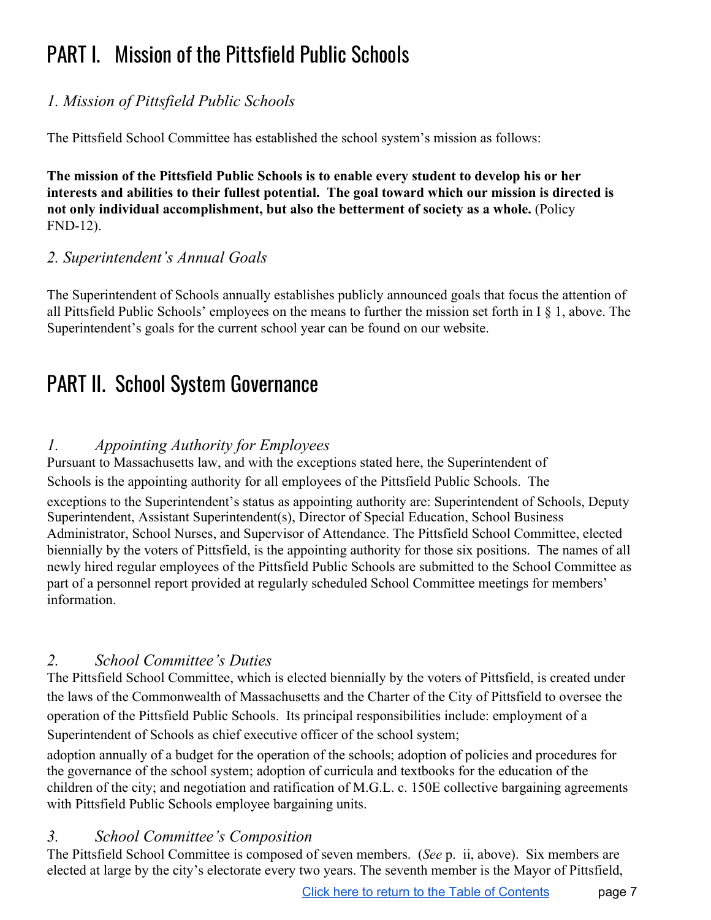# PART I. Mission of the Pittsfield Public Schools

## *1. Mission of Pittsfield Public Schools*

The Pittsfield School Committee has established the school system's mission as follows:

**The mission of the Pittsfield Public Schools is to enable every student to develop his or her interests and abilities to their fullest potential. The goal toward which our mission is directed is not only individual accomplishment, but also the betterment of society as a whole.** (Policy FND-12).

## *2. Superintendent's Annual Goals*

The Superintendent of Schools annually establishes publicly announced goals that focus the attention of all Pittsfield Public Schools' employees on the means to further the mission set forth in I § 1, above. The Superintendent's goals for the current school year can be found on our website.

# PART II. School System Governance

## *1. Appointing Authority for Employees*

Pursuant to Massachusetts law, and with the exceptions stated here, the Superintendent of Schools is the appointing authority for all employees of the Pittsfield Public Schools. The exceptions to the Superintendent's status as appointing authority are: Superintendent of Schools, Deputy Superintendent, Assistant Superintendent(s), Director of Special Education, School Business Administrator, School Nurses, and Supervisor of Attendance. The Pittsfield School Committee, elected biennially by the voters of Pittsfield, is the appointing authority for those six positions. The names of all newly hired regular employees of the Pittsfield Public Schools are submitted to the School Committee as part of a personnel report provided at regularly scheduled School Committee meetings for members' information.

## *2. School Committee's Duties*

The Pittsfield School Committee, which is elected biennially by the voters of Pittsfield, is created under the laws of the Commonwealth of Massachusetts and the Charter of the City of Pittsfield to oversee the operation of the Pittsfield Public Schools. Its principal responsibilities include: employment of a Superintendent of Schools as chief executive officer of the school system; adoption annually of a budget for the operation of the schools; adoption of policies and procedures for the governance of the school system; adoption of curricula and textbooks for the education of the children of the city; and negotiation and ratification of M.G.L. c. 150E collective bargaining agreements with Pittsfield Public Schools employee bargaining units.

## *3. School Committee's Composition*

The Pittsfield School Committee is composed of seven members. (*See* p. ii, above). Six members are elected at large by the city's electorate every two years. The seventh member is the Mayor of Pittsfield,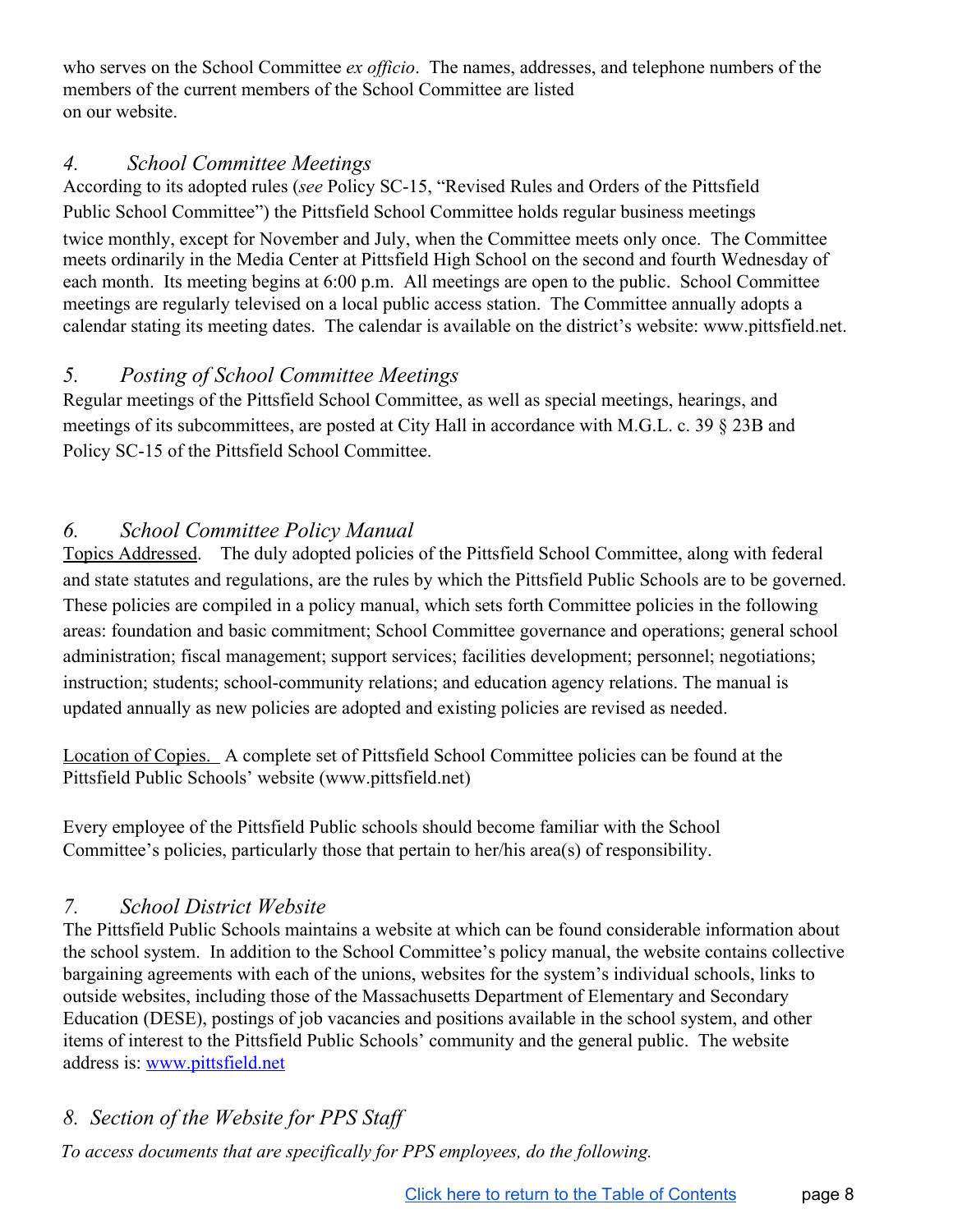who serves on the School Committee *ex officio*. The names, addresses, and telephone numbers of the members of the current members of the School Committee are listed on our website.

### *4. School Committee Meetings*

According to its adopted rules (*see* Policy SC-15, "Revised Rules and Orders of the Pittsfield Public School Committee") the Pittsfield School Committee holds regular business meetings twice monthly, except for November and July, when the Committee meets only once. The Committee meets ordinarily in the Media Center at Pittsfield High School on the second and fourth Wednesday of each month. Its meeting begins at 6:00 p.m. All meetings are open to the public. School Committee meetings are regularly televised on a local public access station. The Committee annually adopts a calendar stating its meeting dates. The calendar is available on the district's website: www.pittsfield.net.

### *5. Posting of School Committee Meetings*

Regular meetings of the Pittsfield School Committee, as well as special meetings, hearings, and meetings of its subcommittees, are posted at City Hall in accordance with M.G.L. c. 39 § 23B and Policy SC-15 of the Pittsfield School Committee.

### *6. School Committee Policy Manual*

Topics Addressed. The duly adopted policies of the Pittsfield School Committee, along with federal and state statutes and regulations, are the rules by which the Pittsfield Public Schools are to be governed. These policies are compiled in a policy manual, which sets forth Committee policies in the following areas: foundation and basic commitment; School Committee governance and operations; general school administration; fiscal management; support services; facilities development; personnel; negotiations; instruction; students; school-community relations; and education agency relations. The manual is updated annually as new policies are adopted and existing policies are revised as needed.

Location of Copies. A complete set of Pittsfield School Committee policies can be found at the Pittsfield Public Schools' website (www.pittsfield.net)

Every employee of the Pittsfield Public schools should become familiar with the School Committee's policies, particularly those that pertain to her/his area(s) of responsibility.

### *7. School District Website*

The Pittsfield Public Schools maintains a website at which can be found considerable information about the school system. In addition to the School Committee's policy manual, the website contains collective bargaining agreements with each of the unions, websites for the system's individual schools, links to outside websites, including those of the Massachusetts Department of Elementary and Secondary Education (DESE), postings of job vacancies and positions available in the school system, and other items of interest to the Pittsfield Public Schools' community and the general public. The website address is: [www.pittsfield.net](www.pittsfield.net)

### *8. Section of the Website for PPS Staff*

*To access documents that are specifically for PPS employees, do the following.*

Click here to return to the Table of Contents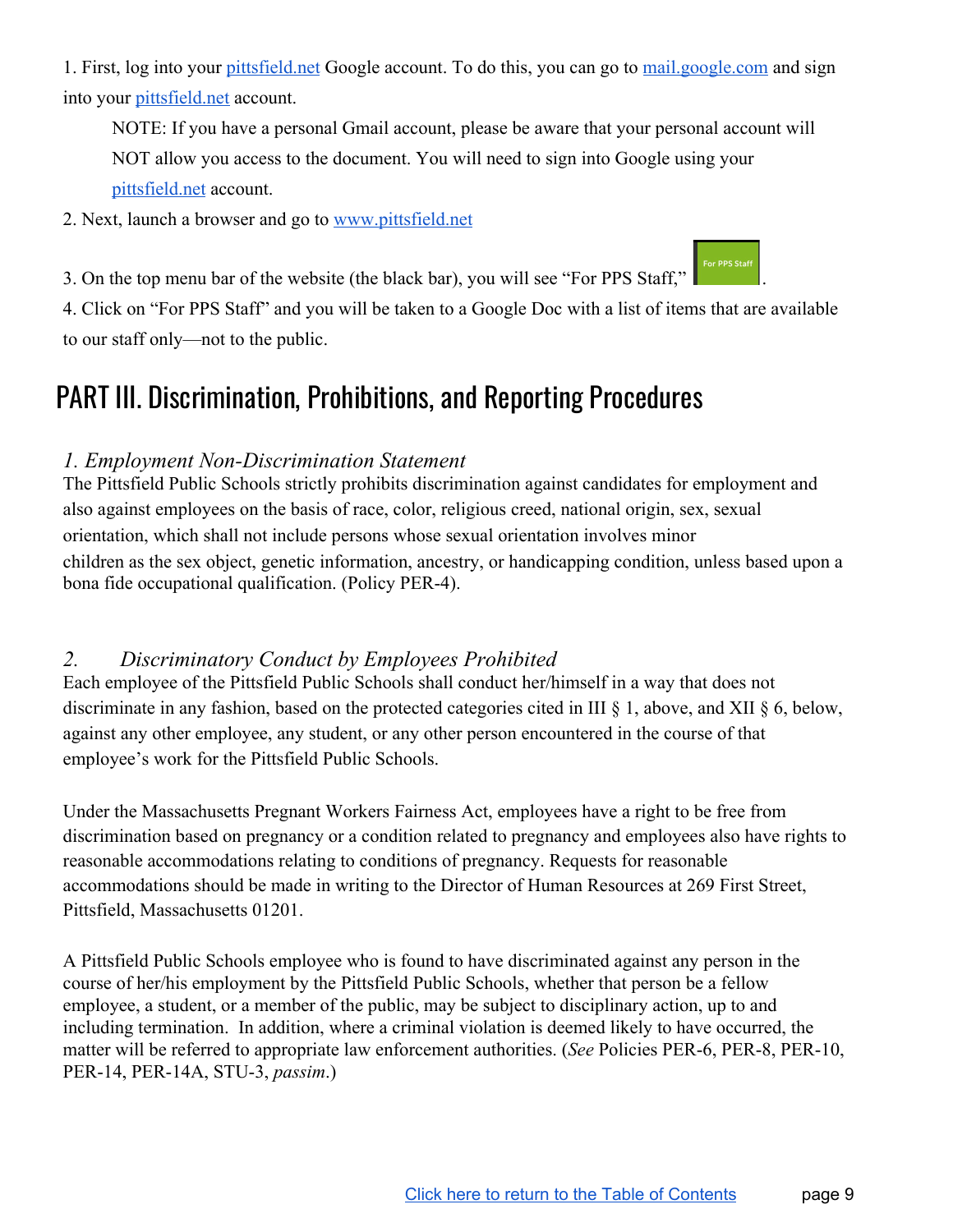1. First, log into your pittsfield.net Google account. To do this, you can go to mail.google.com and sign into your pittsfield.net account.

   NOTE: If you have a personal Gmail account, please be aware that your personal account will NOT allow you access to the document. You will need to sign into Google using your pittsfield.net account.

2. Next, launch a browser and go to www.pittsfield.net

3. On the top menu bar of the website (the black bar), you will see "For PPS Staff," For PPS Staff.

4. Click on "For PPS Staff" and you will be taken to a Google Doc with a list of items that are available to our staff only—not to the public.

## PART III. Discrimination, Prohibitions, and Reporting Procedures

### *1. Employment Non-Discrimination Statement*

The Pittsfield Public Schools strictly prohibits discrimination against candidates for employment and also against employees on the basis of race, color, religious creed, national origin, sex, sexual orientation, which shall not include persons whose sexual orientation involves minor children as the sex object, genetic information, ancestry, or handicapping condition, unless based upon a bona fide occupational qualification. (Policy PER-4).

### *2. Discriminatory Conduct by Employees Prohibited*

Each employee of the Pittsfield Public Schools shall conduct her/himself in a way that does not discriminate in any fashion, based on the protected categories cited in III § 1, above, and XII § 6, below, against any other employee, any student, or any other person encountered in the course of that employee's work for the Pittsfield Public Schools.

Under the Massachusetts Pregnant Workers Fairness Act, employees have a right to be free from discrimination based on pregnancy or a condition related to pregnancy and employees also have rights to reasonable accommodations relating to conditions of pregnancy. Requests for reasonable accommodations should be made in writing to the Director of Human Resources at 269 First Street, Pittsfield, Massachusetts 01201.

A Pittsfield Public Schools employee who is found to have discriminated against any person in the course of her/his employment by the Pittsfield Public Schools, whether that person be a fellow employee, a student, or a member of the public, may be subject to disciplinary action, up to and including termination. In addition, where a criminal violation is deemed likely to have occurred, the matter will be referred to appropriate law enforcement authorities. (*See* Policies PER-6, PER-8, PER-10, PER-14, PER-14A, STU-3, *passim*.)

Click here to return to the Table of Contents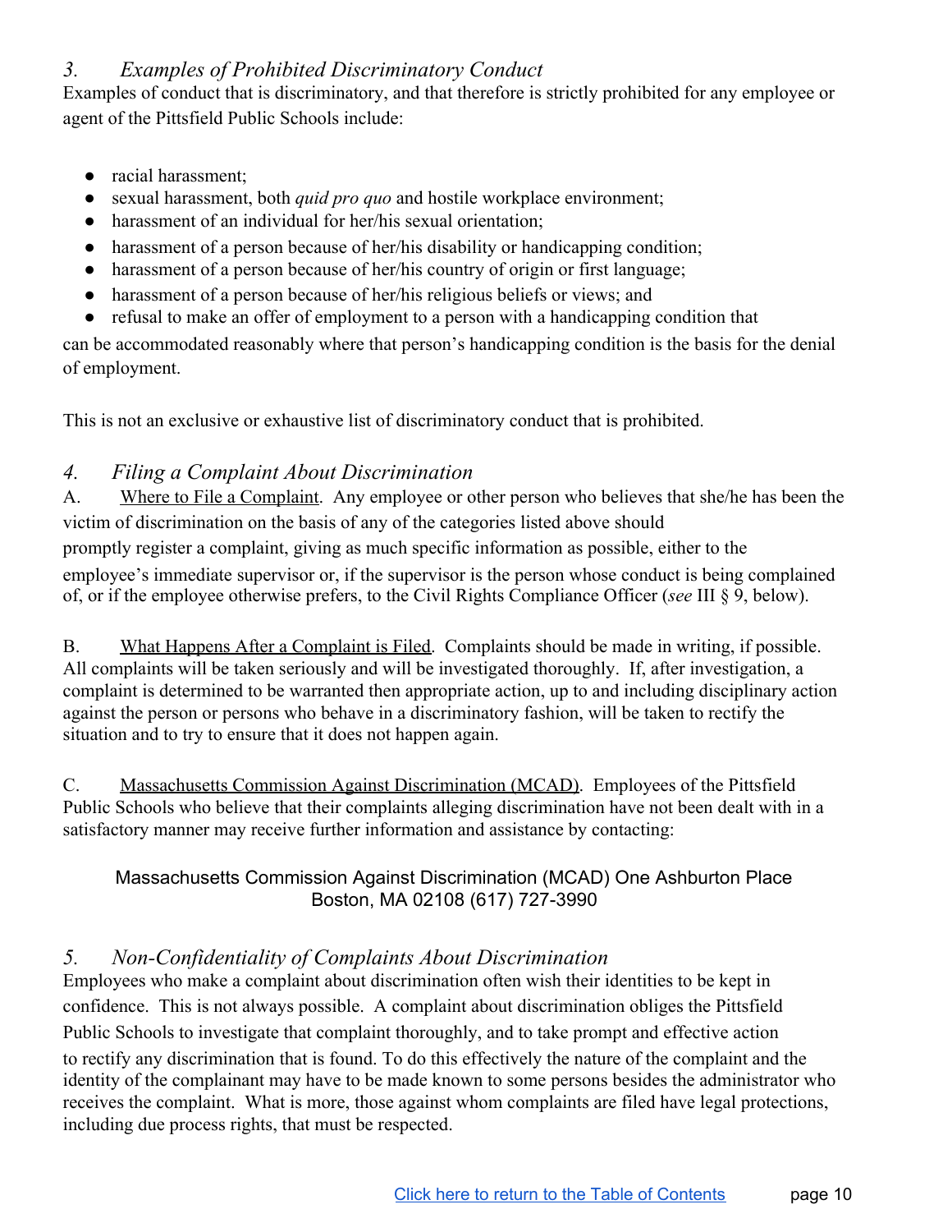### *3. Examples of Prohibited Discriminatory Conduct*

Examples of conduct that is discriminatory, and that therefore is strictly prohibited for any employee or agent of the Pittsfield Public Schools include:

- racial harassment;
- sexual harassment, both *quid pro quo* and hostile workplace environment;
- harassment of an individual for her/his sexual orientation;
- harassment of a person because of her/his disability or handicapping condition;
- harassment of a person because of her/his country of origin or first language;
- harassment of a person because of her/his religious beliefs or views; and
- refusal to make an offer of employment to a person with a handicapping condition that can be accommodated reasonably where that person's handicapping condition is the basis for the denial of employment.

This is not an exclusive or exhaustive list of discriminatory conduct that is prohibited.

### *4. Filing a Complaint About Discrimination*

A. Where to File a Complaint. Any employee or other person who believes that she/he has been the victim of discrimination on the basis of any of the categories listed above should promptly register a complaint, giving as much specific information as possible, either to the employee's immediate supervisor or, if the supervisor is the person whose conduct is being complained of, or if the employee otherwise prefers, to the Civil Rights Compliance Officer (*see* III § 9, below).

B. What Happens After a Complaint is Filed. Complaints should be made in writing, if possible. All complaints will be taken seriously and will be investigated thoroughly. If, after investigation, a complaint is determined to be warranted then appropriate action, up to and including disciplinary action against the person or persons who behave in a discriminatory fashion, will be taken to rectify the situation and to try to ensure that it does not happen again.

C. Massachusetts Commission Against Discrimination (MCAD). Employees of the Pittsfield Public Schools who believe that their complaints alleging discrimination have not been dealt with in a satisfactory manner may receive further information and assistance by contacting:

Massachusetts Commission Against Discrimination (MCAD) One Ashburton Place
Boston, MA 02108 (617) 727-3990

### *5. Non-Confidentiality of Complaints About Discrimination*

Employees who make a complaint about discrimination often wish their identities to be kept in confidence. This is not always possible. A complaint about discrimination obliges the Pittsfield Public Schools to investigate that complaint thoroughly, and to take prompt and effective action to rectify any discrimination that is found. To do this effectively the nature of the complaint and the identity of the complainant may have to be made known to some persons besides the administrator who receives the complaint. What is more, those against whom complaints are filed have legal protections, including due process rights, that must be respected.

Click here to return to the Table of Contents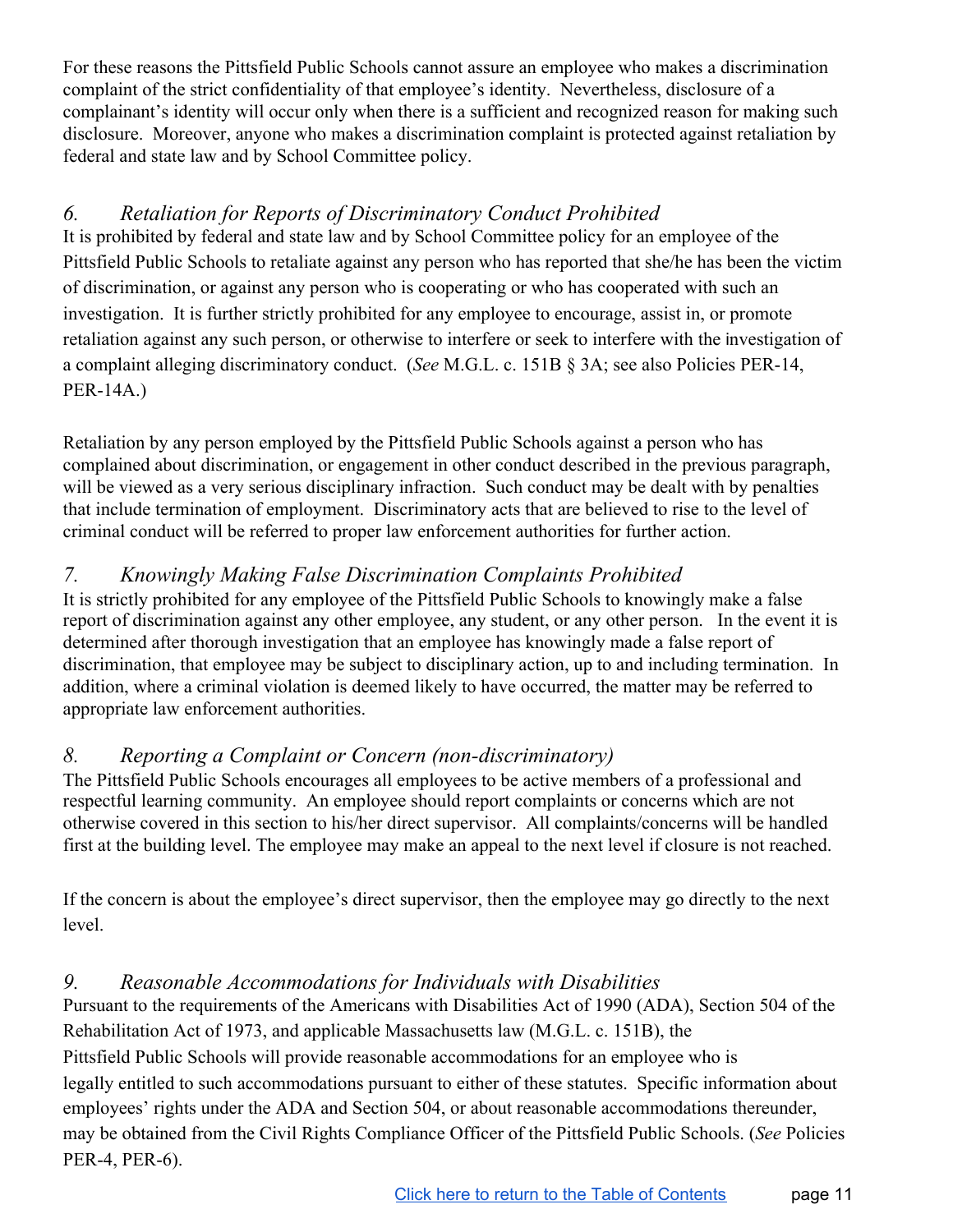For these reasons the Pittsfield Public Schools cannot assure an employee who makes a discrimination complaint of the strict confidentiality of that employee's identity. Nevertheless, disclosure of a complainant's identity will occur only when there is a sufficient and recognized reason for making such disclosure. Moreover, anyone who makes a discrimination complaint is protected against retaliation by federal and state law and by School Committee policy.

### *6. Retaliation for Reports of Discriminatory Conduct Prohibited*

It is prohibited by federal and state law and by School Committee policy for an employee of the Pittsfield Public Schools to retaliate against any person who has reported that she/he has been the victim of discrimination, or against any person who is cooperating or who has cooperated with such an investigation. It is further strictly prohibited for any employee to encourage, assist in, or promote retaliation against any such person, or otherwise to interfere or seek to interfere with the investigation of a complaint alleging discriminatory conduct. (*See* M.G.L. c. 151B § 3A; see also Policies PER-14, PER-14A.)

Retaliation by any person employed by the Pittsfield Public Schools against a person who has complained about discrimination, or engagement in other conduct described in the previous paragraph, will be viewed as a very serious disciplinary infraction. Such conduct may be dealt with by penalties that include termination of employment. Discriminatory acts that are believed to rise to the level of criminal conduct will be referred to proper law enforcement authorities for further action.

### *7. Knowingly Making False Discrimination Complaints Prohibited*

It is strictly prohibited for any employee of the Pittsfield Public Schools to knowingly make a false report of discrimination against any other employee, any student, or any other person. In the event it is determined after thorough investigation that an employee has knowingly made a false report of discrimination, that employee may be subject to disciplinary action, up to and including termination. In addition, where a criminal violation is deemed likely to have occurred, the matter may be referred to appropriate law enforcement authorities.

### *8. Reporting a Complaint or Concern (non-discriminatory)*

The Pittsfield Public Schools encourages all employees to be active members of a professional and respectful learning community. An employee should report complaints or concerns which are not otherwise covered in this section to his/her direct supervisor. All complaints/concerns will be handled first at the building level. The employee may make an appeal to the next level if closure is not reached.

If the concern is about the employee's direct supervisor, then the employee may go directly to the next level.

### *9. Reasonable Accommodations for Individuals with Disabilities*

Pursuant to the requirements of the Americans with Disabilities Act of 1990 (ADA), Section 504 of the Rehabilitation Act of 1973, and applicable Massachusetts law (M.G.L. c. 151B), the Pittsfield Public Schools will provide reasonable accommodations for an employee who is legally entitled to such accommodations pursuant to either of these statutes. Specific information about employees' rights under the ADA and Section 504, or about reasonable accommodations thereunder, may be obtained from the Civil Rights Compliance Officer of the Pittsfield Public Schools. (*See* Policies PER-4, PER-6).

Click here to return to the Table of Contents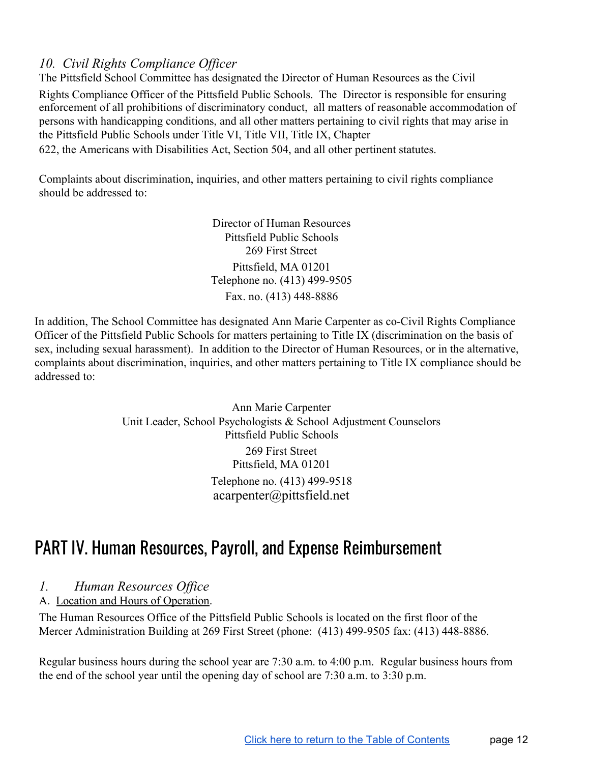### *10. Civil Rights Compliance Officer*

The Pittsfield School Committee has designated the Director of Human Resources as the Civil Rights Compliance Officer of the Pittsfield Public Schools. The Director is responsible for ensuring enforcement of all prohibitions of discriminatory conduct, all matters of reasonable accommodation of persons with handicapping conditions, and all other matters pertaining to civil rights that may arise in the Pittsfield Public Schools under Title VI, Title VII, Title IX, Chapter 622, the Americans with Disabilities Act, Section 504, and all other pertinent statutes.

Complaints about discrimination, inquiries, and other matters pertaining to civil rights compliance should be addressed to:

Director of Human Resources
Pittsfield Public Schools
269 First Street
Pittsfield, MA 01201
Telephone no. (413) 499-9505
Fax. no. (413) 448-8886

In addition, The School Committee has designated Ann Marie Carpenter as co-Civil Rights Compliance Officer of the Pittsfield Public Schools for matters pertaining to Title IX (discrimination on the basis of sex, including sexual harassment). In addition to the Director of Human Resources, or in the alternative, complaints about discrimination, inquiries, and other matters pertaining to Title IX compliance should be addressed to:

Ann Marie Carpenter
Unit Leader, School Psychologists & School Adjustment Counselors
Pittsfield Public Schools
269 First Street
Pittsfield, MA 01201
Telephone no. (413) 499-9518
acarpenter@pittsfield.net

# PART IV. Human Resources, Payroll, and Expense Reimbursement

### *1. Human Resources Office*

A. Location and Hours of Operation.

The Human Resources Office of the Pittsfield Public Schools is located on the first floor of the Mercer Administration Building at 269 First Street (phone: (413) 499-9505 fax: (413) 448-8886.

Regular business hours during the school year are 7:30 a.m. to 4:00 p.m. Regular business hours from the end of the school year until the opening day of school are 7:30 a.m. to 3:30 p.m.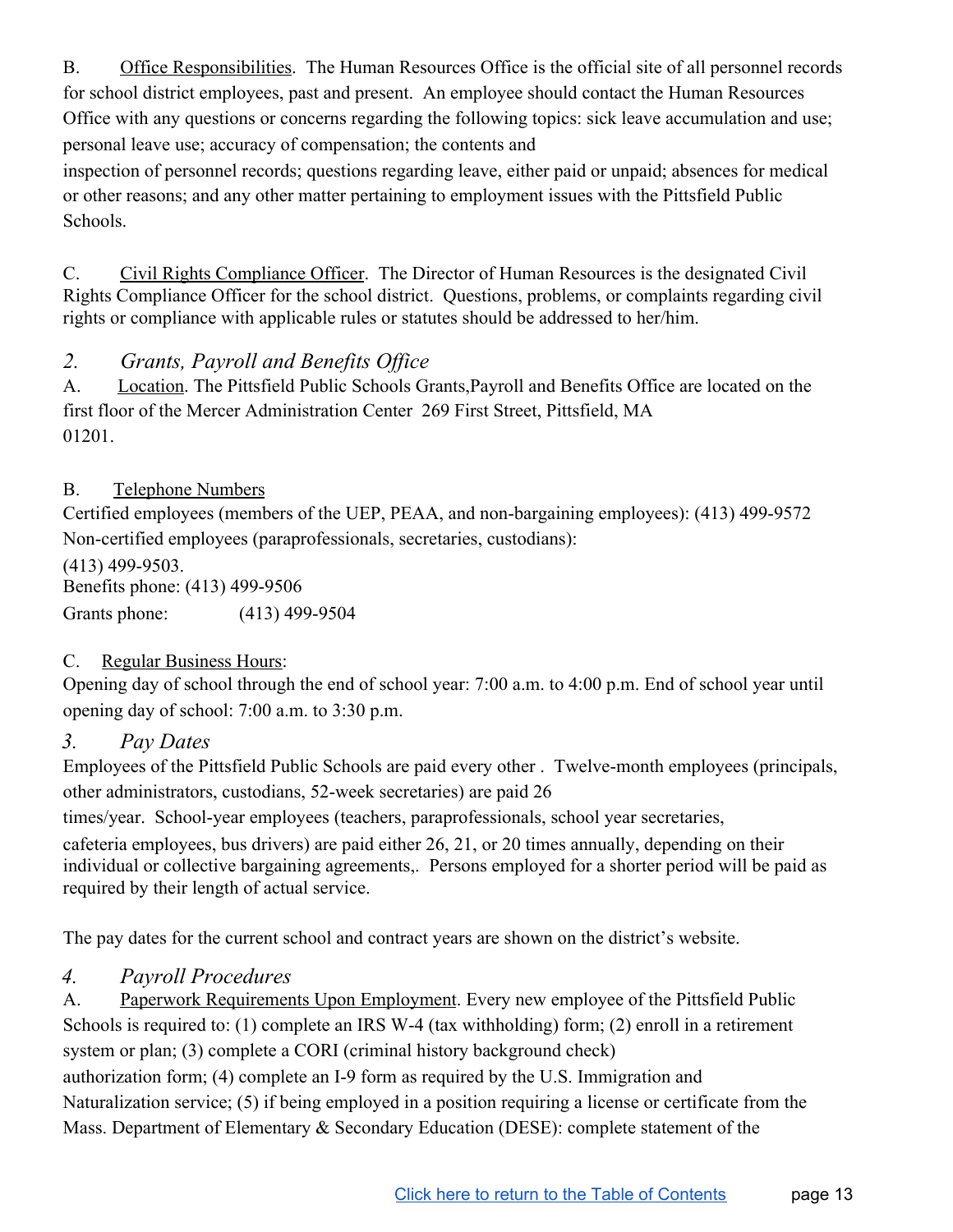B. Office Responsibilities. The Human Resources Office is the official site of all personnel records for school district employees, past and present. An employee should contact the Human Resources Office with any questions or concerns regarding the following topics: sick leave accumulation and use; personal leave use; accuracy of compensation; the contents and inspection of personnel records; questions regarding leave, either paid or unpaid; absences for medical or other reasons; and any other matter pertaining to employment issues with the Pittsfield Public Schools.

C. Civil Rights Compliance Officer. The Director of Human Resources is the designated Civil Rights Compliance Officer for the school district. Questions, problems, or complaints regarding civil rights or compliance with applicable rules or statutes should be addressed to her/him.

### *2. Grants, Payroll and Benefits Office*

A. Location. The Pittsfield Public Schools Grants,Payroll and Benefits Office are located on the first floor of the Mercer Administration Center 269 First Street, Pittsfield, MA 01201.

B. Telephone Numbers

Certified employees (members of the UEP, PEAA, and non-bargaining employees): (413) 499-9572

Non-certified employees (paraprofessionals, secretaries, custodians): (413) 499-9503.

Benefits phone: (413) 499-9506

Grants phone: (413) 499-9504

C. Regular Business Hours:

Opening day of school through the end of school year: 7:00 a.m. to 4:00 p.m. End of school year until opening day of school: 7:00 a.m. to 3:30 p.m.

### *3. Pay Dates*

Employees of the Pittsfield Public Schools are paid every other . Twelve-month employees (principals, other administrators, custodians, 52-week secretaries) are paid 26 times/year. School-year employees (teachers, paraprofessionals, school year secretaries, cafeteria employees, bus drivers) are paid either 26, 21, or 20 times annually, depending on their individual or collective bargaining agreements,. Persons employed for a shorter period will be paid as required by their length of actual service.

The pay dates for the current school and contract years are shown on the district's website.

### *4. Payroll Procedures*

A. Paperwork Requirements Upon Employment. Every new employee of the Pittsfield Public Schools is required to: (1) complete an IRS W-4 (tax withholding) form; (2) enroll in a retirement system or plan; (3) complete a CORI (criminal history background check) authorization form; (4) complete an I-9 form as required by the U.S. Immigration and Naturalization service; (5) if being employed in a position requiring a license or certificate from the Mass. Department of Elementary & Secondary Education (DESE): complete statement of the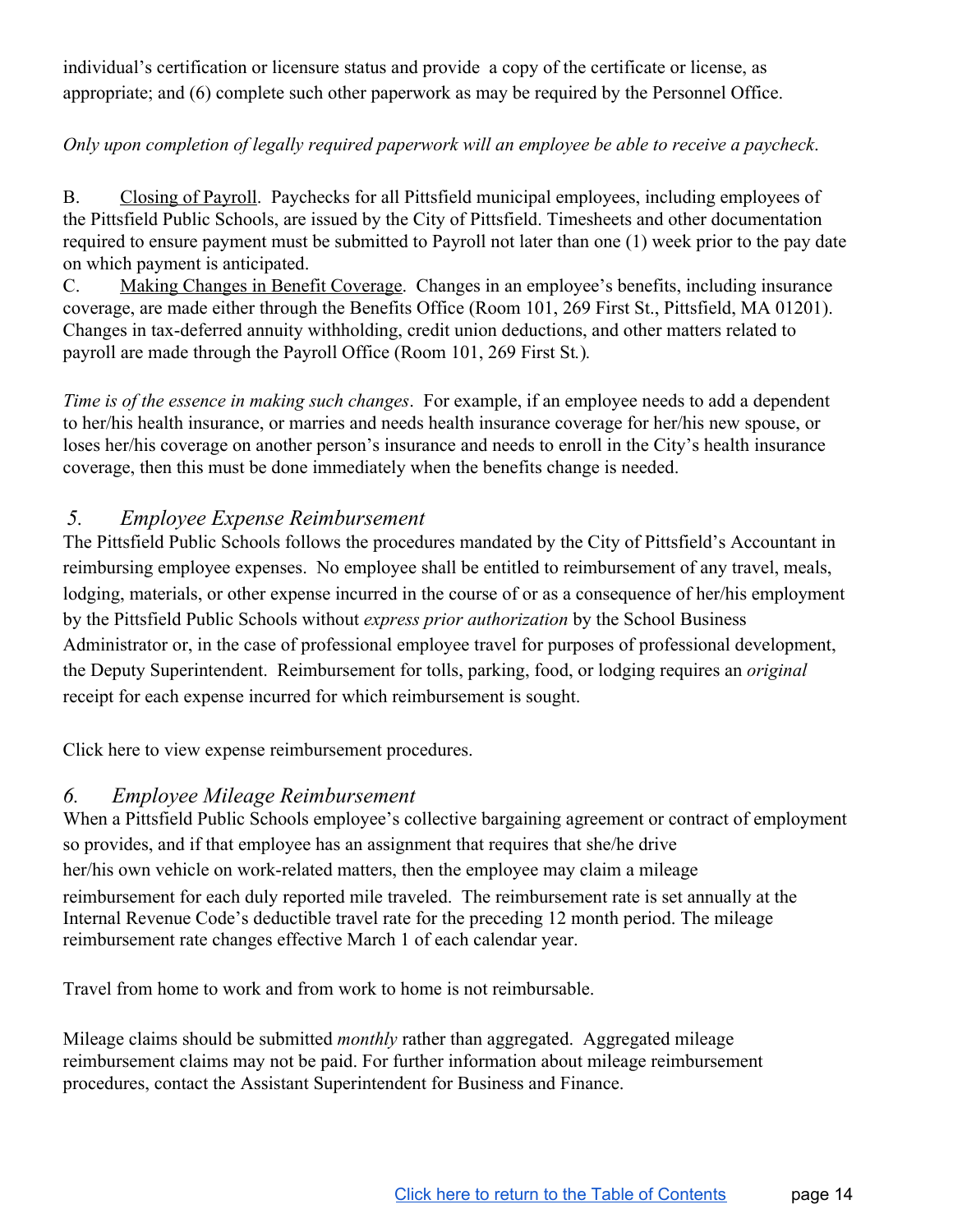individual's certification or licensure status and provide a copy of the certificate or license, as appropriate; and (6) complete such other paperwork as may be required by the Personnel Office.

*Only upon completion of legally required paperwork will an employee be able to receive a paycheck*.

B. Closing of Payroll. Paychecks for all Pittsfield municipal employees, including employees of the Pittsfield Public Schools, are issued by the City of Pittsfield. Timesheets and other documentation required to ensure payment must be submitted to Payroll not later than one (1) week prior to the pay date on which payment is anticipated.

C. Making Changes in Benefit Coverage. Changes in an employee's benefits, including insurance coverage, are made either through the Benefits Office (Room 101, 269 First St., Pittsfield, MA 01201). Changes in tax-deferred annuity withholding, credit union deductions, and other matters related to payroll are made through the Payroll Office (Room 101, 269 First St.).

*Time is of the essence in making such changes*. For example, if an employee needs to add a dependent to her/his health insurance, or marries and needs health insurance coverage for her/his new spouse, or loses her/his coverage on another person's insurance and needs to enroll in the City's health insurance coverage, then this must be done immediately when the benefits change is needed.

### *5. Employee Expense Reimbursement*

The Pittsfield Public Schools follows the procedures mandated by the City of Pittsfield's Accountant in reimbursing employee expenses. No employee shall be entitled to reimbursement of any travel, meals, lodging, materials, or other expense incurred in the course of or as a consequence of her/his employment by the Pittsfield Public Schools without *express prior authorization* by the School Business Administrator or, in the case of professional employee travel for purposes of professional development, the Deputy Superintendent. Reimbursement for tolls, parking, food, or lodging requires an *original* receipt for each expense incurred for which reimbursement is sought.

Click here to view expense reimbursement procedures.

### *6. Employee Mileage Reimbursement*

When a Pittsfield Public Schools employee's collective bargaining agreement or contract of employment so provides, and if that employee has an assignment that requires that she/he drive her/his own vehicle on work-related matters, then the employee may claim a mileage reimbursement for each duly reported mile traveled. The reimbursement rate is set annually at the Internal Revenue Code's deductible travel rate for the preceding 12 month period. The mileage reimbursement rate changes effective March 1 of each calendar year.

Travel from home to work and from work to home is not reimbursable.

Mileage claims should be submitted *monthly* rather than aggregated. Aggregated mileage reimbursement claims may not be paid. For further information about mileage reimbursement procedures, contact the Assistant Superintendent for Business and Finance.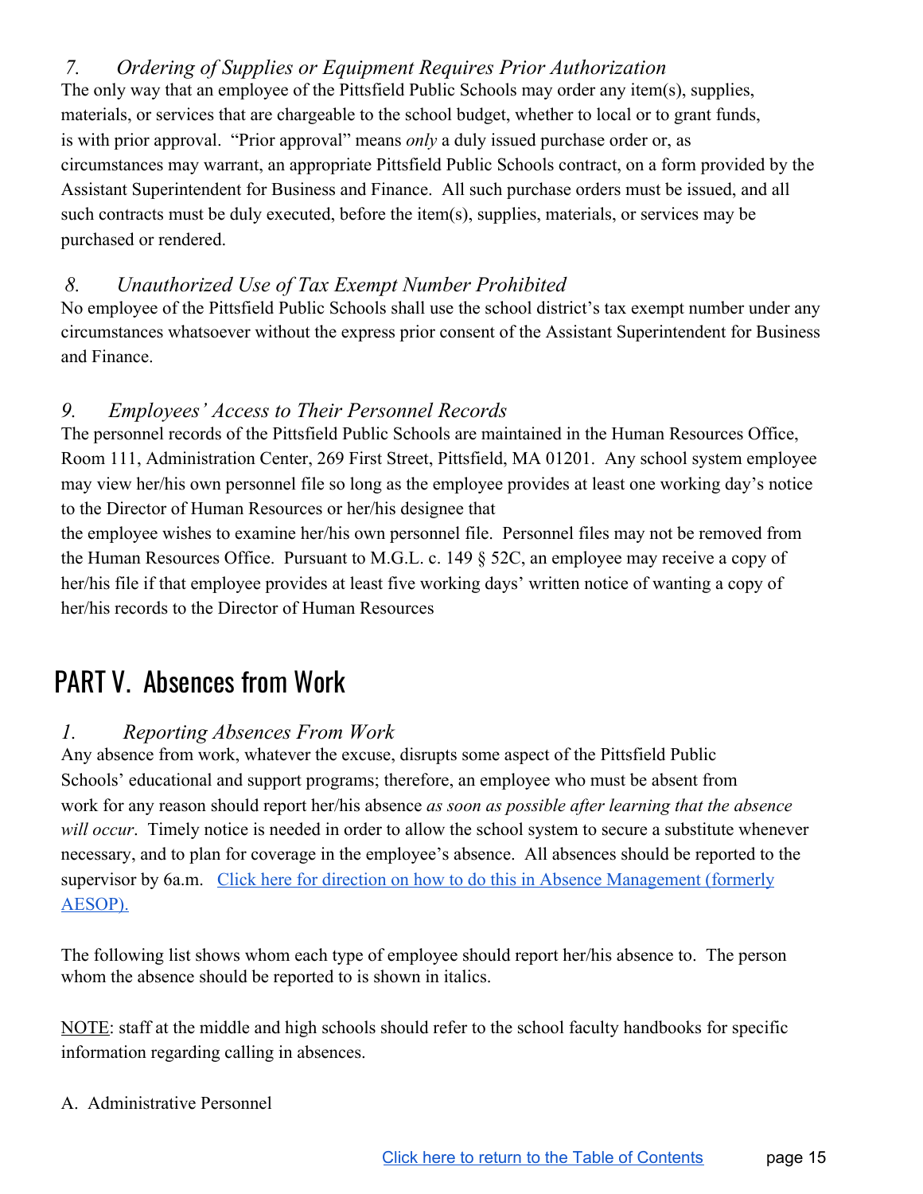### *7. Ordering of Supplies or Equipment Requires Prior Authorization*

The only way that an employee of the Pittsfield Public Schools may order any item(s), supplies, materials, or services that are chargeable to the school budget, whether to local or to grant funds, is with prior approval. "Prior approval" means *only* a duly issued purchase order or, as circumstances may warrant, an appropriate Pittsfield Public Schools contract, on a form provided by the Assistant Superintendent for Business and Finance. All such purchase orders must be issued, and all such contracts must be duly executed, before the item(s), supplies, materials, or services may be purchased or rendered.

### *8. Unauthorized Use of Tax Exempt Number Prohibited*

No employee of the Pittsfield Public Schools shall use the school district's tax exempt number under any circumstances whatsoever without the express prior consent of the Assistant Superintendent for Business and Finance.

### *9. Employees' Access to Their Personnel Records*

The personnel records of the Pittsfield Public Schools are maintained in the Human Resources Office, Room 111, Administration Center, 269 First Street, Pittsfield, MA 01201. Any school system employee may view her/his own personnel file so long as the employee provides at least one working day's notice to the Director of Human Resources or her/his designee that the employee wishes to examine her/his own personnel file. Personnel files may not be removed from the Human Resources Office. Pursuant to M.G.L. c. 149 § 52C, an employee may receive a copy of her/his file if that employee provides at least five working days' written notice of wanting a copy of her/his records to the Director of Human Resources

## PART V. Absences from Work

### *1. Reporting Absences From Work*

Any absence from work, whatever the excuse, disrupts some aspect of the Pittsfield Public Schools' educational and support programs; therefore, an employee who must be absent from work for any reason should report her/his absence *as soon as possible after learning that the absence will occur*. Timely notice is needed in order to allow the school system to secure a substitute whenever necessary, and to plan for coverage in the employee's absence. All absences should be reported to the supervisor by 6a.m. [Click here for direction on how to do this in Absence Management (formerly AESOP).]

The following list shows whom each type of employee should report her/his absence to. The person whom the absence should be reported to is shown in italics.

NOTE: staff at the middle and high schools should refer to the school faculty handbooks for specific information regarding calling in absences.

A. Administrative Personnel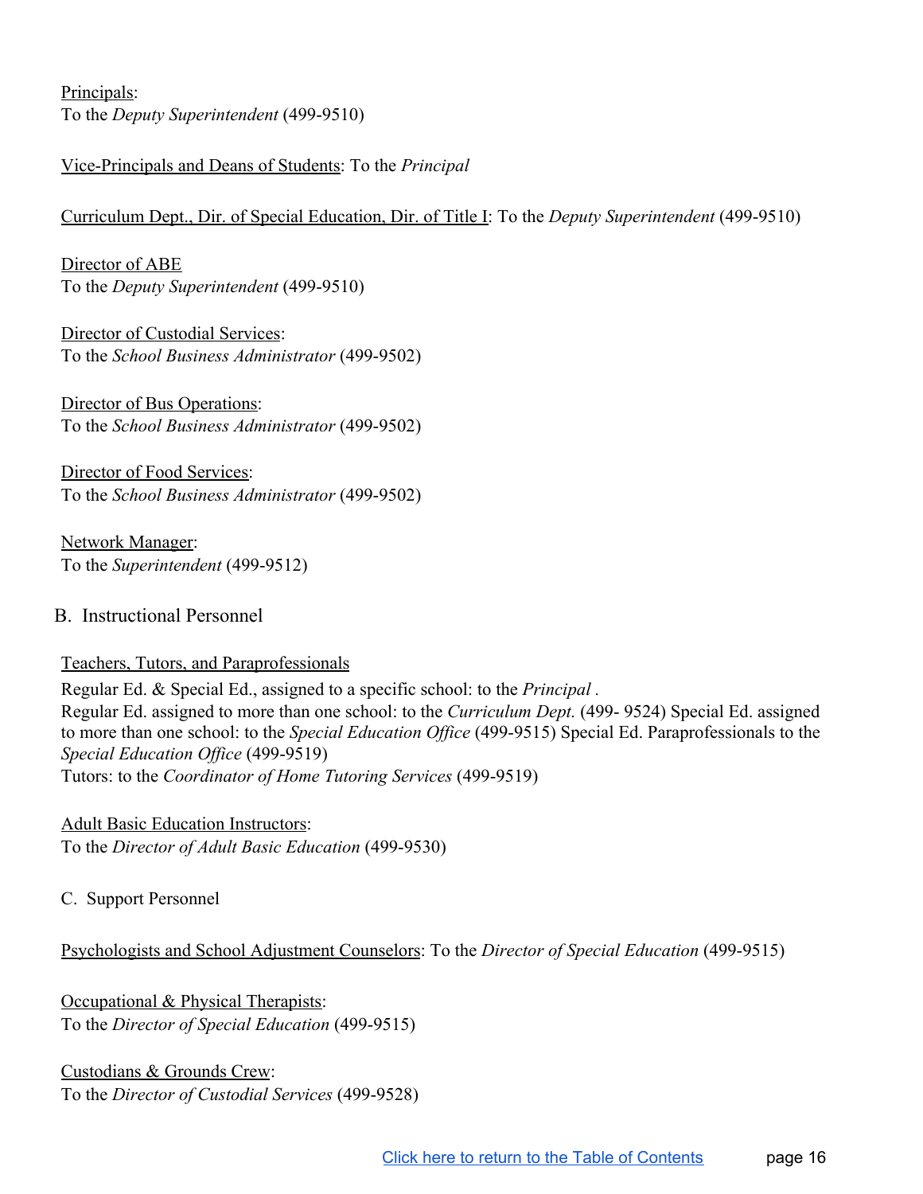Principals:
To the *Deputy Superintendent* (499-9510)

Vice-Principals and Deans of Students: To the *Principal*

Curriculum Dept., Dir. of Special Education, Dir. of Title I: To the *Deputy Superintendent* (499-9510)

Director of ABE
To the *Deputy Superintendent* (499-9510)

Director of Custodial Services:
To the *School Business Administrator* (499-9502)

Director of Bus Operations:
To the *School Business Administrator* (499-9502)

Director of Food Services:
To the *School Business Administrator* (499-9502)

Network Manager:
To the *Superintendent* (499-9512)

B. Instructional Personnel

Teachers, Tutors, and Paraprofessionals

Regular Ed. & Special Ed., assigned to a specific school: to the *Principal .*
Regular Ed. assigned to more than one school: to the *Curriculum Dept.* (499- 9524) Special Ed. assigned to more than one school: to the *Special Education Office* (499-9515) Special Ed. Paraprofessionals to the *Special Education Office* (499-9519)
Tutors: to the *Coordinator of Home Tutoring Services* (499-9519)

Adult Basic Education Instructors:
To the *Director of Adult Basic Education* (499-9530)

C. Support Personnel

Psychologists and School Adjustment Counselors: To the *Director of Special Education* (499-9515)

Occupational & Physical Therapists:
To the *Director of Special Education* (499-9515)

Custodians & Grounds Crew:
To the *Director of Custodial Services* (499-9528)

Click here to return to the Table of Contents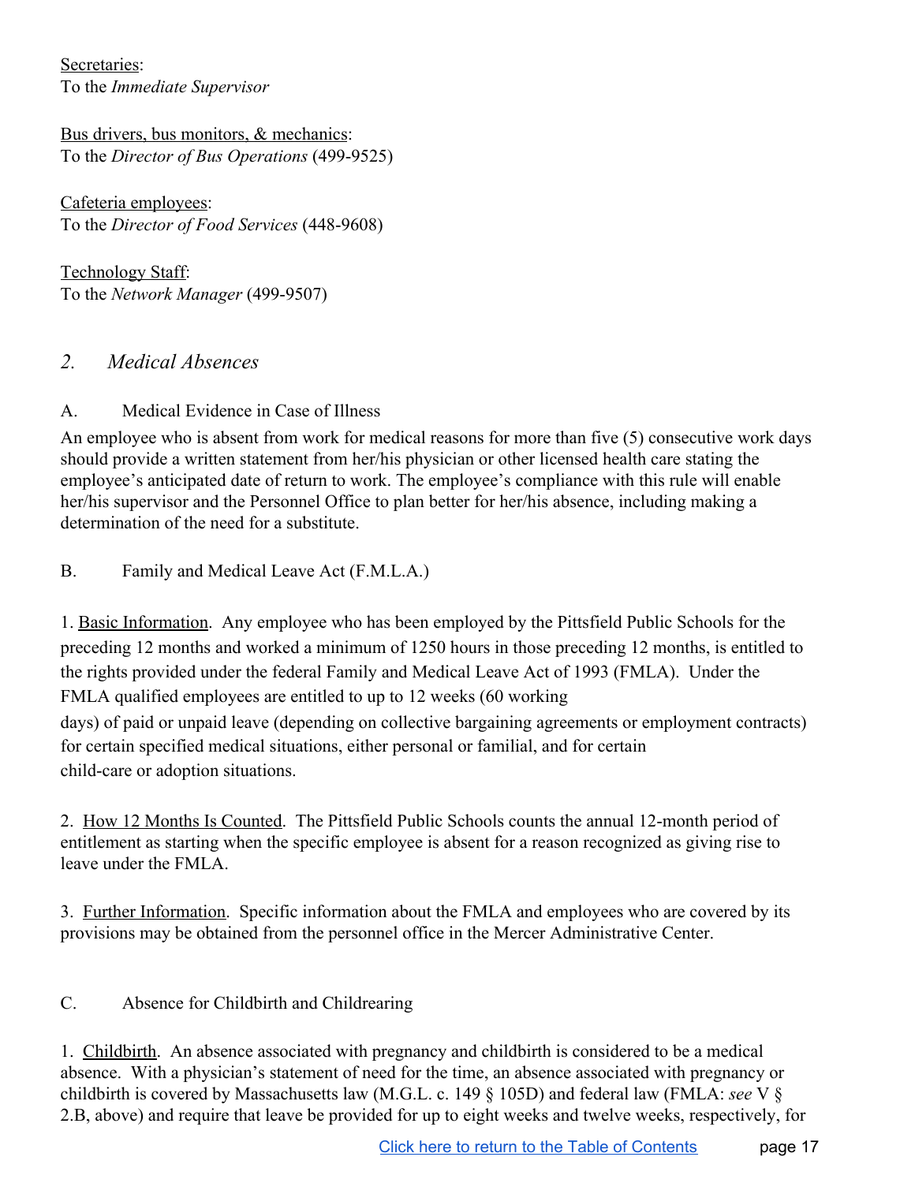Secretaries:
To the *Immediate Supervisor*

Bus drivers, bus monitors, & mechanics:
To the *Director of Bus Operations* (499-9525)

Cafeteria employees:
To the *Director of Food Services* (448-9608)

Technology Staff:
To the *Network Manager* (499-9507)

## 2. *Medical Absences*

A. Medical Evidence in Case of Illness

An employee who is absent from work for medical reasons for more than five (5) consecutive work days should provide a written statement from her/his physician or other licensed health care stating the employee's anticipated date of return to work. The employee's compliance with this rule will enable her/his supervisor and the Personnel Office to plan better for her/his absence, including making a determination of the need for a substitute.

B. Family and Medical Leave Act (F.M.L.A.)

1. Basic Information. Any employee who has been employed by the Pittsfield Public Schools for the preceding 12 months and worked a minimum of 1250 hours in those preceding 12 months, is entitled to the rights provided under the federal Family and Medical Leave Act of 1993 (FMLA). Under the FMLA qualified employees are entitled to up to 12 weeks (60 working days) of paid or unpaid leave (depending on collective bargaining agreements or employment contracts) for certain specified medical situations, either personal or familial, and for certain child-care or adoption situations.

2. How 12 Months Is Counted. The Pittsfield Public Schools counts the annual 12-month period of entitlement as starting when the specific employee is absent for a reason recognized as giving rise to leave under the FMLA.

3. Further Information. Specific information about the FMLA and employees who are covered by its provisions may be obtained from the personnel office in the Mercer Administrative Center.

C. Absence for Childbirth and Childrearing

1. Childbirth. An absence associated with pregnancy and childbirth is considered to be a medical absence. With a physician's statement of need for the time, an absence associated with pregnancy or childbirth is covered by Massachusetts law (M.G.L. c. 149 § 105D) and federal law (FMLA: *see* V § 2.B, above) and require that leave be provided for up to eight weeks and twelve weeks, respectively, for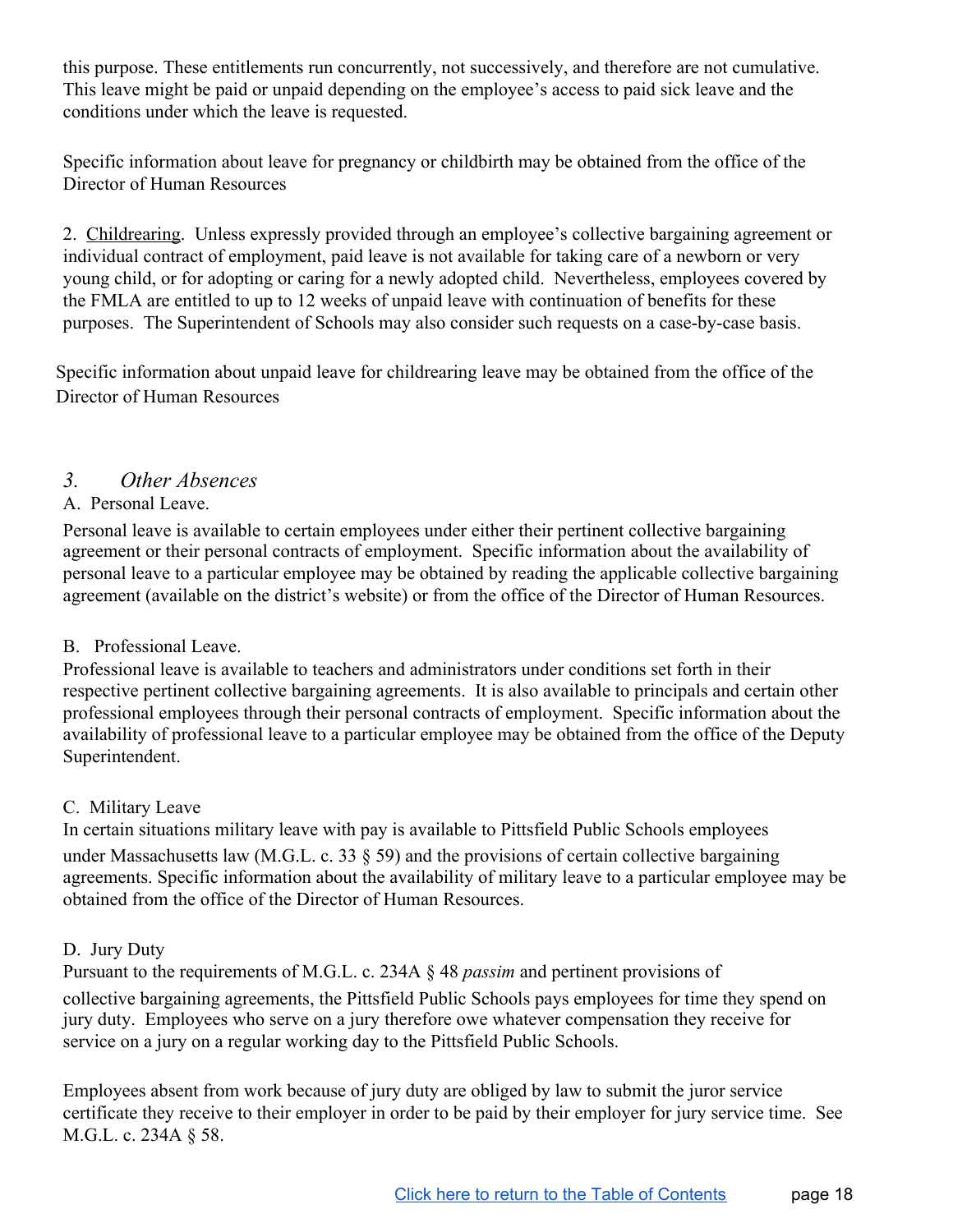this purpose. These entitlements run concurrently, not successively, and therefore are not cumulative. This leave might be paid or unpaid depending on the employee's access to paid sick leave and the conditions under which the leave is requested.

Specific information about leave for pregnancy or childbirth may be obtained from the office of the Director of Human Resources

2. Childrearing. Unless expressly provided through an employee's collective bargaining agreement or individual contract of employment, paid leave is not available for taking care of a newborn or very young child, or for adopting or caring for a newly adopted child. Nevertheless, employees covered by the FMLA are entitled to up to 12 weeks of unpaid leave with continuation of benefits for these purposes. The Superintendent of Schools may also consider such requests on a case-by-case basis.

Specific information about unpaid leave for childrearing leave may be obtained from the office of the Director of Human Resources

### *3. Other Absences*

A. Personal Leave.

Personal leave is available to certain employees under either their pertinent collective bargaining agreement or their personal contracts of employment. Specific information about the availability of personal leave to a particular employee may be obtained by reading the applicable collective bargaining agreement (available on the district's website) or from the office of the Director of Human Resources.

B. Professional Leave.

Professional leave is available to teachers and administrators under conditions set forth in their respective pertinent collective bargaining agreements. It is also available to principals and certain other professional employees through their personal contracts of employment. Specific information about the availability of professional leave to a particular employee may be obtained from the office of the Deputy Superintendent.

C. Military Leave

In certain situations military leave with pay is available to Pittsfield Public Schools employees under Massachusetts law (M.G.L. c. 33 § 59) and the provisions of certain collective bargaining agreements. Specific information about the availability of military leave to a particular employee may be obtained from the office of the Director of Human Resources.

D. Jury Duty

Pursuant to the requirements of M.G.L. c. 234A § 48 *passim* and pertinent provisions of collective bargaining agreements, the Pittsfield Public Schools pays employees for time they spend on jury duty. Employees who serve on a jury therefore owe whatever compensation they receive for service on a jury on a regular working day to the Pittsfield Public Schools.

Employees absent from work because of jury duty are obliged by law to submit the juror service certificate they receive to their employer in order to be paid by their employer for jury service time. See M.G.L. c. 234A § 58.

Click here to return to the Table of Contents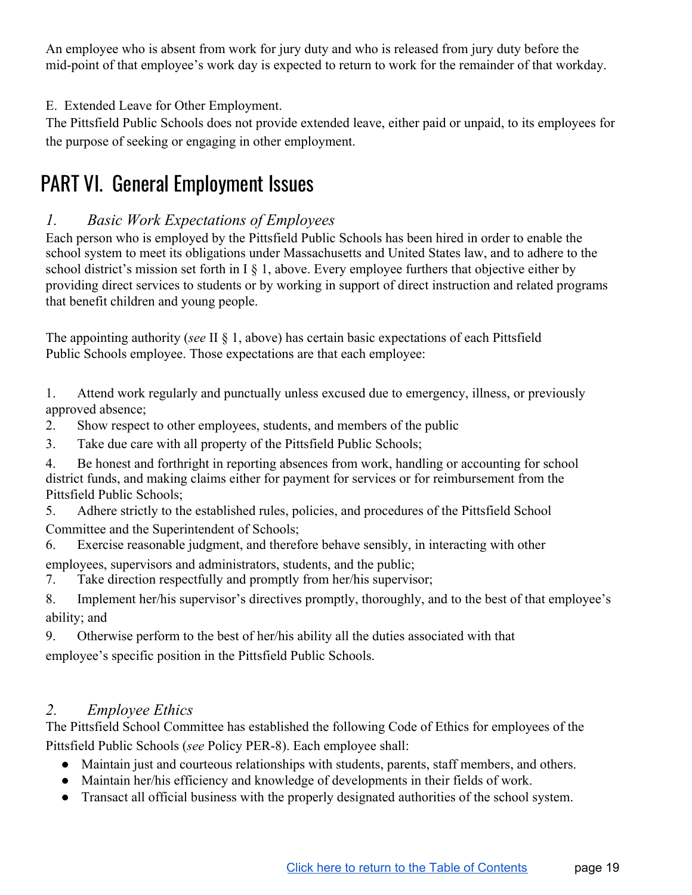An employee who is absent from work for jury duty and who is released from jury duty before the mid-point of that employee's work day is expected to return to work for the remainder of that workday.

E. Extended Leave for Other Employment.

The Pittsfield Public Schools does not provide extended leave, either paid or unpaid, to its employees for the purpose of seeking or engaging in other employment.

# PART VI. General Employment Issues

### *1. Basic Work Expectations of Employees*

Each person who is employed by the Pittsfield Public Schools has been hired in order to enable the school system to meet its obligations under Massachusetts and United States law, and to adhere to the school district's mission set forth in I § 1, above. Every employee furthers that objective either by providing direct services to students or by working in support of direct instruction and related programs that benefit children and young people.

The appointing authority (*see* II § 1, above) has certain basic expectations of each Pittsfield Public Schools employee. Those expectations are that each employee:

1. Attend work regularly and punctually unless excused due to emergency, illness, or previously approved absence;
2. Show respect to other employees, students, and members of the public
3. Take due care with all property of the Pittsfield Public Schools;
4. Be honest and forthright in reporting absences from work, handling or accounting for school district funds, and making claims either for payment for services or for reimbursement from the Pittsfield Public Schools;
5. Adhere strictly to the established rules, policies, and procedures of the Pittsfield School Committee and the Superintendent of Schools;
6. Exercise reasonable judgment, and therefore behave sensibly, in interacting with other employees, supervisors and administrators, students, and the public;
7. Take direction respectfully and promptly from her/his supervisor;
8. Implement her/his supervisor's directives promptly, thoroughly, and to the best of that employee's ability; and
9. Otherwise perform to the best of her/his ability all the duties associated with that employee's specific position in the Pittsfield Public Schools.

### *2. Employee Ethics*

The Pittsfield School Committee has established the following Code of Ethics for employees of the Pittsfield Public Schools (*see* Policy PER-8). Each employee shall:

- Maintain just and courteous relationships with students, parents, staff members, and others.
- Maintain her/his efficiency and knowledge of developments in their fields of work.
- Transact all official business with the properly designated authorities of the school system.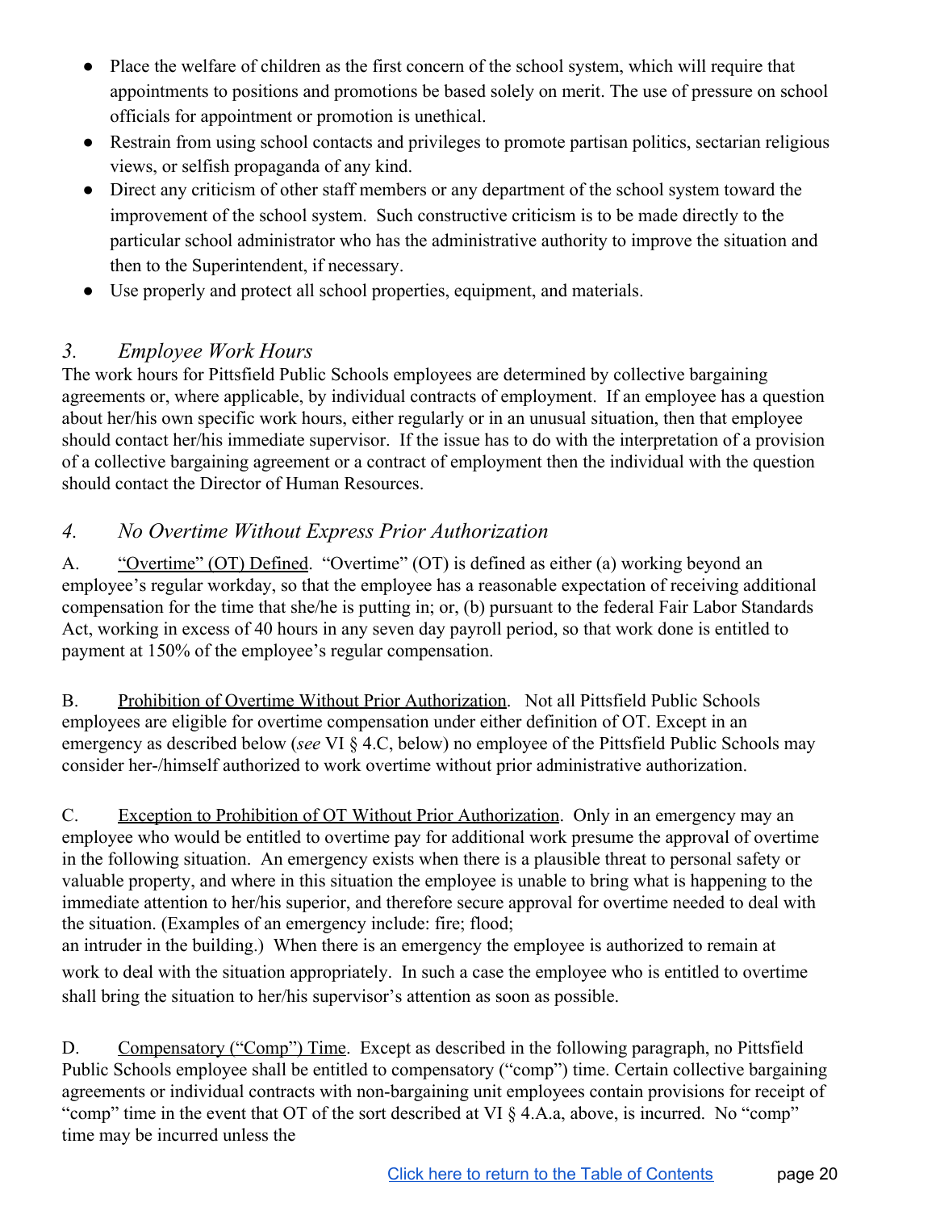- Place the welfare of children as the first concern of the school system, which will require that appointments to positions and promotions be based solely on merit. The use of pressure on school officials for appointment or promotion is unethical.
- Restrain from using school contacts and privileges to promote partisan politics, sectarian religious views, or selfish propaganda of any kind.
- Direct any criticism of other staff members or any department of the school system toward the improvement of the school system. Such constructive criticism is to be made directly to the particular school administrator who has the administrative authority to improve the situation and then to the Superintendent, if necessary.
- Use properly and protect all school properties, equipment, and materials.

### *3. Employee Work Hours*

The work hours for Pittsfield Public Schools employees are determined by collective bargaining agreements or, where applicable, by individual contracts of employment. If an employee has a question about her/his own specific work hours, either regularly or in an unusual situation, then that employee should contact her/his immediate supervisor. If the issue has to do with the interpretation of a provision of a collective bargaining agreement or a contract of employment then the individual with the question should contact the Director of Human Resources.

### *4. No Overtime Without Express Prior Authorization*

A. "Overtime" (OT) Defined. "Overtime" (OT) is defined as either (a) working beyond an employee's regular workday, so that the employee has a reasonable expectation of receiving additional compensation for the time that she/he is putting in; or, (b) pursuant to the federal Fair Labor Standards Act, working in excess of 40 hours in any seven day payroll period, so that work done is entitled to payment at 150% of the employee's regular compensation.

B. Prohibition of Overtime Without Prior Authorization. Not all Pittsfield Public Schools employees are eligible for overtime compensation under either definition of OT. Except in an emergency as described below (*see* VI § 4.C, below) no employee of the Pittsfield Public Schools may consider her-/himself authorized to work overtime without prior administrative authorization.

C. Exception to Prohibition of OT Without Prior Authorization. Only in an emergency may an employee who would be entitled to overtime pay for additional work presume the approval of overtime in the following situation. An emergency exists when there is a plausible threat to personal safety or valuable property, and where in this situation the employee is unable to bring what is happening to the immediate attention to her/his superior, and therefore secure approval for overtime needed to deal with the situation. (Examples of an emergency include: fire; flood; an intruder in the building.) When there is an emergency the employee is authorized to remain at work to deal with the situation appropriately. In such a case the employee who is entitled to overtime shall bring the situation to her/his supervisor's attention as soon as possible.

D. Compensatory ("Comp") Time. Except as described in the following paragraph, no Pittsfield Public Schools employee shall be entitled to compensatory ("comp") time. Certain collective bargaining agreements or individual contracts with non-bargaining unit employees contain provisions for receipt of "comp" time in the event that OT of the sort described at VI § 4.A.a, above, is incurred. No "comp" time may be incurred unless the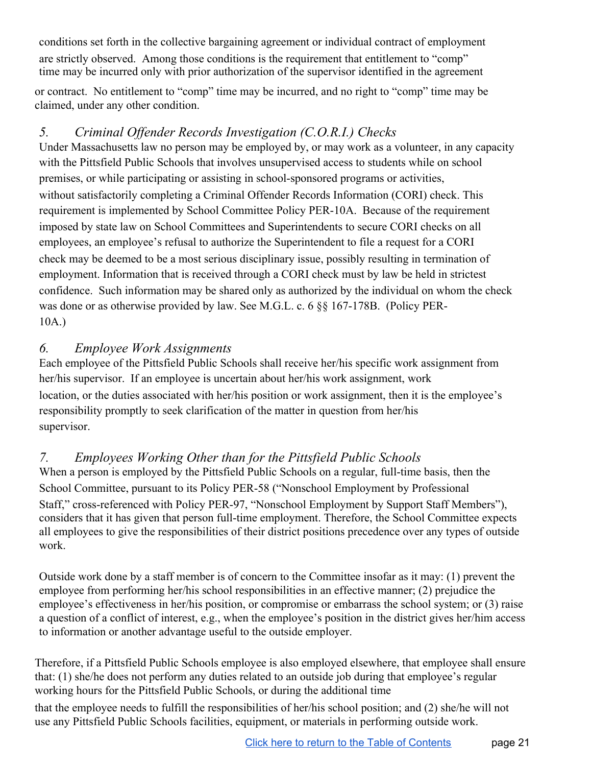conditions set forth in the collective bargaining agreement or individual contract of employment are strictly observed. Among those conditions is the requirement that entitlement to "comp" time may be incurred only with prior authorization of the supervisor identified in the agreement or contract. No entitlement to "comp" time may be incurred, and no right to "comp" time may be claimed, under any other condition.

### *5. Criminal Offender Records Investigation (C.O.R.I.) Checks*

Under Massachusetts law no person may be employed by, or may work as a volunteer, in any capacity with the Pittsfield Public Schools that involves unsupervised access to students while on school premises, or while participating or assisting in school-sponsored programs or activities, without satisfactorily completing a Criminal Offender Records Information (CORI) check. This requirement is implemented by School Committee Policy PER-10A. Because of the requirement imposed by state law on School Committees and Superintendents to secure CORI checks on all employees, an employee's refusal to authorize the Superintendent to file a request for a CORI check may be deemed to be a most serious disciplinary issue, possibly resulting in termination of employment. Information that is received through a CORI check must by law be held in strictest confidence. Such information may be shared only as authorized by the individual on whom the check was done or as otherwise provided by law. See M.G.L. c. 6 §§ 167-178B. (Policy PER-10A.)

### *6. Employee Work Assignments*

Each employee of the Pittsfield Public Schools shall receive her/his specific work assignment from her/his supervisor. If an employee is uncertain about her/his work assignment, work location, or the duties associated with her/his position or work assignment, then it is the employee's responsibility promptly to seek clarification of the matter in question from her/his supervisor.

### *7. Employees Working Other than for the Pittsfield Public Schools*

When a person is employed by the Pittsfield Public Schools on a regular, full-time basis, then the School Committee, pursuant to its Policy PER-58 ("Nonschool Employment by Professional Staff," cross-referenced with Policy PER-97, "Nonschool Employment by Support Staff Members"), considers that it has given that person full-time employment. Therefore, the School Committee expects all employees to give the responsibilities of their district positions precedence over any types of outside work.

Outside work done by a staff member is of concern to the Committee insofar as it may: (1) prevent the employee from performing her/his school responsibilities in an effective manner; (2) prejudice the employee's effectiveness in her/his position, or compromise or embarrass the school system; or (3) raise a question of a conflict of interest, e.g., when the employee's position in the district gives her/him access to information or another advantage useful to the outside employer.

Therefore, if a Pittsfield Public Schools employee is also employed elsewhere, that employee shall ensure that: (1) she/he does not perform any duties related to an outside job during that employee's regular working hours for the Pittsfield Public Schools, or during the additional time that the employee needs to fulfill the responsibilities of her/his school position; and (2) she/he will not use any Pittsfield Public Schools facilities, equipment, or materials in performing outside work.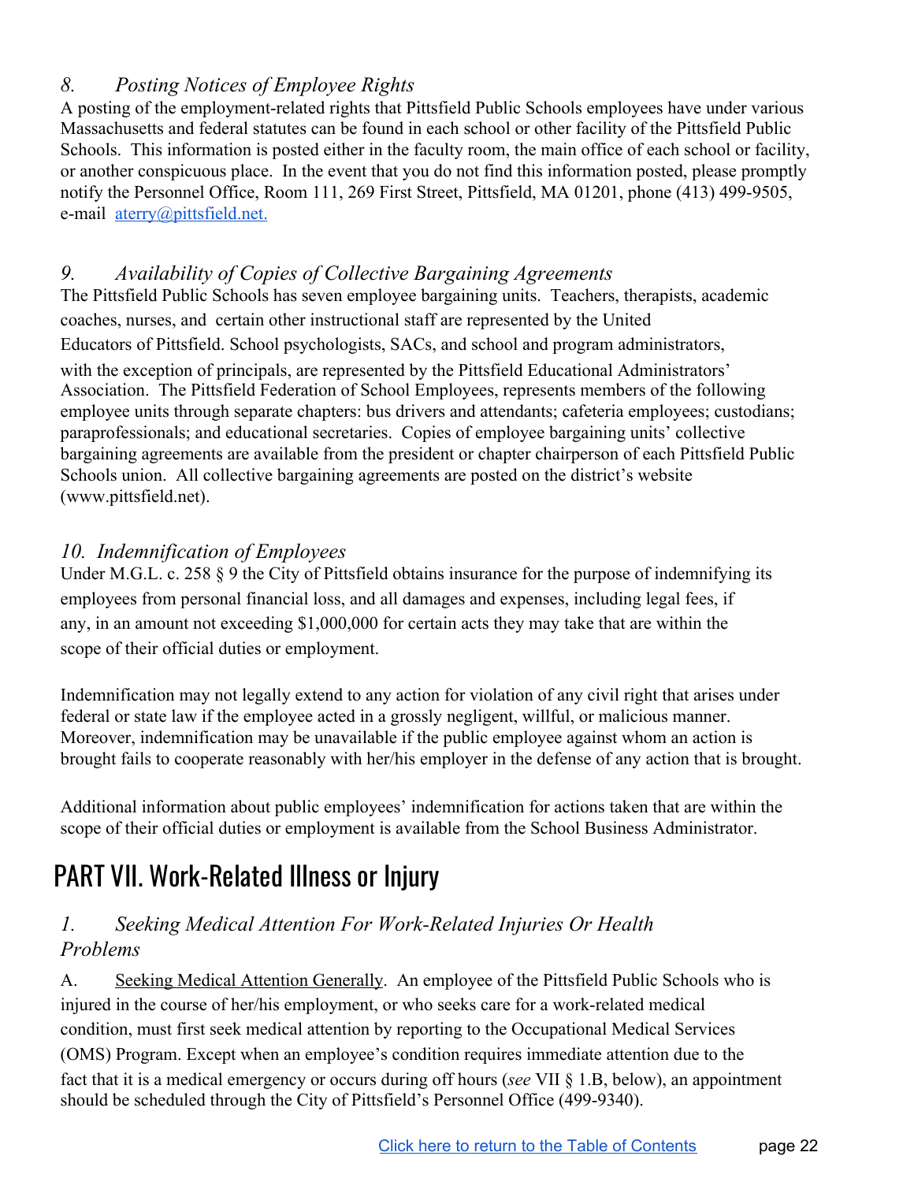### *8. Posting Notices of Employee Rights*

A posting of the employment-related rights that Pittsfield Public Schools employees have under various Massachusetts and federal statutes can be found in each school or other facility of the Pittsfield Public Schools. This information is posted either in the faculty room, the main office of each school or facility, or another conspicuous place. In the event that you do not find this information posted, please promptly notify the Personnel Office, Room 111, 269 First Street, Pittsfield, MA 01201, phone (413) 499-9505, e-mail aterry@pittsfield.net.

### *9. Availability of Copies of Collective Bargaining Agreements*

The Pittsfield Public Schools has seven employee bargaining units. Teachers, therapists, academic coaches, nurses, and certain other instructional staff are represented by the United Educators of Pittsfield. School psychologists, SACs, and school and program administrators, with the exception of principals, are represented by the Pittsfield Educational Administrators' Association. The Pittsfield Federation of School Employees, represents members of the following employee units through separate chapters: bus drivers and attendants; cafeteria employees; custodians; paraprofessionals; and educational secretaries. Copies of employee bargaining units' collective bargaining agreements are available from the president or chapter chairperson of each Pittsfield Public Schools union. All collective bargaining agreements are posted on the district's website (www.pittsfield.net).

### *10. Indemnification of Employees*

Under M.G.L. c. 258 § 9 the City of Pittsfield obtains insurance for the purpose of indemnifying its employees from personal financial loss, and all damages and expenses, including legal fees, if any, in an amount not exceeding $1,000,000 for certain acts they may take that are within the scope of their official duties or employment.

Indemnification may not legally extend to any action for violation of any civil right that arises under federal or state law if the employee acted in a grossly negligent, willful, or malicious manner. Moreover, indemnification may be unavailable if the public employee against whom an action is brought fails to cooperate reasonably with her/his employer in the defense of any action that is brought.

Additional information about public employees' indemnification for actions taken that are within the scope of their official duties or employment is available from the School Business Administrator.

## PART VII. Work-Related Illness or Injury

### *1. Seeking Medical Attention For Work-Related Injuries Or Health Problems*

A. Seeking Medical Attention Generally. An employee of the Pittsfield Public Schools who is injured in the course of her/his employment, or who seeks care for a work-related medical condition, must first seek medical attention by reporting to the Occupational Medical Services (OMS) Program. Except when an employee's condition requires immediate attention due to the fact that it is a medical emergency or occurs during off hours (*see* VII § 1.B, below), an appointment should be scheduled through the City of Pittsfield's Personnel Office (499-9340).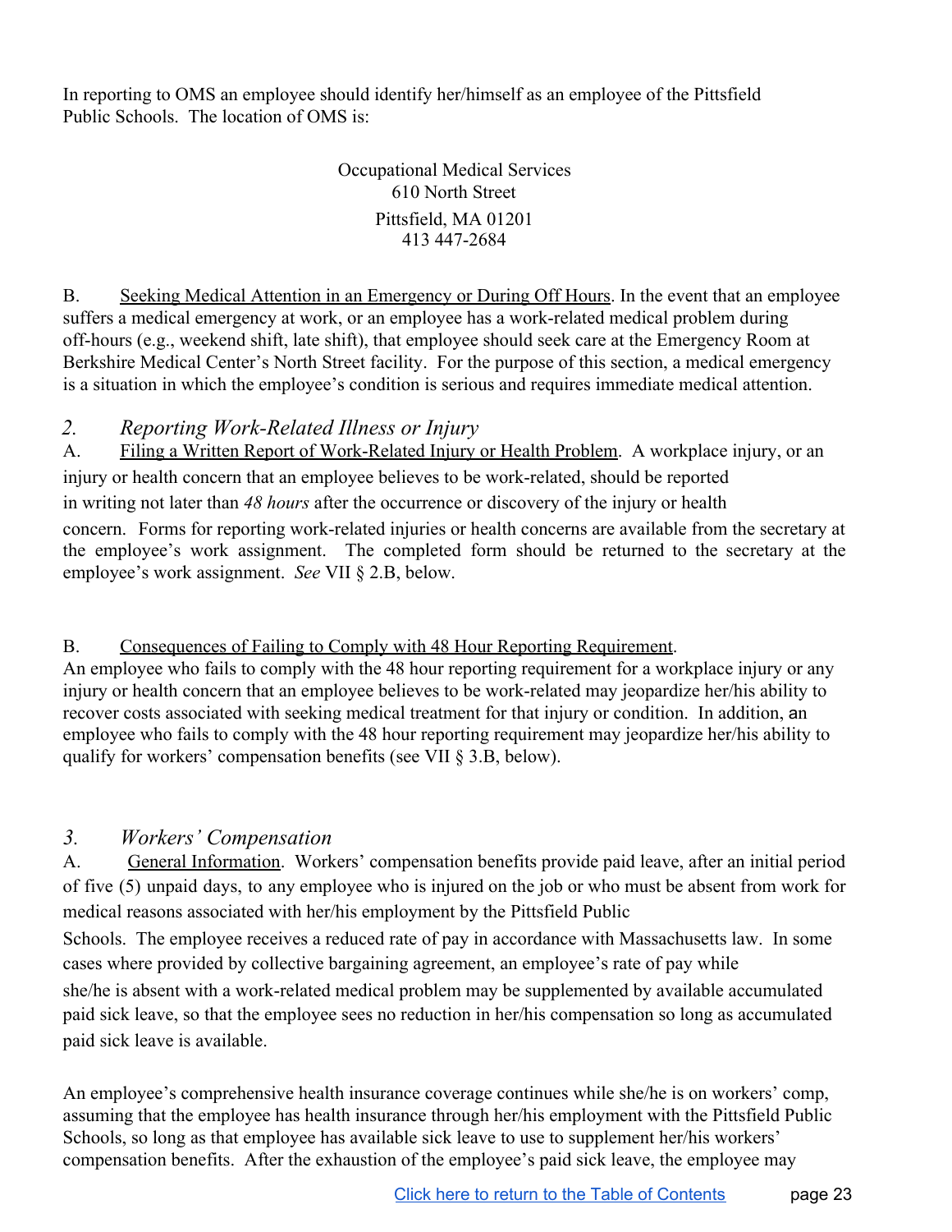In reporting to OMS an employee should identify her/himself as an employee of the Pittsfield Public Schools. The location of OMS is:

Occupational Medical Services
610 North Street
Pittsfield, MA 01201
413 447-2684

B. Seeking Medical Attention in an Emergency or During Off Hours. In the event that an employee suffers a medical emergency at work, or an employee has a work-related medical problem during off-hours (e.g., weekend shift, late shift), that employee should seek care at the Emergency Room at Berkshire Medical Center's North Street facility. For the purpose of this section, a medical emergency is a situation in which the employee's condition is serious and requires immediate medical attention.

### *2. Reporting Work-Related Illness or Injury*

A. Filing a Written Report of Work-Related Injury or Health Problem. A workplace injury, or an injury or health concern that an employee believes to be work-related, should be reported in writing not later than *48 hours* after the occurrence or discovery of the injury or health concern. Forms for reporting work-related injuries or health concerns are available from the secretary at the employee's work assignment. The completed form should be returned to the secretary at the employee's work assignment. *See* VII § 2.B, below.

B. Consequences of Failing to Comply with 48 Hour Reporting Requirement. An employee who fails to comply with the 48 hour reporting requirement for a workplace injury or any injury or health concern that an employee believes to be work-related may jeopardize her/his ability to recover costs associated with seeking medical treatment for that injury or condition. In addition, an employee who fails to comply with the 48 hour reporting requirement may jeopardize her/his ability to qualify for workers' compensation benefits (see VII § 3.B, below).

### *3. Workers' Compensation*

A. General Information. Workers' compensation benefits provide paid leave, after an initial period of five (5) unpaid days, to any employee who is injured on the job or who must be absent from work for medical reasons associated with her/his employment by the Pittsfield Public Schools. The employee receives a reduced rate of pay in accordance with Massachusetts law. In some cases where provided by collective bargaining agreement, an employee's rate of pay while she/he is absent with a work-related medical problem may be supplemented by available accumulated paid sick leave, so that the employee sees no reduction in her/his compensation so long as accumulated paid sick leave is available.

An employee's comprehensive health insurance coverage continues while she/he is on workers' comp, assuming that the employee has health insurance through her/his employment with the Pittsfield Public Schools, so long as that employee has available sick leave to use to supplement her/his workers' compensation benefits. After the exhaustion of the employee's paid sick leave, the employee may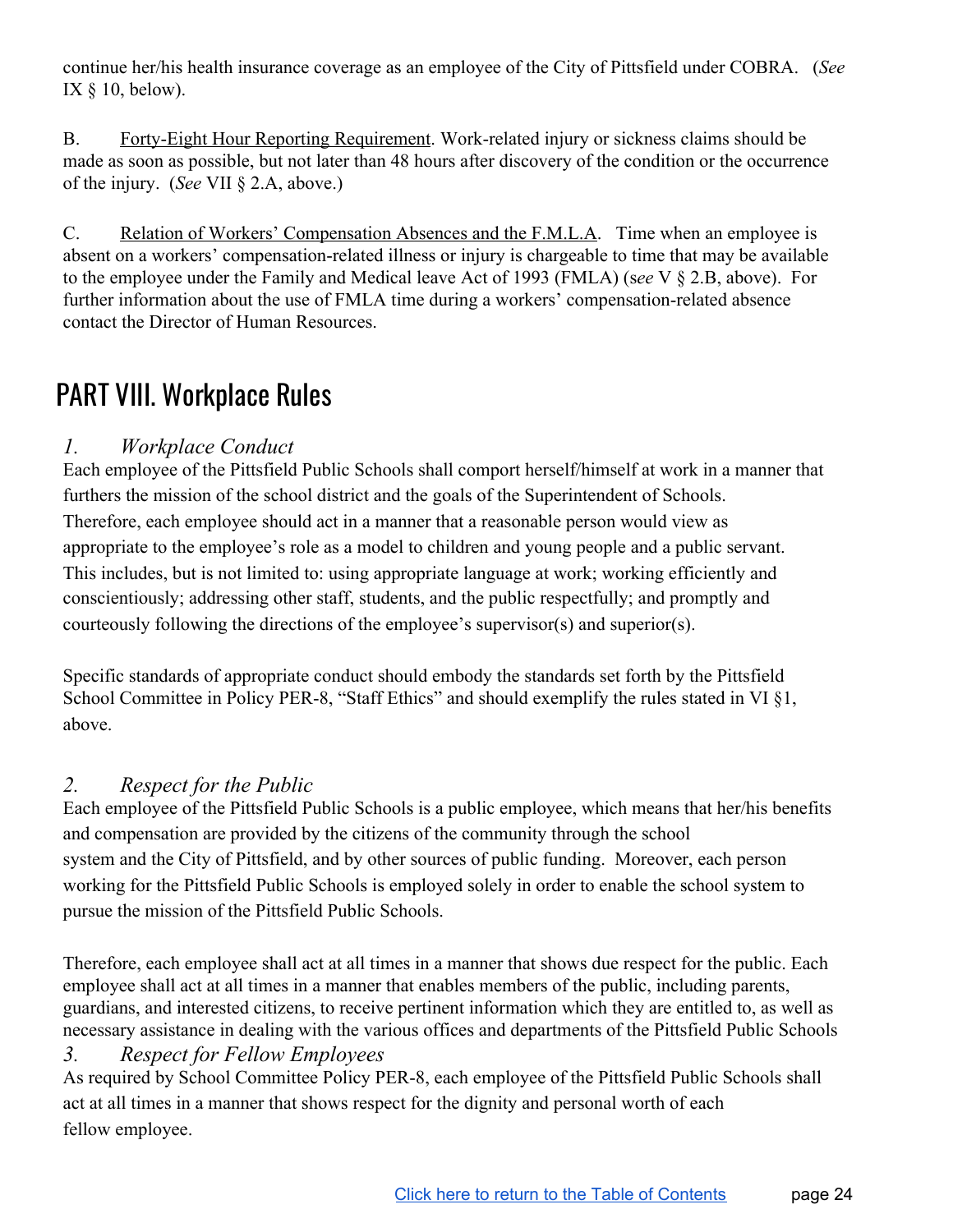continue her/his health insurance coverage as an employee of the City of Pittsfield under COBRA. (*See* IX § 10, below).

B. Forty-Eight Hour Reporting Requirement. Work-related injury or sickness claims should be made as soon as possible, but not later than 48 hours after discovery of the condition or the occurrence of the injury. (*See* VII § 2.A, above.)

C. Relation of Workers' Compensation Absences and the F.M.L.A. Time when an employee is absent on a workers' compensation-related illness or injury is chargeable to time that may be available to the employee under the Family and Medical leave Act of 1993 (FMLA) (s*ee* V § 2.B, above). For further information about the use of FMLA time during a workers' compensation-related absence contact the Director of Human Resources.

# PART VIII. Workplace Rules

### *1. Workplace Conduct*

Each employee of the Pittsfield Public Schools shall comport herself/himself at work in a manner that furthers the mission of the school district and the goals of the Superintendent of Schools. Therefore, each employee should act in a manner that a reasonable person would view as appropriate to the employee's role as a model to children and young people and a public servant. This includes, but is not limited to: using appropriate language at work; working efficiently and conscientiously; addressing other staff, students, and the public respectfully; and promptly and courteously following the directions of the employee's supervisor(s) and superior(s).

Specific standards of appropriate conduct should embody the standards set forth by the Pittsfield School Committee in Policy PER-8, "Staff Ethics" and should exemplify the rules stated in VI §1, above.

### *2. Respect for the Public*

Each employee of the Pittsfield Public Schools is a public employee, which means that her/his benefits and compensation are provided by the citizens of the community through the school system and the City of Pittsfield, and by other sources of public funding. Moreover, each person working for the Pittsfield Public Schools is employed solely in order to enable the school system to pursue the mission of the Pittsfield Public Schools.

Therefore, each employee shall act at all times in a manner that shows due respect for the public. Each employee shall act at all times in a manner that enables members of the public, including parents, guardians, and interested citizens, to receive pertinent information which they are entitled to, as well as necessary assistance in dealing with the various offices and departments of the Pittsfield Public Schools

### *3. Respect for Fellow Employees*

As required by School Committee Policy PER-8, each employee of the Pittsfield Public Schools shall act at all times in a manner that shows respect for the dignity and personal worth of each fellow employee.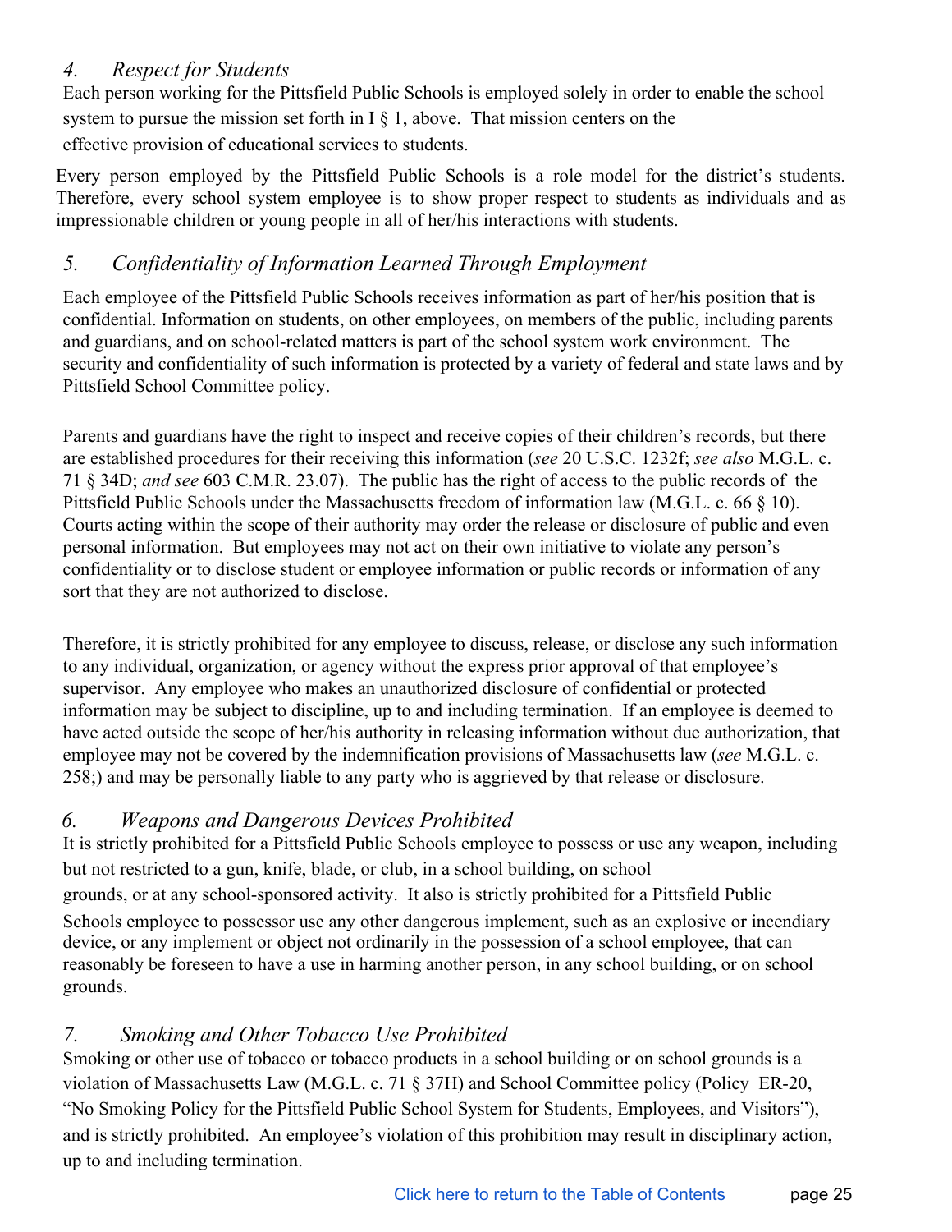### *4. Respect for Students*

Each person working for the Pittsfield Public Schools is employed solely in order to enable the school system to pursue the mission set forth in I § 1, above. That mission centers on the effective provision of educational services to students.

Every person employed by the Pittsfield Public Schools is a role model for the district's students. Therefore, every school system employee is to show proper respect to students as individuals and as impressionable children or young people in all of her/his interactions with students.

### *5. Confidentiality of Information Learned Through Employment*

Each employee of the Pittsfield Public Schools receives information as part of her/his position that is confidential. Information on students, on other employees, on members of the public, including parents and guardians, and on school-related matters is part of the school system work environment. The security and confidentiality of such information is protected by a variety of federal and state laws and by Pittsfield School Committee policy.

Parents and guardians have the right to inspect and receive copies of their children's records, but there are established procedures for their receiving this information (*see* 20 U.S.C. 1232f; *see also* M.G.L. c. 71 § 34D; *and see* 603 C.M.R. 23.07). The public has the right of access to the public records of the Pittsfield Public Schools under the Massachusetts freedom of information law (M.G.L. c. 66 § 10). Courts acting within the scope of their authority may order the release or disclosure of public and even personal information. But employees may not act on their own initiative to violate any person's confidentiality or to disclose student or employee information or public records or information of any sort that they are not authorized to disclose.

Therefore, it is strictly prohibited for any employee to discuss, release, or disclose any such information to any individual, organization, or agency without the express prior approval of that employee's supervisor. Any employee who makes an unauthorized disclosure of confidential or protected information may be subject to discipline, up to and including termination. If an employee is deemed to have acted outside the scope of her/his authority in releasing information without due authorization, that employee may not be covered by the indemnification provisions of Massachusetts law (*see* M.G.L. c. 258;) and may be personally liable to any party who is aggrieved by that release or disclosure.

### *6. Weapons and Dangerous Devices Prohibited*

It is strictly prohibited for a Pittsfield Public Schools employee to possess or use any weapon, including but not restricted to a gun, knife, blade, or club, in a school building, on school grounds, or at any school-sponsored activity. It also is strictly prohibited for a Pittsfield Public Schools employee to possessor use any other dangerous implement, such as an explosive or incendiary device, or any implement or object not ordinarily in the possession of a school employee, that can reasonably be foreseen to have a use in harming another person, in any school building, or on school grounds.

### *7. Smoking and Other Tobacco Use Prohibited*

Smoking or other use of tobacco or tobacco products in a school building or on school grounds is a violation of Massachusetts Law (M.G.L. c. 71 § 37H) and School Committee policy (Policy ER-20, "No Smoking Policy for the Pittsfield Public School System for Students, Employees, and Visitors"), and is strictly prohibited. An employee's violation of this prohibition may result in disciplinary action, up to and including termination.

Click here to return to the Table of Contents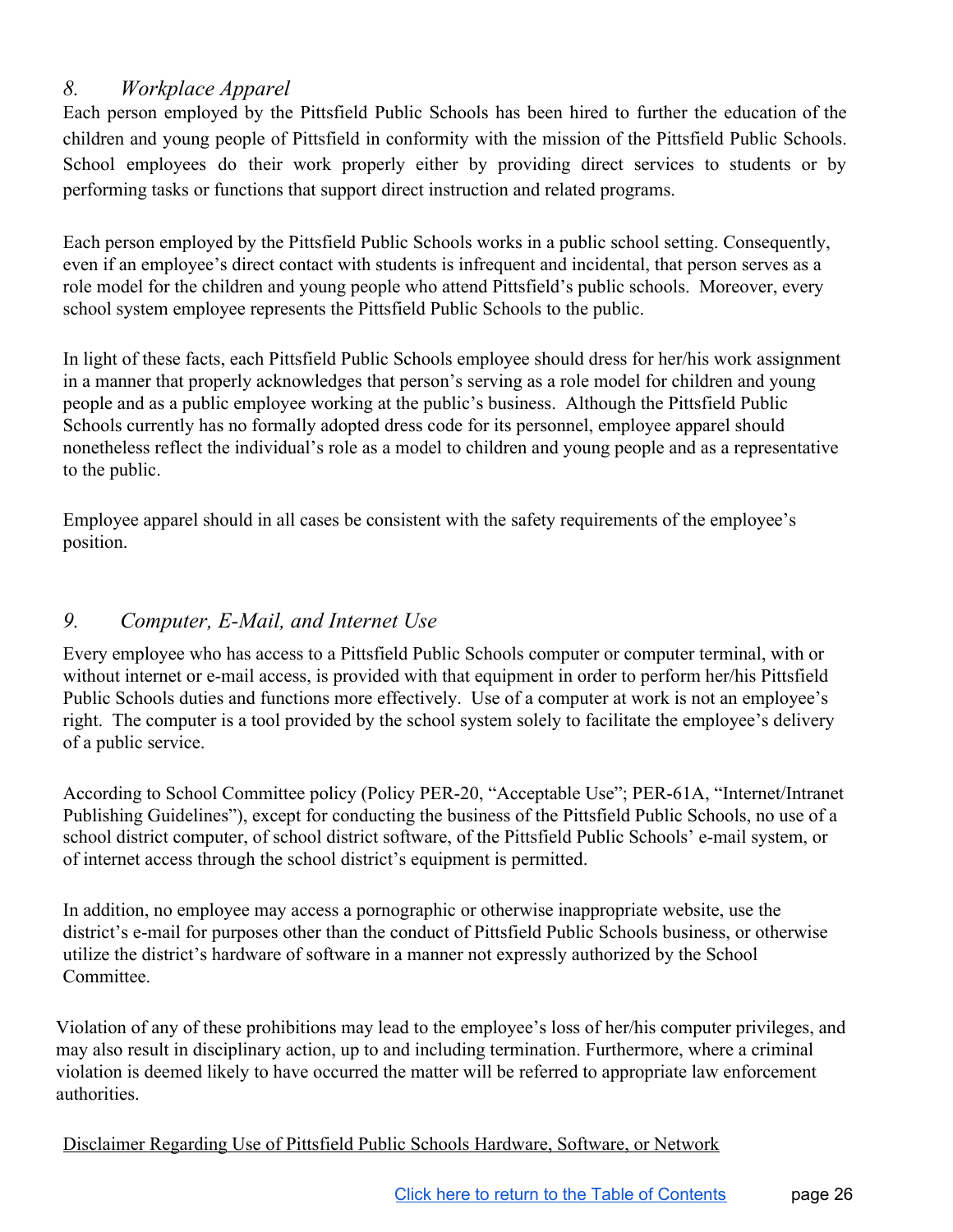### *8. Workplace Apparel*

Each person employed by the Pittsfield Public Schools has been hired to further the education of the children and young people of Pittsfield in conformity with the mission of the Pittsfield Public Schools. School employees do their work properly either by providing direct services to students or by performing tasks or functions that support direct instruction and related programs.

Each person employed by the Pittsfield Public Schools works in a public school setting. Consequently, even if an employee's direct contact with students is infrequent and incidental, that person serves as a role model for the children and young people who attend Pittsfield's public schools. Moreover, every school system employee represents the Pittsfield Public Schools to the public.

In light of these facts, each Pittsfield Public Schools employee should dress for her/his work assignment in a manner that properly acknowledges that person's serving as a role model for children and young people and as a public employee working at the public's business. Although the Pittsfield Public Schools currently has no formally adopted dress code for its personnel, employee apparel should nonetheless reflect the individual's role as a model to children and young people and as a representative to the public.

Employee apparel should in all cases be consistent with the safety requirements of the employee's position.

### *9. Computer, E-Mail, and Internet Use*

Every employee who has access to a Pittsfield Public Schools computer or computer terminal, with or without internet or e-mail access, is provided with that equipment in order to perform her/his Pittsfield Public Schools duties and functions more effectively. Use of a computer at work is not an employee's right. The computer is a tool provided by the school system solely to facilitate the employee's delivery of a public service.

According to School Committee policy (Policy PER-20, "Acceptable Use"; PER-61A, "Internet/Intranet Publishing Guidelines"), except for conducting the business of the Pittsfield Public Schools, no use of a school district computer, of school district software, of the Pittsfield Public Schools' e-mail system, or of internet access through the school district's equipment is permitted.

In addition, no employee may access a pornographic or otherwise inappropriate website, use the district's e-mail for purposes other than the conduct of Pittsfield Public Schools business, or otherwise utilize the district's hardware of software in a manner not expressly authorized by the School Committee.

Violation of any of these prohibitions may lead to the employee's loss of her/his computer privileges, and may also result in disciplinary action, up to and including termination. Furthermore, where a criminal violation is deemed likely to have occurred the matter will be referred to appropriate law enforcement authorities.

Disclaimer Regarding Use of Pittsfield Public Schools Hardware, Software, or Network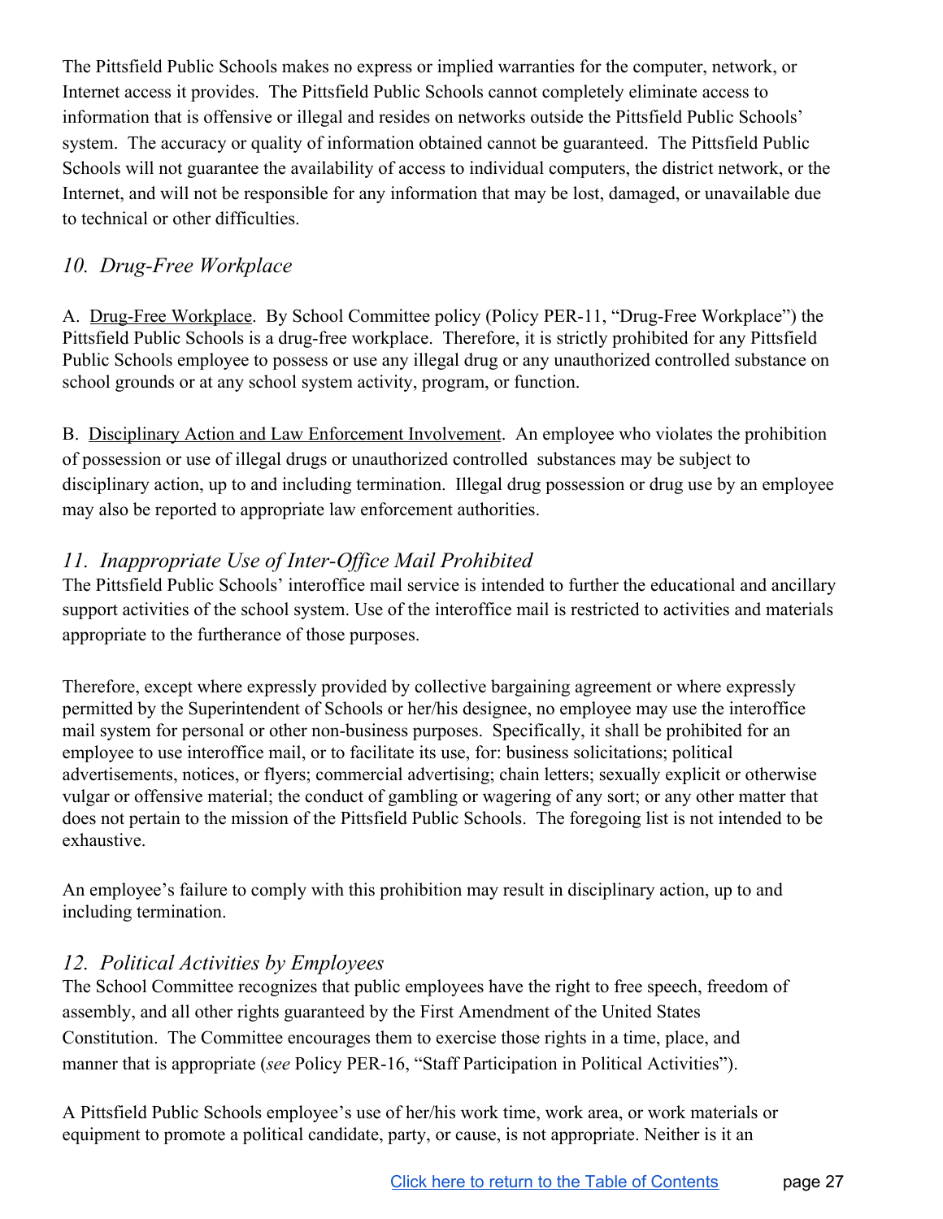The Pittsfield Public Schools makes no express or implied warranties for the computer, network, or Internet access it provides. The Pittsfield Public Schools cannot completely eliminate access to information that is offensive or illegal and resides on networks outside the Pittsfield Public Schools' system. The accuracy or quality of information obtained cannot be guaranteed. The Pittsfield Public Schools will not guarantee the availability of access to individual computers, the district network, or the Internet, and will not be responsible for any information that may be lost, damaged, or unavailable due to technical or other difficulties.

### *10. Drug-Free Workplace*

A. Drug-Free Workplace. By School Committee policy (Policy PER-11, "Drug-Free Workplace") the Pittsfield Public Schools is a drug-free workplace. Therefore, it is strictly prohibited for any Pittsfield Public Schools employee to possess or use any illegal drug or any unauthorized controlled substance on school grounds or at any school system activity, program, or function.

B. Disciplinary Action and Law Enforcement Involvement. An employee who violates the prohibition of possession or use of illegal drugs or unauthorized controlled substances may be subject to disciplinary action, up to and including termination. Illegal drug possession or drug use by an employee may also be reported to appropriate law enforcement authorities.

### *11. Inappropriate Use of Inter-Office Mail Prohibited*

The Pittsfield Public Schools' interoffice mail service is intended to further the educational and ancillary support activities of the school system. Use of the interoffice mail is restricted to activities and materials appropriate to the furtherance of those purposes.

Therefore, except where expressly provided by collective bargaining agreement or where expressly permitted by the Superintendent of Schools or her/his designee, no employee may use the interoffice mail system for personal or other non-business purposes. Specifically, it shall be prohibited for an employee to use interoffice mail, or to facilitate its use, for: business solicitations; political advertisements, notices, or flyers; commercial advertising; chain letters; sexually explicit or otherwise vulgar or offensive material; the conduct of gambling or wagering of any sort; or any other matter that does not pertain to the mission of the Pittsfield Public Schools. The foregoing list is not intended to be exhaustive.

An employee's failure to comply with this prohibition may result in disciplinary action, up to and including termination.

### *12. Political Activities by Employees*

The School Committee recognizes that public employees have the right to free speech, freedom of assembly, and all other rights guaranteed by the First Amendment of the United States Constitution. The Committee encourages them to exercise those rights in a time, place, and manner that is appropriate (*see* Policy PER-16, "Staff Participation in Political Activities").

A Pittsfield Public Schools employee's use of her/his work time, work area, or work materials or equipment to promote a political candidate, party, or cause, is not appropriate. Neither is it an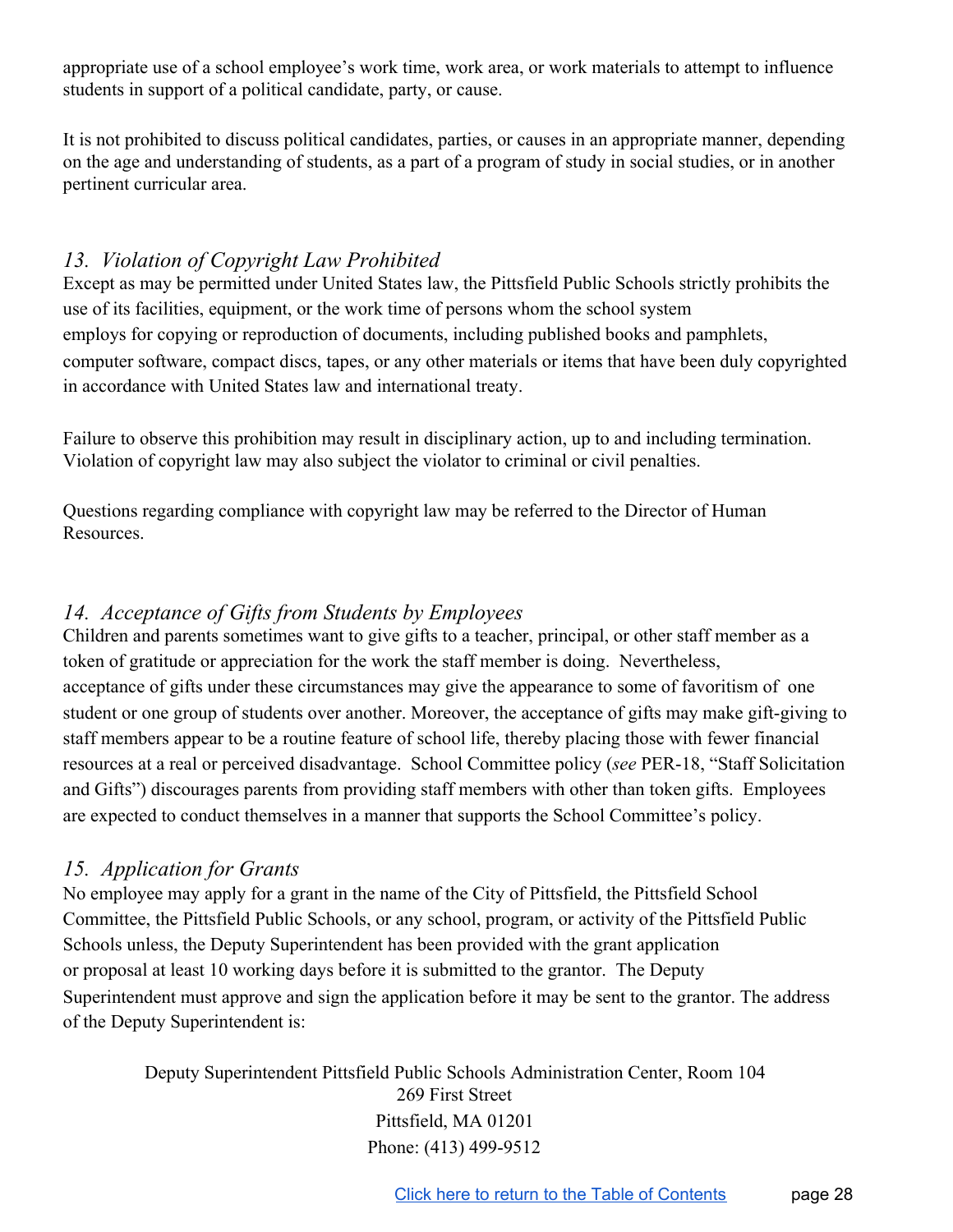appropriate use of a school employee's work time, work area, or work materials to attempt to influence students in support of a political candidate, party, or cause.

It is not prohibited to discuss political candidates, parties, or causes in an appropriate manner, depending on the age and understanding of students, as a part of a program of study in social studies, or in another pertinent curricular area.

### *13. Violation of Copyright Law Prohibited*

Except as may be permitted under United States law, the Pittsfield Public Schools strictly prohibits the use of its facilities, equipment, or the work time of persons whom the school system employs for copying or reproduction of documents, including published books and pamphlets, computer software, compact discs, tapes, or any other materials or items that have been duly copyrighted in accordance with United States law and international treaty.

Failure to observe this prohibition may result in disciplinary action, up to and including termination. Violation of copyright law may also subject the violator to criminal or civil penalties.

Questions regarding compliance with copyright law may be referred to the Director of Human Resources.

### *14. Acceptance of Gifts from Students by Employees*

Children and parents sometimes want to give gifts to a teacher, principal, or other staff member as a token of gratitude or appreciation for the work the staff member is doing. Nevertheless, acceptance of gifts under these circumstances may give the appearance to some of favoritism of one student or one group of students over another. Moreover, the acceptance of gifts may make gift-giving to staff members appear to be a routine feature of school life, thereby placing those with fewer financial resources at a real or perceived disadvantage. School Committee policy (*see* PER-18, "Staff Solicitation and Gifts") discourages parents from providing staff members with other than token gifts. Employees are expected to conduct themselves in a manner that supports the School Committee's policy.

### *15. Application for Grants*

No employee may apply for a grant in the name of the City of Pittsfield, the Pittsfield School Committee, the Pittsfield Public Schools, or any school, program, or activity of the Pittsfield Public Schools unless, the Deputy Superintendent has been provided with the grant application or proposal at least 10 working days before it is submitted to the grantor. The Deputy Superintendent must approve and sign the application before it may be sent to the grantor. The address of the Deputy Superintendent is:

Deputy Superintendent Pittsfield Public Schools Administration Center, Room 104
269 First Street
Pittsfield, MA 01201
Phone: (413) 499-9512

[Click here to return to the Table of Contents]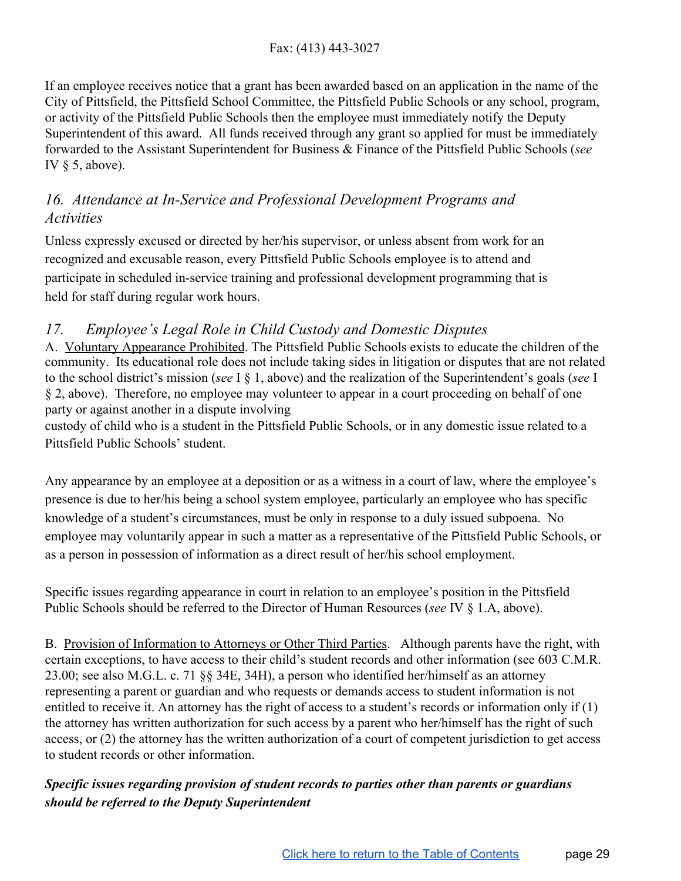Fax: (413) 443-3027

If an employee receives notice that a grant has been awarded based on an application in the name of the City of Pittsfield, the Pittsfield School Committee, the Pittsfield Public Schools or any school, program, or activity of the Pittsfield Public Schools then the employee must immediately notify the Deputy Superintendent of this award. All funds received through any grant so applied for must be immediately forwarded to the Assistant Superintendent for Business & Finance of the Pittsfield Public Schools (*see* IV § 5, above).

### *16. Attendance at In-Service and Professional Development Programs and Activities*

Unless expressly excused or directed by her/his supervisor, or unless absent from work for an recognized and excusable reason, every Pittsfield Public Schools employee is to attend and participate in scheduled in-service training and professional development programming that is held for staff during regular work hours.

### *17. Employee's Legal Role in Child Custody and Domestic Disputes*

A. Voluntary Appearance Prohibited. The Pittsfield Public Schools exists to educate the children of the community. Its educational role does not include taking sides in litigation or disputes that are not related to the school district's mission (*see* I § 1, above) and the realization of the Superintendent's goals (*see* I § 2, above). Therefore, no employee may volunteer to appear in a court proceeding on behalf of one party or against another in a dispute involving custody of child who is a student in the Pittsfield Public Schools, or in any domestic issue related to a Pittsfield Public Schools' student.

Any appearance by an employee at a deposition or as a witness in a court of law, where the employee's presence is due to her/his being a school system employee, particularly an employee who has specific knowledge of a student's circumstances, must be only in response to a duly issued subpoena. No employee may voluntarily appear in such a matter as a representative of the Pittsfield Public Schools, or as a person in possession of information as a direct result of her/his school employment.

Specific issues regarding appearance in court in relation to an employee's position in the Pittsfield Public Schools should be referred to the Director of Human Resources (*see* IV § 1.A, above).

B. Provision of Information to Attorneys or Other Third Parties. Although parents have the right, with certain exceptions, to have access to their child's student records and other information (see 603 C.M.R. 23.00; see also M.G.L. c. 71 §§ 34E, 34H), a person who identified her/himself as an attorney representing a parent or guardian and who requests or demands access to student information is not entitled to receive it. An attorney has the right of access to a student's records or information only if (1) the attorney has written authorization for such access by a parent who her/himself has the right of such access, or (2) the attorney has the written authorization of a court of competent jurisdiction to get access to student records or other information.

***Specific issues regarding provision of student records to parties other than parents or guardians should be referred to the Deputy Superintendent***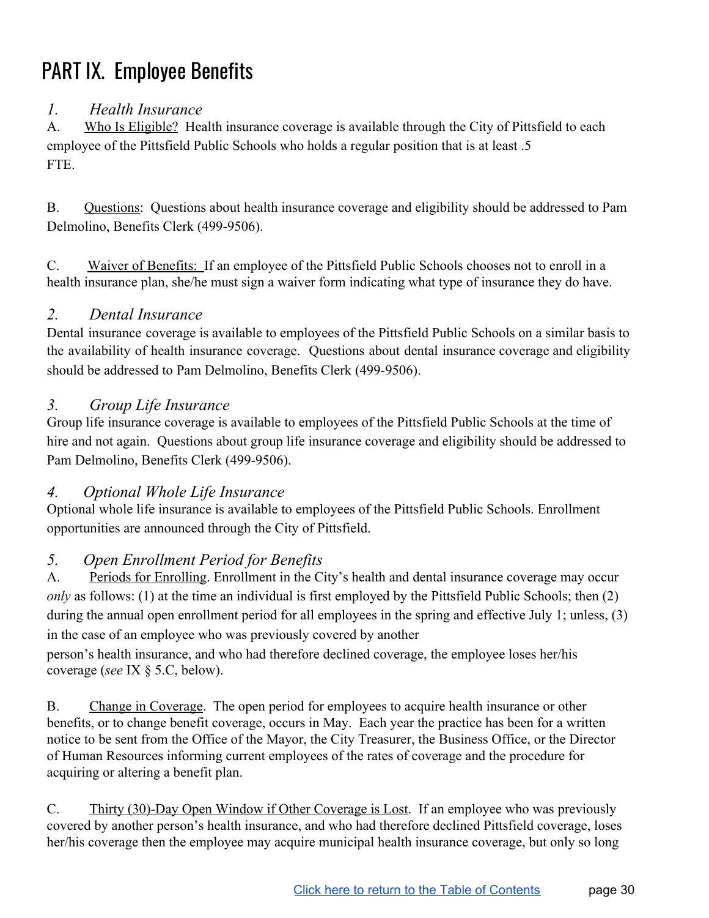# PART IX. Employee Benefits

### *1. Health Insurance*

A. Who Is Eligible? Health insurance coverage is available through the City of Pittsfield to each employee of the Pittsfield Public Schools who holds a regular position that is at least .5 FTE.

B. Questions: Questions about health insurance coverage and eligibility should be addressed to Pam Delmolino, Benefits Clerk (499-9506).

C. Waiver of Benefits: If an employee of the Pittsfield Public Schools chooses not to enroll in a health insurance plan, she/he must sign a waiver form indicating what type of insurance they do have.

### *2. Dental Insurance*

Dental insurance coverage is available to employees of the Pittsfield Public Schools on a similar basis to the availability of health insurance coverage. Questions about dental insurance coverage and eligibility should be addressed to Pam Delmolino, Benefits Clerk (499-9506).

### *3. Group Life Insurance*

Group life insurance coverage is available to employees of the Pittsfield Public Schools at the time of hire and not again. Questions about group life insurance coverage and eligibility should be addressed to Pam Delmolino, Benefits Clerk (499-9506).

### *4. Optional Whole Life Insurance*

Optional whole life insurance is available to employees of the Pittsfield Public Schools. Enrollment opportunities are announced through the City of Pittsfield.

### *5. Open Enrollment Period for Benefits*

A. Periods for Enrolling. Enrollment in the City's health and dental insurance coverage may occur *only* as follows: (1) at the time an individual is first employed by the Pittsfield Public Schools; then (2) during the annual open enrollment period for all employees in the spring and effective July 1; unless, (3) in the case of an employee who was previously covered by another person's health insurance, and who had therefore declined coverage, the employee loses her/his coverage (*see* IX § 5.C, below).

B. Change in Coverage. The open period for employees to acquire health insurance or other benefits, or to change benefit coverage, occurs in May. Each year the practice has been for a written notice to be sent from the Office of the Mayor, the City Treasurer, the Business Office, or the Director of Human Resources informing current employees of the rates of coverage and the procedure for acquiring or altering a benefit plan.

C. Thirty (30)-Day Open Window if Other Coverage is Lost. If an employee who was previously covered by another person's health insurance, and who had therefore declined Pittsfield coverage, loses her/his coverage then the employee may acquire municipal health insurance coverage, but only so long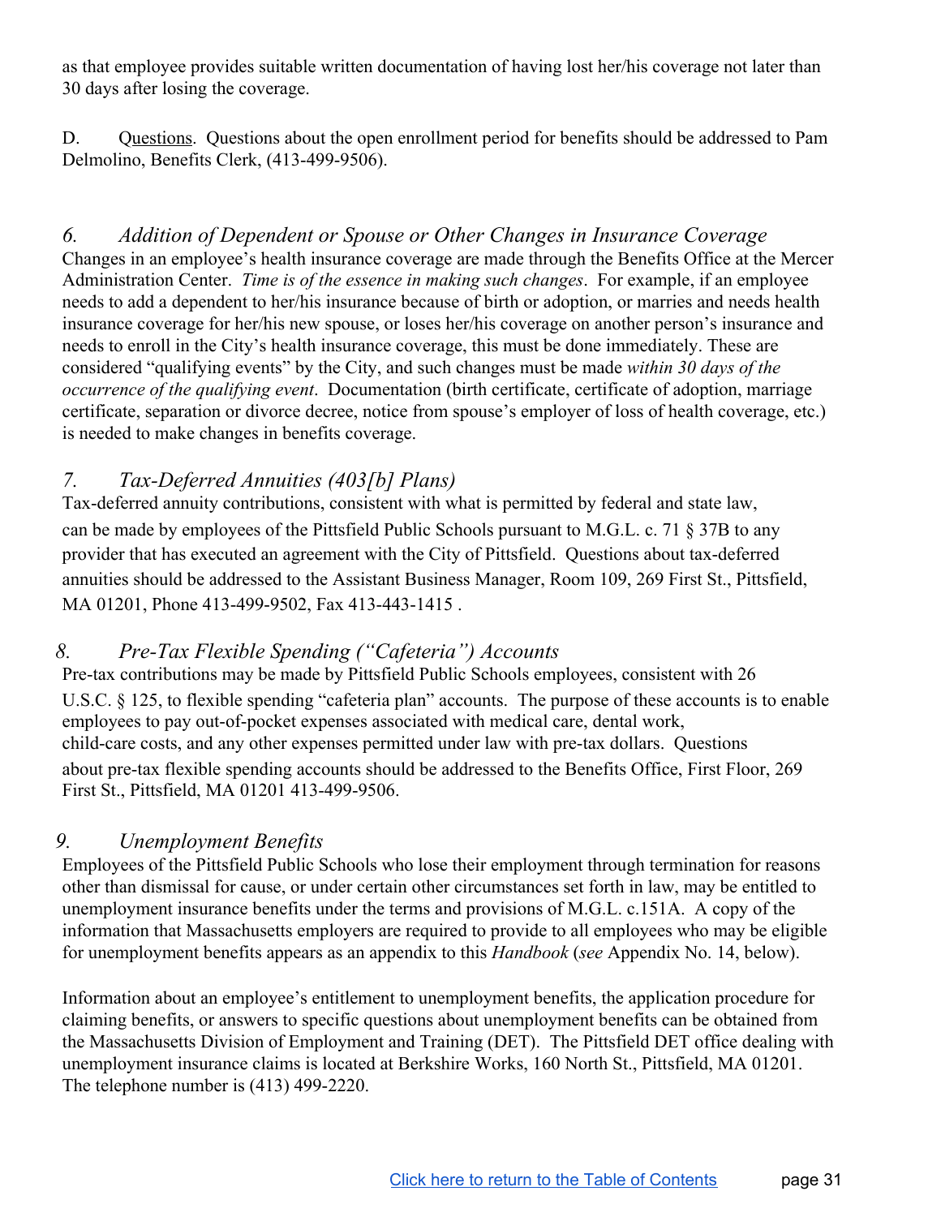as that employee provides suitable written documentation of having lost her/his coverage not later than 30 days after losing the coverage.

D. Questions. Questions about the open enrollment period for benefits should be addressed to Pam Delmolino, Benefits Clerk, (413-499-9506).

### *6. Addition of Dependent or Spouse or Other Changes in Insurance Coverage*

Changes in an employee's health insurance coverage are made through the Benefits Office at the Mercer Administration Center. *Time is of the essence in making such changes*. For example, if an employee needs to add a dependent to her/his insurance because of birth or adoption, or marries and needs health insurance coverage for her/his new spouse, or loses her/his coverage on another person's insurance and needs to enroll in the City's health insurance coverage, this must be done immediately. These are considered "qualifying events" by the City, and such changes must be made *within 30 days of the occurrence of the qualifying event*. Documentation (birth certificate, certificate of adoption, marriage certificate, separation or divorce decree, notice from spouse's employer of loss of health coverage, etc.) is needed to make changes in benefits coverage.

### *7. Tax-Deferred Annuities (403[b] Plans)*

Tax-deferred annuity contributions, consistent with what is permitted by federal and state law, can be made by employees of the Pittsfield Public Schools pursuant to M.G.L. c. 71 § 37B to any provider that has executed an agreement with the City of Pittsfield. Questions about tax-deferred annuities should be addressed to the Assistant Business Manager, Room 109, 269 First St., Pittsfield, MA 01201, Phone 413-499-9502, Fax 413-443-1415 .

### *8. Pre-Tax Flexible Spending ("Cafeteria") Accounts*

Pre-tax contributions may be made by Pittsfield Public Schools employees, consistent with 26 U.S.C. § 125, to flexible spending "cafeteria plan" accounts. The purpose of these accounts is to enable employees to pay out-of-pocket expenses associated with medical care, dental work, child-care costs, and any other expenses permitted under law with pre-tax dollars. Questions about pre-tax flexible spending accounts should be addressed to the Benefits Office, First Floor, 269 First St., Pittsfield, MA 01201 413-499-9506.

### *9. Unemployment Benefits*

Employees of the Pittsfield Public Schools who lose their employment through termination for reasons other than dismissal for cause, or under certain other circumstances set forth in law, may be entitled to unemployment insurance benefits under the terms and provisions of M.G.L. c.151A. A copy of the information that Massachusetts employers are required to provide to all employees who may be eligible for unemployment benefits appears as an appendix to this *Handbook* (*see* Appendix No. 14, below).

Information about an employee's entitlement to unemployment benefits, the application procedure for claiming benefits, or answers to specific questions about unemployment benefits can be obtained from the Massachusetts Division of Employment and Training (DET). The Pittsfield DET office dealing with unemployment insurance claims is located at Berkshire Works, 160 North St., Pittsfield, MA 01201. The telephone number is (413) 499-2220.

Click here to return to the Table of Contents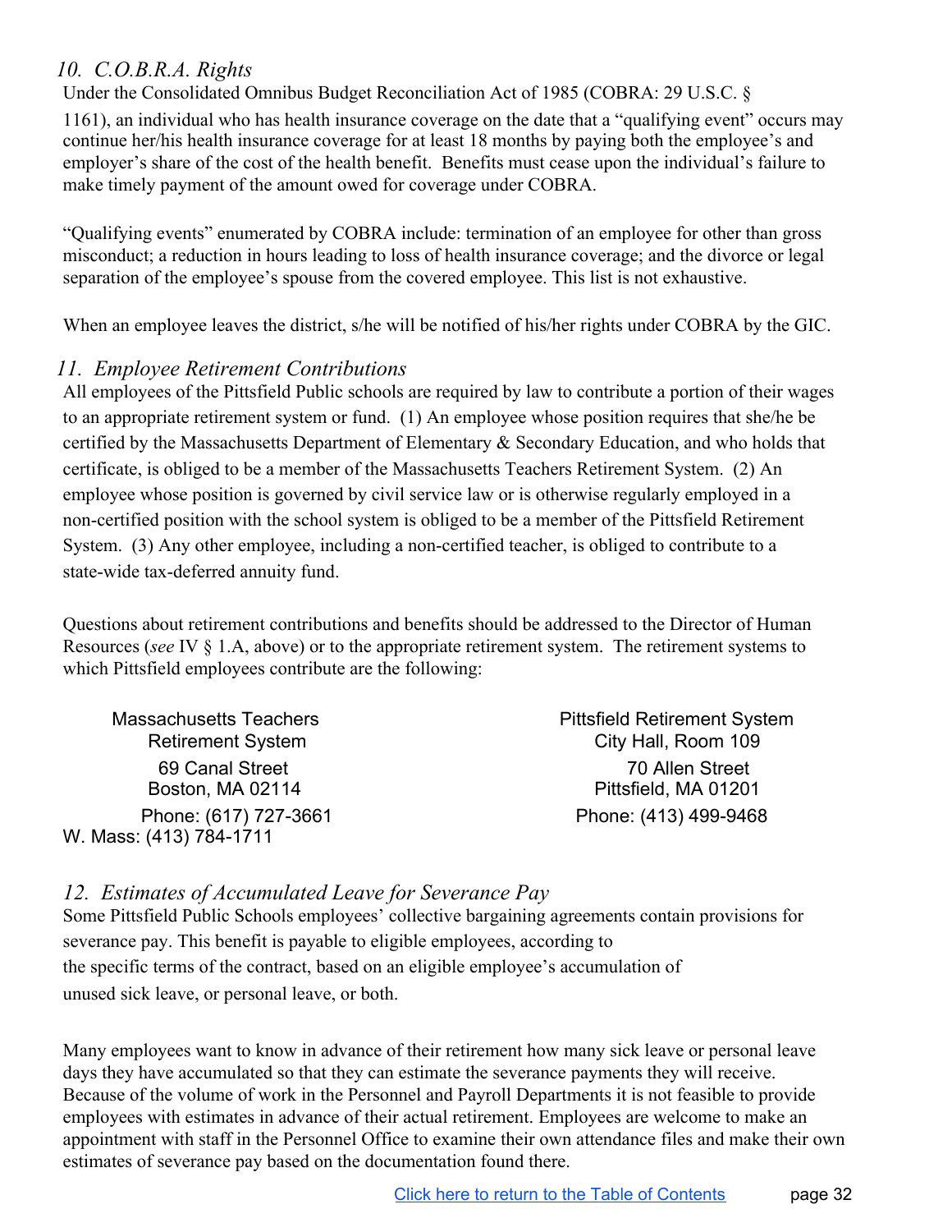### *10. C.O.B.R.A. Rights*

Under the Consolidated Omnibus Budget Reconciliation Act of 1985 (COBRA: 29 U.S.C. § 1161), an individual who has health insurance coverage on the date that a "qualifying event" occurs may continue her/his health insurance coverage for at least 18 months by paying both the employee's and employer's share of the cost of the health benefit. Benefits must cease upon the individual's failure to make timely payment of the amount owed for coverage under COBRA.

"Qualifying events" enumerated by COBRA include: termination of an employee for other than gross misconduct; a reduction in hours leading to loss of health insurance coverage; and the divorce or legal separation of the employee's spouse from the covered employee. This list is not exhaustive.

When an employee leaves the district, s/he will be notified of his/her rights under COBRA by the GIC.

### *11. Employee Retirement Contributions*

All employees of the Pittsfield Public schools are required by law to contribute a portion of their wages to an appropriate retirement system or fund. (1) An employee whose position requires that she/he be certified by the Massachusetts Department of Elementary & Secondary Education, and who holds that certificate, is obliged to be a member of the Massachusetts Teachers Retirement System. (2) An employee whose position is governed by civil service law or is otherwise regularly employed in a non-certified position with the school system is obliged to be a member of the Pittsfield Retirement System. (3) Any other employee, including a non-certified teacher, is obliged to contribute to a state-wide tax-deferred annuity fund.

Questions about retirement contributions and benefits should be addressed to the Director of Human Resources (*see* IV § 1.A, above) or to the appropriate retirement system. The retirement systems to which Pittsfield employees contribute are the following:

Massachusetts Teachers Retirement System
69 Canal Street
Boston, MA 02114
Phone: (617) 727-3661
W. Mass: (413) 784-1711

Pittsfield Retirement System
City Hall, Room 109
70 Allen Street
Pittsfield, MA 01201
Phone: (413) 499-9468

### *12. Estimates of Accumulated Leave for Severance Pay*

Some Pittsfield Public Schools employees' collective bargaining agreements contain provisions for severance pay. This benefit is payable to eligible employees, according to the specific terms of the contract, based on an eligible employee's accumulation of unused sick leave, or personal leave, or both.

Many employees want to know in advance of their retirement how many sick leave or personal leave days they have accumulated so that they can estimate the severance payments they will receive. Because of the volume of work in the Personnel and Payroll Departments it is not feasible to provide employees with estimates in advance of their actual retirement. Employees are welcome to make an appointment with staff in the Personnel Office to examine their own attendance files and make their own estimates of severance pay based on the documentation found there.

Click here to return to the Table of Contents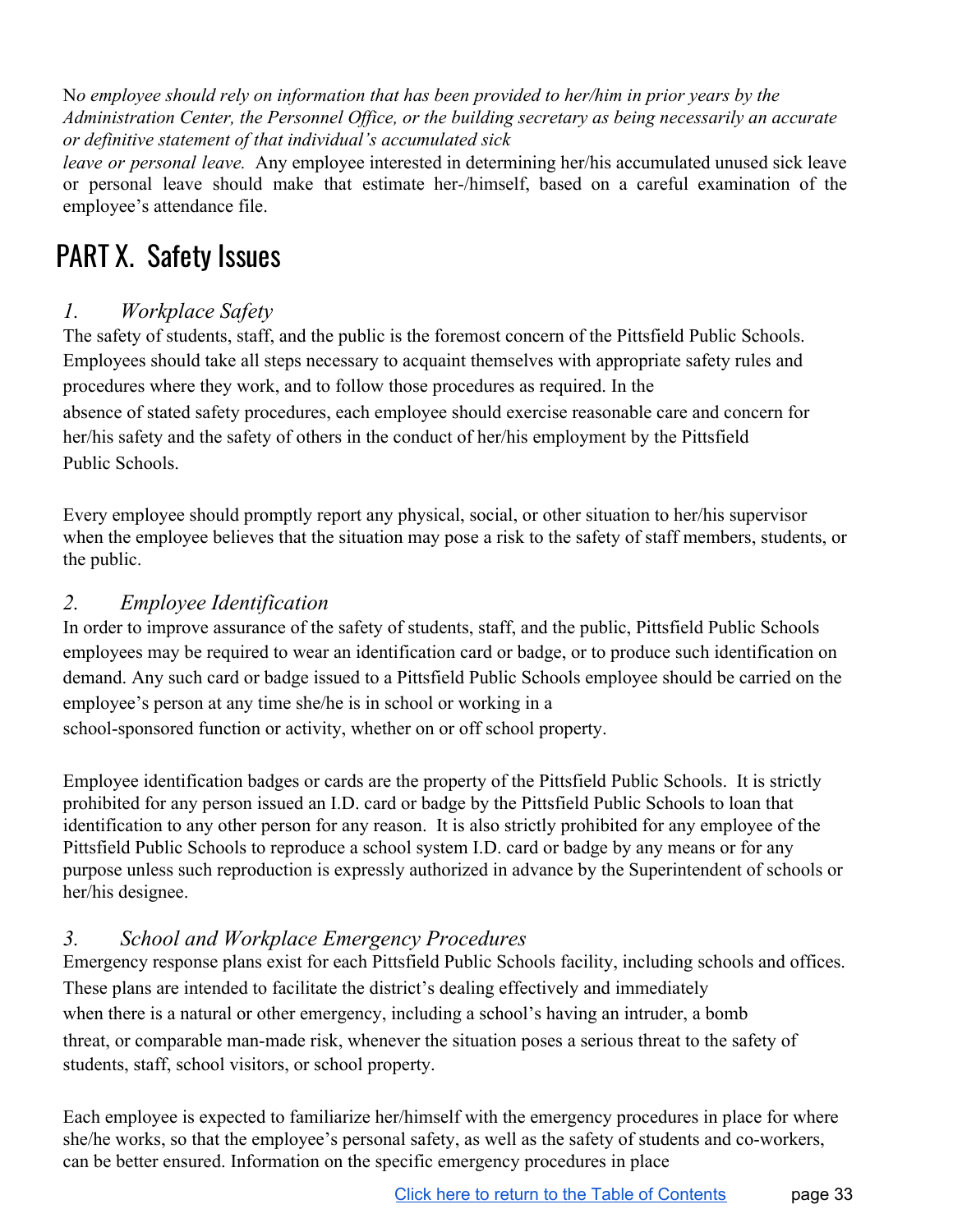N*o employee should rely on information that has been provided to her/him in prior years by the Administration Center, the Personnel Office, or the building secretary as being necessarily an accurate or definitive statement of that individual's accumulated sick leave or personal leave.* Any employee interested in determining her/his accumulated unused sick leave or personal leave should make that estimate her-/himself, based on a careful examination of the employee's attendance file.

# PART X. Safety Issues

### *1. Workplace Safety*

The safety of students, staff, and the public is the foremost concern of the Pittsfield Public Schools. Employees should take all steps necessary to acquaint themselves with appropriate safety rules and procedures where they work, and to follow those procedures as required. In the absence of stated safety procedures, each employee should exercise reasonable care and concern for her/his safety and the safety of others in the conduct of her/his employment by the Pittsfield Public Schools.

Every employee should promptly report any physical, social, or other situation to her/his supervisor when the employee believes that the situation may pose a risk to the safety of staff members, students, or the public.

### *2. Employee Identification*

In order to improve assurance of the safety of students, staff, and the public, Pittsfield Public Schools employees may be required to wear an identification card or badge, or to produce such identification on demand. Any such card or badge issued to a Pittsfield Public Schools employee should be carried on the employee's person at any time she/he is in school or working in a school-sponsored function or activity, whether on or off school property.

Employee identification badges or cards are the property of the Pittsfield Public Schools. It is strictly prohibited for any person issued an I.D. card or badge by the Pittsfield Public Schools to loan that identification to any other person for any reason. It is also strictly prohibited for any employee of the Pittsfield Public Schools to reproduce a school system I.D. card or badge by any means or for any purpose unless such reproduction is expressly authorized in advance by the Superintendent of schools or her/his designee.

### *3. School and Workplace Emergency Procedures*

Emergency response plans exist for each Pittsfield Public Schools facility, including schools and offices. These plans are intended to facilitate the district's dealing effectively and immediately when there is a natural or other emergency, including a school's having an intruder, a bomb threat, or comparable man-made risk, whenever the situation poses a serious threat to the safety of students, staff, school visitors, or school property.

Each employee is expected to familiarize her/himself with the emergency procedures in place for where she/he works, so that the employee's personal safety, as well as the safety of students and co-workers, can be better ensured. Information on the specific emergency procedures in place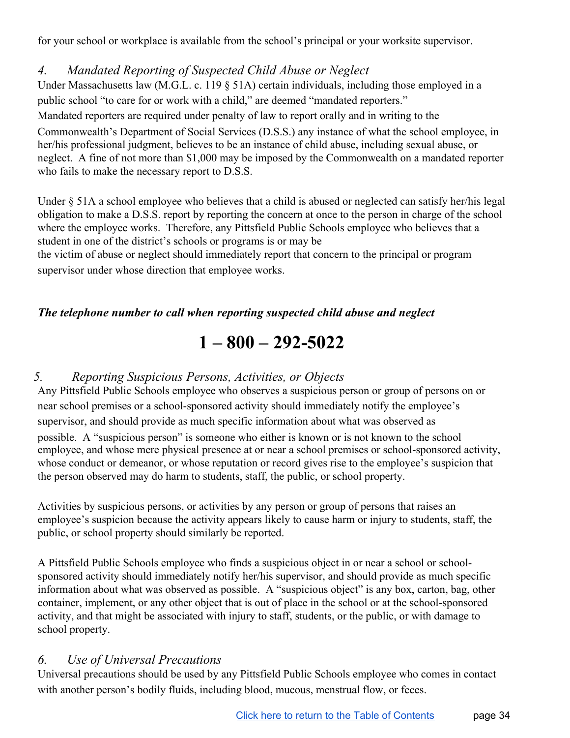for your school or workplace is available from the school's principal or your worksite supervisor.

### *4. Mandated Reporting of Suspected Child Abuse or Neglect*

Under Massachusetts law (M.G.L. c. 119 § 51A) certain individuals, including those employed in a public school "to care for or work with a child," are deemed "mandated reporters." Mandated reporters are required under penalty of law to report orally and in writing to the Commonwealth's Department of Social Services (D.S.S.) any instance of what the school employee, in her/his professional judgment, believes to be an instance of child abuse, including sexual abuse, or neglect. A fine of not more than $1,000 may be imposed by the Commonwealth on a mandated reporter who fails to make the necessary report to D.S.S.

Under § 51A a school employee who believes that a child is abused or neglected can satisfy her/his legal obligation to make a D.S.S. report by reporting the concern at once to the person in charge of the school where the employee works. Therefore, any Pittsfield Public Schools employee who believes that a student in one of the district's schools or programs is or may be the victim of abuse or neglect should immediately report that concern to the principal or program supervisor under whose direction that employee works.

***The telephone number to call when reporting suspected child abuse and neglect***

# 1 – 800 – 292-5022

### *5. Reporting Suspicious Persons, Activities, or Objects*

Any Pittsfield Public Schools employee who observes a suspicious person or group of persons on or near school premises or a school-sponsored activity should immediately notify the employee's supervisor, and should provide as much specific information about what was observed as possible. A "suspicious person" is someone who either is known or is not known to the school employee, and whose mere physical presence at or near a school premises or school-sponsored activity, whose conduct or demeanor, or whose reputation or record gives rise to the employee's suspicion that the person observed may do harm to students, staff, the public, or school property.

Activities by suspicious persons, or activities by any person or group of persons that raises an employee's suspicion because the activity appears likely to cause harm or injury to students, staff, the public, or school property should similarly be reported.

A Pittsfield Public Schools employee who finds a suspicious object in or near a school or school-sponsored activity should immediately notify her/his supervisor, and should provide as much specific information about what was observed as possible. A "suspicious object" is any box, carton, bag, other container, implement, or any other object that is out of place in the school or at the school-sponsored activity, and that might be associated with injury to staff, students, or the public, or with damage to school property.

### *6. Use of Universal Precautions*

Universal precautions should be used by any Pittsfield Public Schools employee who comes in contact with another person's bodily fluids, including blood, mucous, menstrual flow, or feces.

Click here to return to the Table of Contents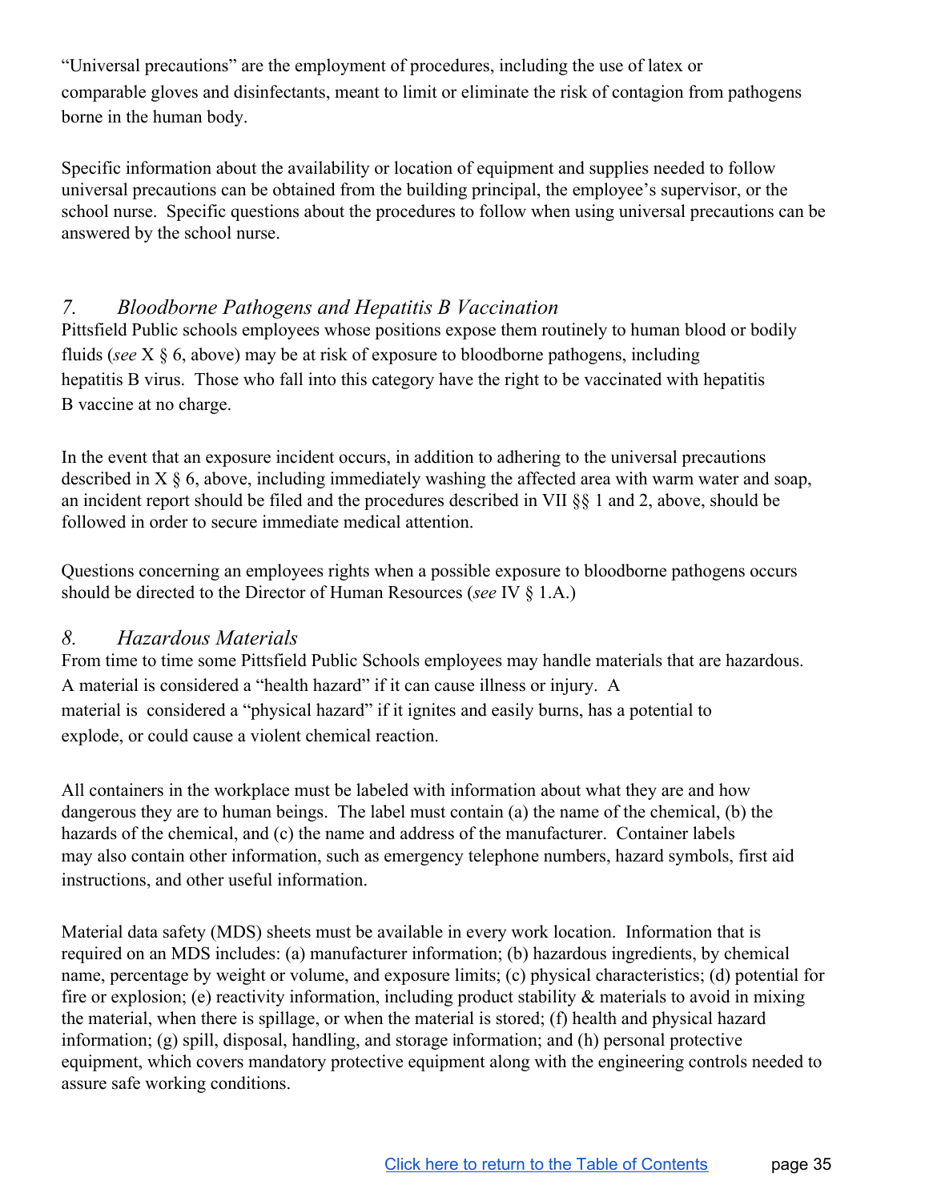"Universal precautions" are the employment of procedures, including the use of latex or comparable gloves and disinfectants, meant to limit or eliminate the risk of contagion from pathogens borne in the human body.

Specific information about the availability or location of equipment and supplies needed to follow universal precautions can be obtained from the building principal, the employee's supervisor, or the school nurse. Specific questions about the procedures to follow when using universal precautions can be answered by the school nurse.

### *7. Bloodborne Pathogens and Hepatitis B Vaccination*

Pittsfield Public schools employees whose positions expose them routinely to human blood or bodily fluids (*see* X § 6, above) may be at risk of exposure to bloodborne pathogens, including hepatitis B virus. Those who fall into this category have the right to be vaccinated with hepatitis B vaccine at no charge.

In the event that an exposure incident occurs, in addition to adhering to the universal precautions described in X § 6, above, including immediately washing the affected area with warm water and soap, an incident report should be filed and the procedures described in VII §§ 1 and 2, above, should be followed in order to secure immediate medical attention.

Questions concerning an employees rights when a possible exposure to bloodborne pathogens occurs should be directed to the Director of Human Resources (*see* IV § 1.A.)

### *8. Hazardous Materials*

From time to time some Pittsfield Public Schools employees may handle materials that are hazardous. A material is considered a "health hazard" if it can cause illness or injury. A material is considered a "physical hazard" if it ignites and easily burns, has a potential to explode, or could cause a violent chemical reaction.

All containers in the workplace must be labeled with information about what they are and how dangerous they are to human beings. The label must contain (a) the name of the chemical, (b) the hazards of the chemical, and (c) the name and address of the manufacturer. Container labels may also contain other information, such as emergency telephone numbers, hazard symbols, first aid instructions, and other useful information.

Material data safety (MDS) sheets must be available in every work location. Information that is required on an MDS includes: (a) manufacturer information; (b) hazardous ingredients, by chemical name, percentage by weight or volume, and exposure limits; (c) physical characteristics; (d) potential for fire or explosion; (e) reactivity information, including product stability & materials to avoid in mixing the material, when there is spillage, or when the material is stored; (f) health and physical hazard information; (g) spill, disposal, handling, and storage information; and (h) personal protective equipment, which covers mandatory protective equipment along with the engineering controls needed to assure safe working conditions.

Click here to return to the Table of Contents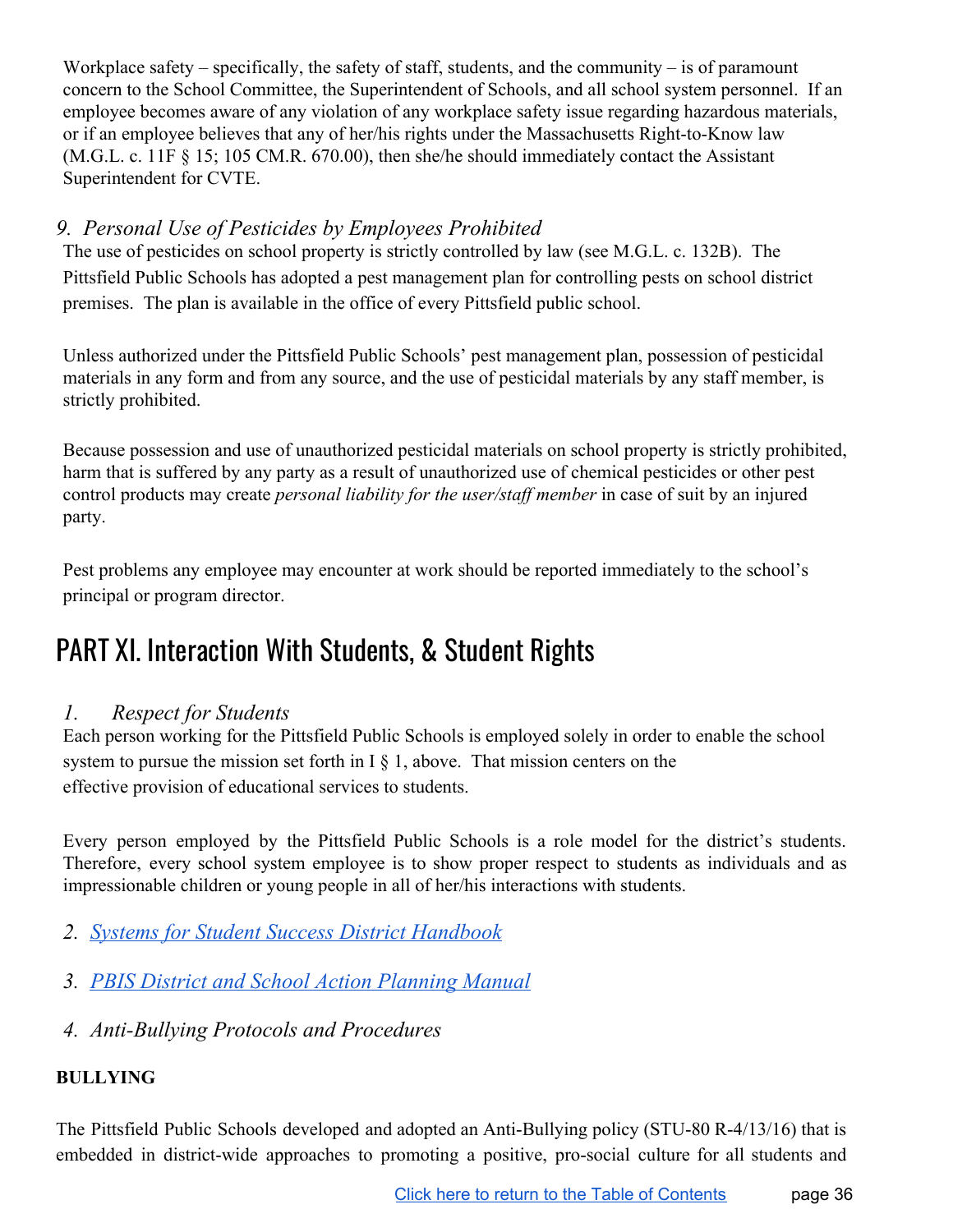Workplace safety – specifically, the safety of staff, students, and the community – is of paramount concern to the School Committee, the Superintendent of Schools, and all school system personnel. If an employee becomes aware of any violation of any workplace safety issue regarding hazardous materials, or if an employee believes that any of her/his rights under the Massachusetts Right-to-Know law (M.G.L. c. 11F § 15; 105 CM.R. 670.00), then she/he should immediately contact the Assistant Superintendent for CVTE.

### *9. Personal Use of Pesticides by Employees Prohibited*

The use of pesticides on school property is strictly controlled by law (see M.G.L. c. 132B). The Pittsfield Public Schools has adopted a pest management plan for controlling pests on school district premises. The plan is available in the office of every Pittsfield public school.

Unless authorized under the Pittsfield Public Schools' pest management plan, possession of pesticidal materials in any form and from any source, and the use of pesticidal materials by any staff member, is strictly prohibited.

Because possession and use of unauthorized pesticidal materials on school property is strictly prohibited, harm that is suffered by any party as a result of unauthorized use of chemical pesticides or other pest control products may create *personal liability for the user/staff member* in case of suit by an injured party.

Pest problems any employee may encounter at work should be reported immediately to the school's principal or program director.

## PART XI. Interaction With Students, & Student Rights

### *1. Respect for Students*

Each person working for the Pittsfield Public Schools is employed solely in order to enable the school system to pursue the mission set forth in I § 1, above. That mission centers on the effective provision of educational services to students.

Every person employed by the Pittsfield Public Schools is a role model for the district's students. Therefore, every school system employee is to show proper respect to students as individuals and as impressionable children or young people in all of her/his interactions with students.

### *2. Systems for Student Success District Handbook*

### *3. PBIS District and School Action Planning Manual*

### *4. Anti-Bullying Protocols and Procedures*

**BULLYING**

The Pittsfield Public Schools developed and adopted an Anti-Bullying policy (STU-80 R-4/13/16) that is embedded in district-wide approaches to promoting a positive, pro-social culture for all students and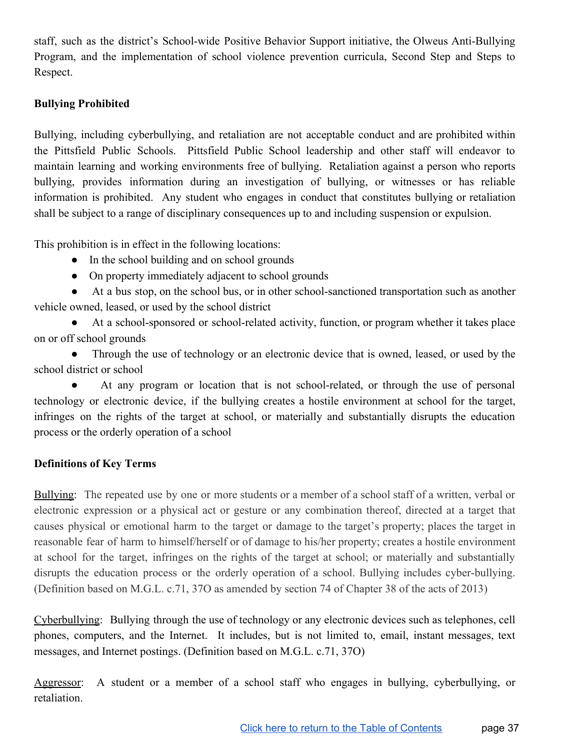staff, such as the district's School-wide Positive Behavior Support initiative, the Olweus Anti-Bullying Program, and the implementation of school violence prevention curricula, Second Step and Steps to Respect.

**Bullying Prohibited**

Bullying, including cyberbullying, and retaliation are not acceptable conduct and are prohibited within the Pittsfield Public Schools. Pittsfield Public School leadership and other staff will endeavor to maintain learning and working environments free of bullying. Retaliation against a person who reports bullying, provides information during an investigation of bullying, or witnesses or has reliable information is prohibited. Any student who engages in conduct that constitutes bullying or retaliation shall be subject to a range of disciplinary consequences up to and including suspension or expulsion.

This prohibition is in effect in the following locations:

- In the school building and on school grounds
- On property immediately adjacent to school grounds
- At a bus stop, on the school bus, or in other school-sanctioned transportation such as another vehicle owned, leased, or used by the school district
- At a school-sponsored or school-related activity, function, or program whether it takes place on or off school grounds
- Through the use of technology or an electronic device that is owned, leased, or used by the school district or school
- At any program or location that is not school-related, or through the use of personal technology or electronic device, if the bullying creates a hostile environment at school for the target, infringes on the rights of the target at school, or materially and substantially disrupts the education process or the orderly operation of a school

**Definitions of Key Terms**

Bullying: The repeated use by one or more students or a member of a school staff of a written, verbal or electronic expression or a physical act or gesture or any combination thereof, directed at a target that causes physical or emotional harm to the target or damage to the target's property; places the target in reasonable fear of harm to himself/herself or of damage to his/her property; creates a hostile environment at school for the target, infringes on the rights of the target at school; or materially and substantially disrupts the education process or the orderly operation of a school. Bullying includes cyber-bullying. (Definition based on M.G.L. c.71, 37O as amended by section 74 of Chapter 38 of the acts of 2013)

Cyberbullying: Bullying through the use of technology or any electronic devices such as telephones, cell phones, computers, and the Internet. It includes, but is not limited to, email, instant messages, text messages, and Internet postings. (Definition based on M.G.L. c.71, 37O)

Aggressor: A student or a member of a school staff who engages in bullying, cyberbullying, or retaliation.

Click here to return to the Table of Contents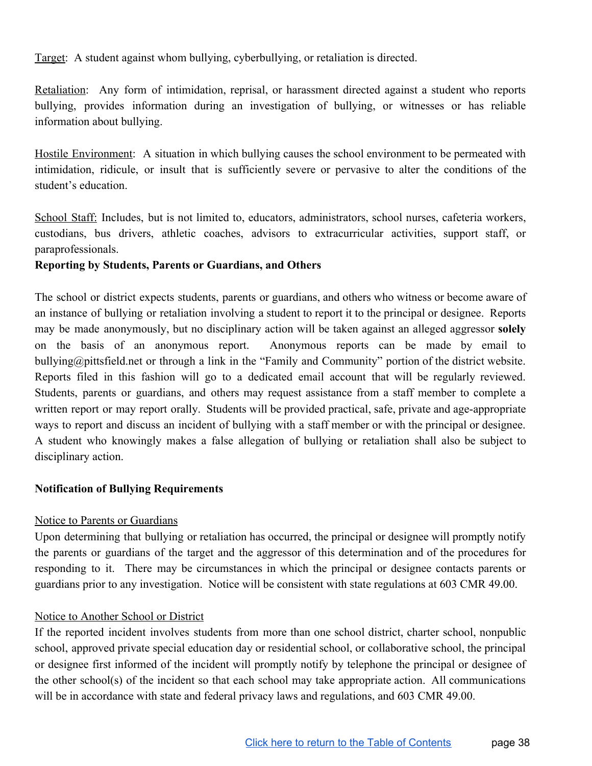Target: A student against whom bullying, cyberbullying, or retaliation is directed.

Retaliation: Any form of intimidation, reprisal, or harassment directed against a student who reports bullying, provides information during an investigation of bullying, or witnesses or has reliable information about bullying.

Hostile Environment: A situation in which bullying causes the school environment to be permeated with intimidation, ridicule, or insult that is sufficiently severe or pervasive to alter the conditions of the student's education.

School Staff: Includes, but is not limited to, educators, administrators, school nurses, cafeteria workers, custodians, bus drivers, athletic coaches, advisors to extracurricular activities, support staff, or paraprofessionals.

**Reporting by Students, Parents or Guardians, and Others**

The school or district expects students, parents or guardians, and others who witness or become aware of an instance of bullying or retaliation involving a student to report it to the principal or designee. Reports may be made anonymously, but no disciplinary action will be taken against an alleged aggressor **solely** on the basis of an anonymous report. Anonymous reports can be made by email to bullying@pittsfield.net or through a link in the "Family and Community" portion of the district website. Reports filed in this fashion will go to a dedicated email account that will be regularly reviewed. Students, parents or guardians, and others may request assistance from a staff member to complete a written report or may report orally. Students will be provided practical, safe, private and age-appropriate ways to report and discuss an incident of bullying with a staff member or with the principal or designee. A student who knowingly makes a false allegation of bullying or retaliation shall also be subject to disciplinary action.

**Notification of Bullying Requirements**

Notice to Parents or Guardians

Upon determining that bullying or retaliation has occurred, the principal or designee will promptly notify the parents or guardians of the target and the aggressor of this determination and of the procedures for responding to it. There may be circumstances in which the principal or designee contacts parents or guardians prior to any investigation. Notice will be consistent with state regulations at 603 CMR 49.00.

Notice to Another School or District

If the reported incident involves students from more than one school district, charter school, nonpublic school, approved private special education day or residential school, or collaborative school, the principal or designee first informed of the incident will promptly notify by telephone the principal or designee of the other school(s) of the incident so that each school may take appropriate action. All communications will be in accordance with state and federal privacy laws and regulations, and 603 CMR 49.00.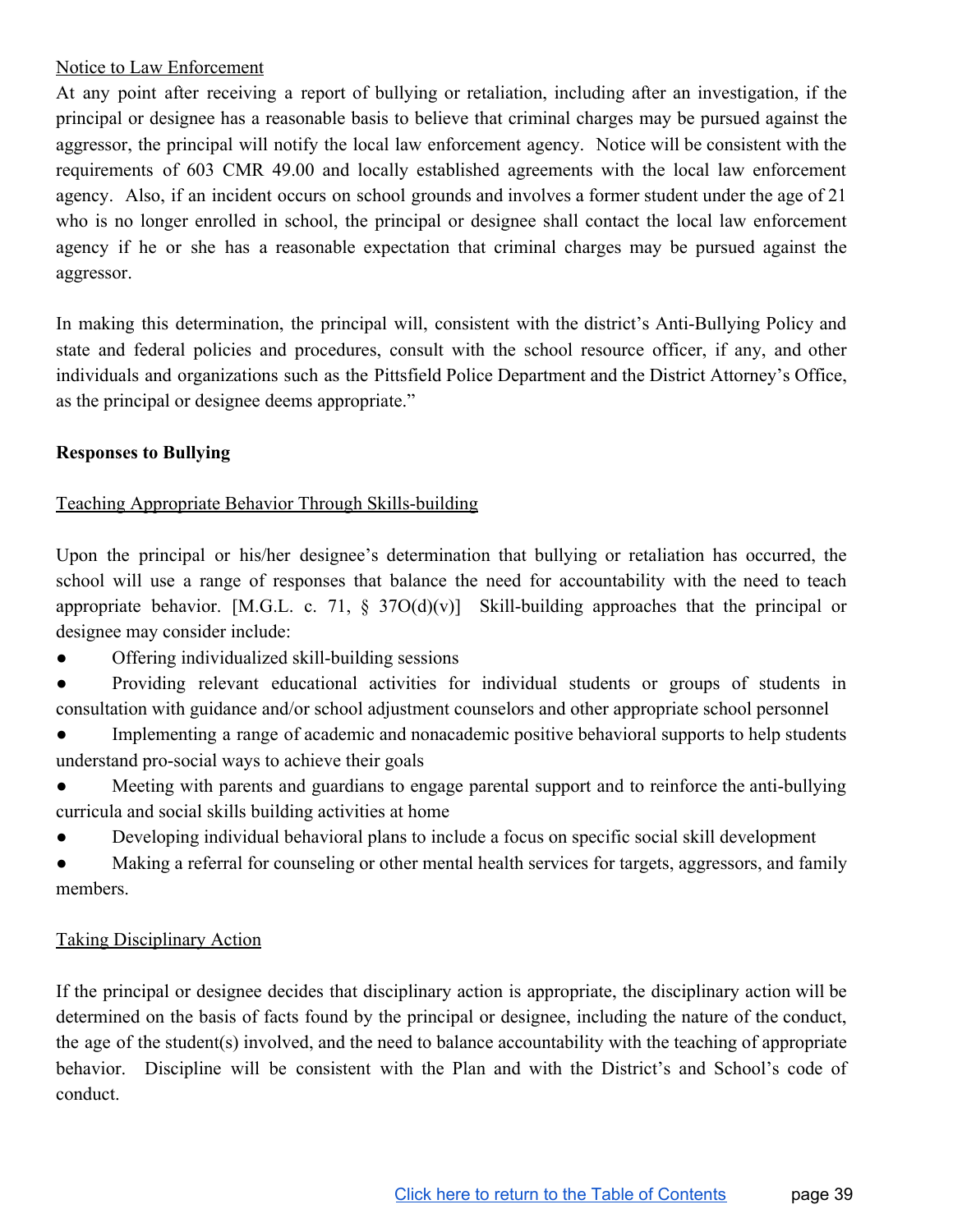Notice to Law Enforcement

At any point after receiving a report of bullying or retaliation, including after an investigation, if the principal or designee has a reasonable basis to believe that criminal charges may be pursued against the aggressor, the principal will notify the local law enforcement agency. Notice will be consistent with the requirements of 603 CMR 49.00 and locally established agreements with the local law enforcement agency. Also, if an incident occurs on school grounds and involves a former student under the age of 21 who is no longer enrolled in school, the principal or designee shall contact the local law enforcement agency if he or she has a reasonable expectation that criminal charges may be pursued against the aggressor.

In making this determination, the principal will, consistent with the district's Anti-Bullying Policy and state and federal policies and procedures, consult with the school resource officer, if any, and other individuals and organizations such as the Pittsfield Police Department and the District Attorney's Office, as the principal or designee deems appropriate."

**Responses to Bullying**

Teaching Appropriate Behavior Through Skills-building

Upon the principal or his/her designee's determination that bullying or retaliation has occurred, the school will use a range of responses that balance the need for accountability with the need to teach appropriate behavior. [M.G.L. c. 71, § 37O(d)(v)] Skill-building approaches that the principal or designee may consider include:

- Offering individualized skill-building sessions
- Providing relevant educational activities for individual students or groups of students in consultation with guidance and/or school adjustment counselors and other appropriate school personnel
- Implementing a range of academic and nonacademic positive behavioral supports to help students understand pro-social ways to achieve their goals
- Meeting with parents and guardians to engage parental support and to reinforce the anti-bullying curricula and social skills building activities at home
- Developing individual behavioral plans to include a focus on specific social skill development
- Making a referral for counseling or other mental health services for targets, aggressors, and family members.

Taking Disciplinary Action

If the principal or designee decides that disciplinary action is appropriate, the disciplinary action will be determined on the basis of facts found by the principal or designee, including the nature of the conduct, the age of the student(s) involved, and the need to balance accountability with the teaching of appropriate behavior. Discipline will be consistent with the Plan and with the District's and School's code of conduct.

Click here to return to the Table of Contents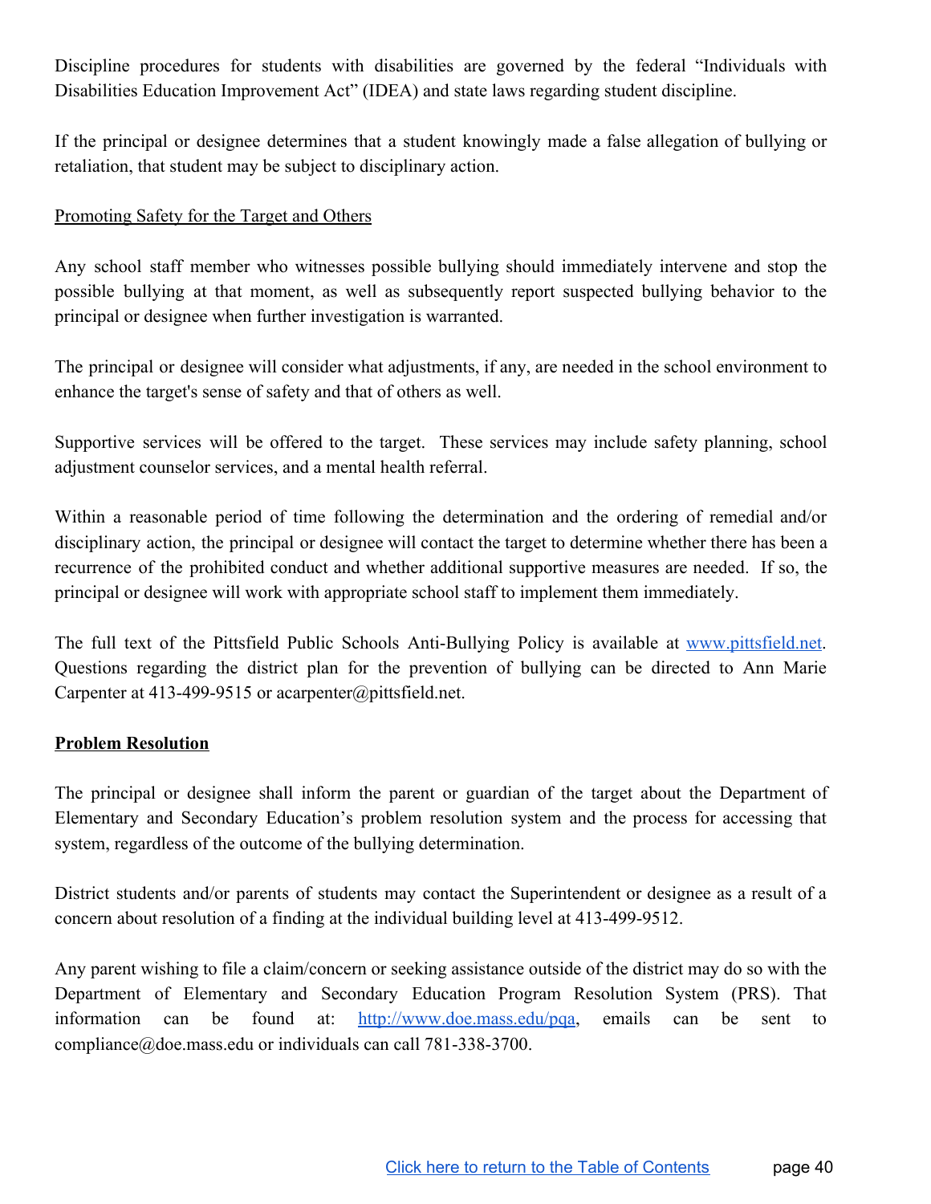Discipline procedures for students with disabilities are governed by the federal "Individuals with Disabilities Education Improvement Act" (IDEA) and state laws regarding student discipline.

If the principal or designee determines that a student knowingly made a false allegation of bullying or retaliation, that student may be subject to disciplinary action.

Promoting Safety for the Target and Others

Any school staff member who witnesses possible bullying should immediately intervene and stop the possible bullying at that moment, as well as subsequently report suspected bullying behavior to the principal or designee when further investigation is warranted.

The principal or designee will consider what adjustments, if any, are needed in the school environment to enhance the target's sense of safety and that of others as well.

Supportive services will be offered to the target. These services may include safety planning, school adjustment counselor services, and a mental health referral.

Within a reasonable period of time following the determination and the ordering of remedial and/or disciplinary action, the principal or designee will contact the target to determine whether there has been a recurrence of the prohibited conduct and whether additional supportive measures are needed. If so, the principal or designee will work with appropriate school staff to implement them immediately.

The full text of the Pittsfield Public Schools Anti-Bullying Policy is available at [www.pittsfield.net](www.pittsfield.net). Questions regarding the district plan for the prevention of bullying can be directed to Ann Marie Carpenter at 413-499-9515 or acarpenter@pittsfield.net.

**Problem Resolution**

The principal or designee shall inform the parent or guardian of the target about the Department of Elementary and Secondary Education's problem resolution system and the process for accessing that system, regardless of the outcome of the bullying determination.

District students and/or parents of students may contact the Superintendent or designee as a result of a concern about resolution of a finding at the individual building level at 413-499-9512.

Any parent wishing to file a claim/concern or seeking assistance outside of the district may do so with the Department of Elementary and Secondary Education Program Resolution System (PRS). That information can be found at: [http://www.doe.mass.edu/pqa](http://www.doe.mass.edu/pqa), emails can be sent to compliance@doe.mass.edu or individuals can call 781-338-3700.

[Click here to return to the Table of Contents]()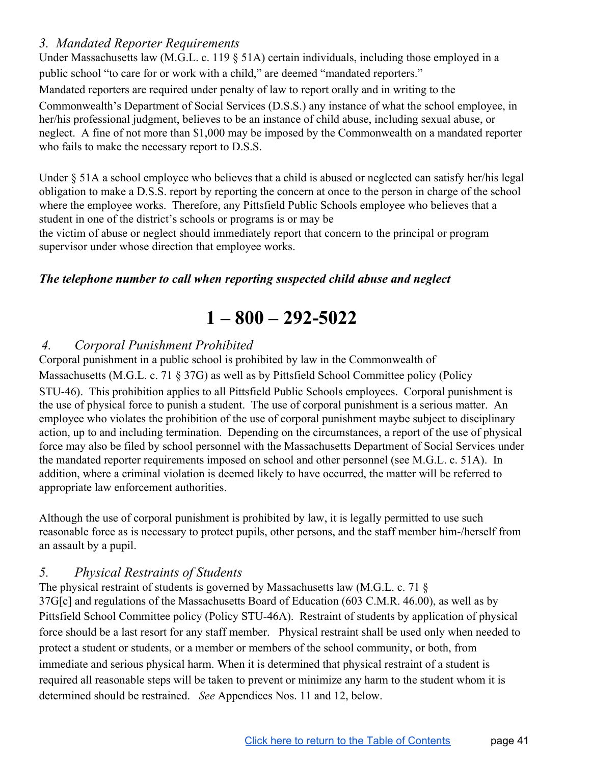### *3. Mandated Reporter Requirements*

Under Massachusetts law (M.G.L. c. 119 § 51A) certain individuals, including those employed in a public school "to care for or work with a child," are deemed "mandated reporters." Mandated reporters are required under penalty of law to report orally and in writing to the Commonwealth's Department of Social Services (D.S.S.) any instance of what the school employee, in her/his professional judgment, believes to be an instance of child abuse, including sexual abuse, or neglect. A fine of not more than $1,000 may be imposed by the Commonwealth on a mandated reporter who fails to make the necessary report to D.S.S.

Under § 51A a school employee who believes that a child is abused or neglected can satisfy her/his legal obligation to make a D.S.S. report by reporting the concern at once to the person in charge of the school where the employee works. Therefore, any Pittsfield Public Schools employee who believes that a student in one of the district's schools or programs is or may be the victim of abuse or neglect should immediately report that concern to the principal or program supervisor under whose direction that employee works.

***The telephone number to call when reporting suspected child abuse and neglect***

# 1 – 800 – 292-5022

### *4. Corporal Punishment Prohibited*

Corporal punishment in a public school is prohibited by law in the Commonwealth of Massachusetts (M.G.L. c. 71 § 37G) as well as by Pittsfield School Committee policy (Policy STU-46). This prohibition applies to all Pittsfield Public Schools employees. Corporal punishment is the use of physical force to punish a student. The use of corporal punishment is a serious matter. An employee who violates the prohibition of the use of corporal punishment maybe subject to disciplinary action, up to and including termination. Depending on the circumstances, a report of the use of physical force may also be filed by school personnel with the Massachusetts Department of Social Services under the mandated reporter requirements imposed on school and other personnel (see M.G.L. c. 51A). In addition, where a criminal violation is deemed likely to have occurred, the matter will be referred to appropriate law enforcement authorities.

Although the use of corporal punishment is prohibited by law, it is legally permitted to use such reasonable force as is necessary to protect pupils, other persons, and the staff member him-/herself from an assault by a pupil.

### *5. Physical Restraints of Students*

The physical restraint of students is governed by Massachusetts law (M.G.L. c. 71 § 37G[c] and regulations of the Massachusetts Board of Education (603 C.M.R. 46.00), as well as by Pittsfield School Committee policy (Policy STU-46A). Restraint of students by application of physical force should be a last resort for any staff member. Physical restraint shall be used only when needed to protect a student or students, or a member or members of the school community, or both, from immediate and serious physical harm. When it is determined that physical restraint of a student is required all reasonable steps will be taken to prevent or minimize any harm to the student whom it is determined should be restrained. *See* Appendices Nos. 11 and 12, below.

[Click here to return to the Table of Contents]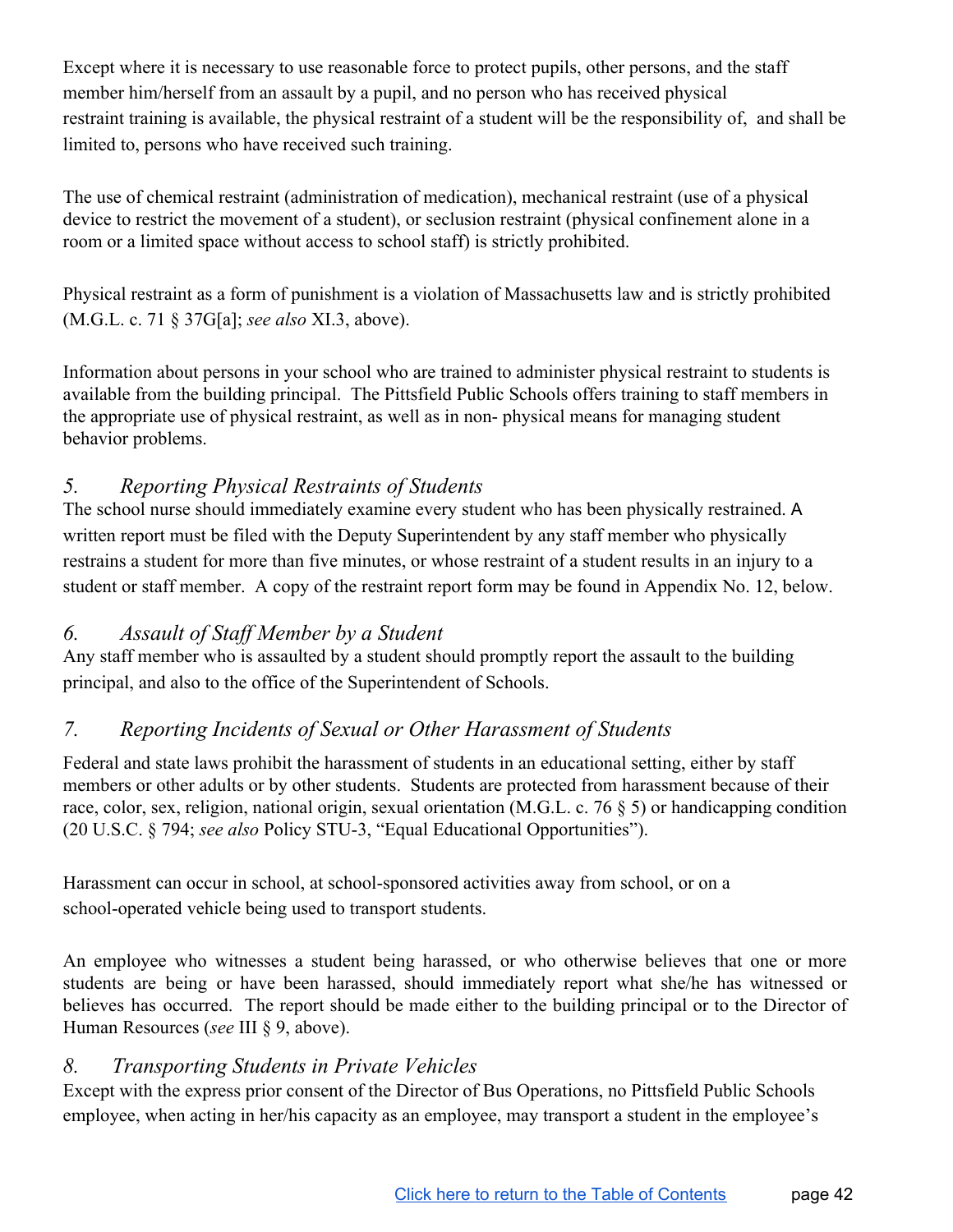Except where it is necessary to use reasonable force to protect pupils, other persons, and the staff member him/herself from an assault by a pupil, and no person who has received physical restraint training is available, the physical restraint of a student will be the responsibility of, and shall be limited to, persons who have received such training.

The use of chemical restraint (administration of medication), mechanical restraint (use of a physical device to restrict the movement of a student), or seclusion restraint (physical confinement alone in a room or a limited space without access to school staff) is strictly prohibited.

Physical restraint as a form of punishment is a violation of Massachusetts law and is strictly prohibited (M.G.L. c. 71 § 37G[a]; *see also* XI.3, above).

Information about persons in your school who are trained to administer physical restraint to students is available from the building principal. The Pittsfield Public Schools offers training to staff members in the appropriate use of physical restraint, as well as in non- physical means for managing student behavior problems.

### *5. Reporting Physical Restraints of Students*

The school nurse should immediately examine every student who has been physically restrained. A written report must be filed with the Deputy Superintendent by any staff member who physically restrains a student for more than five minutes, or whose restraint of a student results in an injury to a student or staff member. A copy of the restraint report form may be found in Appendix No. 12, below.

### *6. Assault of Staff Member by a Student*

Any staff member who is assaulted by a student should promptly report the assault to the building principal, and also to the office of the Superintendent of Schools.

### *7. Reporting Incidents of Sexual or Other Harassment of Students*

Federal and state laws prohibit the harassment of students in an educational setting, either by staff members or other adults or by other students. Students are protected from harassment because of their race, color, sex, religion, national origin, sexual orientation (M.G.L. c. 76 § 5) or handicapping condition (20 U.S.C. § 794; *see also* Policy STU-3, "Equal Educational Opportunities").

Harassment can occur in school, at school-sponsored activities away from school, or on a school-operated vehicle being used to transport students.

An employee who witnesses a student being harassed, or who otherwise believes that one or more students are being or have been harassed, should immediately report what she/he has witnessed or believes has occurred. The report should be made either to the building principal or to the Director of Human Resources (*see* III § 9, above).

### *8. Transporting Students in Private Vehicles*

Except with the express prior consent of the Director of Bus Operations, no Pittsfield Public Schools employee, when acting in her/his capacity as an employee, may transport a student in the employee's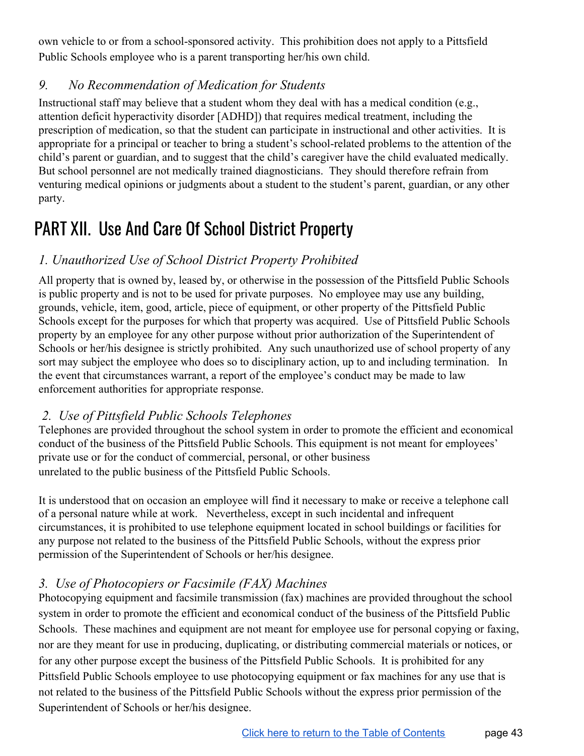own vehicle to or from a school-sponsored activity. This prohibition does not apply to a Pittsfield Public Schools employee who is a parent transporting her/his own child.

### *9. No Recommendation of Medication for Students*

Instructional staff may believe that a student whom they deal with has a medical condition (e.g., attention deficit hyperactivity disorder [ADHD]) that requires medical treatment, including the prescription of medication, so that the student can participate in instructional and other activities. It is appropriate for a principal or teacher to bring a student's school-related problems to the attention of the child's parent or guardian, and to suggest that the child's caregiver have the child evaluated medically. But school personnel are not medically trained diagnosticians. They should therefore refrain from venturing medical opinions or judgments about a student to the student's parent, guardian, or any other party.

## PART XII. Use And Care Of School District Property

### *1. Unauthorized Use of School District Property Prohibited*

All property that is owned by, leased by, or otherwise in the possession of the Pittsfield Public Schools is public property and is not to be used for private purposes. No employee may use any building, grounds, vehicle, item, good, article, piece of equipment, or other property of the Pittsfield Public Schools except for the purposes for which that property was acquired. Use of Pittsfield Public Schools property by an employee for any other purpose without prior authorization of the Superintendent of Schools or her/his designee is strictly prohibited. Any such unauthorized use of school property of any sort may subject the employee who does so to disciplinary action, up to and including termination. In the event that circumstances warrant, a report of the employee's conduct may be made to law enforcement authorities for appropriate response.

### *2. Use of Pittsfield Public Schools Telephones*

Telephones are provided throughout the school system in order to promote the efficient and economical conduct of the business of the Pittsfield Public Schools. This equipment is not meant for employees' private use or for the conduct of commercial, personal, or other business unrelated to the public business of the Pittsfield Public Schools.

It is understood that on occasion an employee will find it necessary to make or receive a telephone call of a personal nature while at work. Nevertheless, except in such incidental and infrequent circumstances, it is prohibited to use telephone equipment located in school buildings or facilities for any purpose not related to the business of the Pittsfield Public Schools, without the express prior permission of the Superintendent of Schools or her/his designee.

### *3. Use of Photocopiers or Facsimile (FAX) Machines*

Photocopying equipment and facsimile transmission (fax) machines are provided throughout the school system in order to promote the efficient and economical conduct of the business of the Pittsfield Public Schools. These machines and equipment are not meant for employee use for personal copying or faxing, nor are they meant for use in producing, duplicating, or distributing commercial materials or notices, or for any other purpose except the business of the Pittsfield Public Schools. It is prohibited for any Pittsfield Public Schools employee to use photocopying equipment or fax machines for any use that is not related to the business of the Pittsfield Public Schools without the express prior permission of the Superintendent of Schools or her/his designee.

Click here to return to the Table of Contents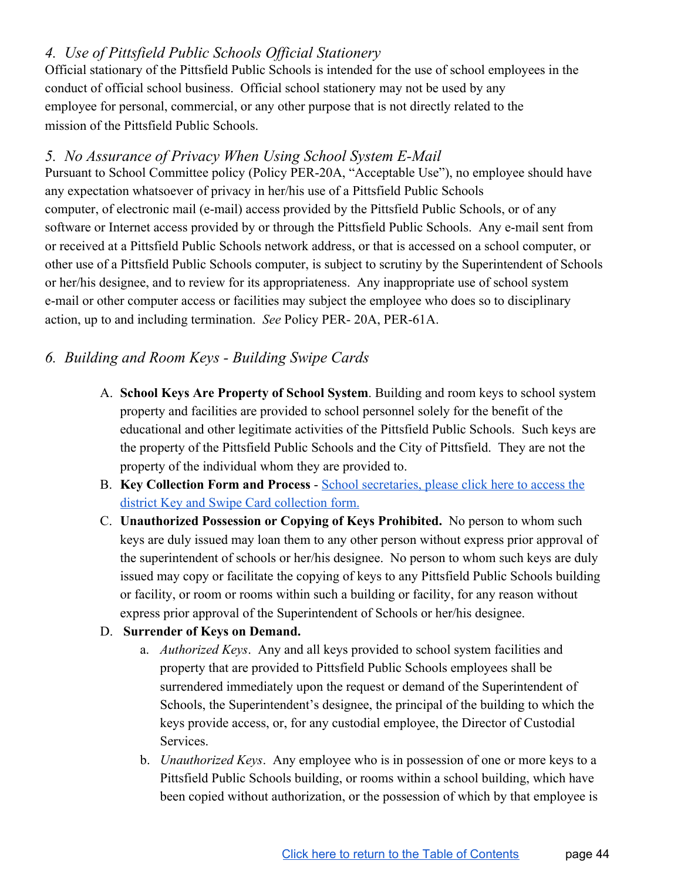### *4. Use of Pittsfield Public Schools Official Stationery*

Official stationary of the Pittsfield Public Schools is intended for the use of school employees in the conduct of official school business. Official school stationery may not be used by any employee for personal, commercial, or any other purpose that is not directly related to the mission of the Pittsfield Public Schools.

### *5. No Assurance of Privacy When Using School System E-Mail*

Pursuant to School Committee policy (Policy PER-20A, "Acceptable Use"), no employee should have any expectation whatsoever of privacy in her/his use of a Pittsfield Public Schools computer, of electronic mail (e-mail) access provided by the Pittsfield Public Schools, or of any software or Internet access provided by or through the Pittsfield Public Schools. Any e-mail sent from or received at a Pittsfield Public Schools network address, or that is accessed on a school computer, or other use of a Pittsfield Public Schools computer, is subject to scrutiny by the Superintendent of Schools or her/his designee, and to review for its appropriateness. Any inappropriate use of school system e-mail or other computer access or facilities may subject the employee who does so to disciplinary action, up to and including termination. *See* Policy PER- 20A, PER-61A.

### *6. Building and Room Keys - Building Swipe Cards*

A. **School Keys Are Property of School System**. Building and room keys to school system property and facilities are provided to school personnel solely for the benefit of the educational and other legitimate activities of the Pittsfield Public Schools. Such keys are the property of the Pittsfield Public Schools and the City of Pittsfield. They are not the property of the individual whom they are provided to.

B. **Key Collection Form and Process** - School secretaries, please click here to access the district Key and Swipe Card collection form.

C. **Unauthorized Possession or Copying of Keys Prohibited.** No person to whom such keys are duly issued may loan them to any other person without express prior approval of the superintendent of schools or her/his designee. No person to whom such keys are duly issued may copy or facilitate the copying of keys to any Pittsfield Public Schools building or facility, or room or rooms within such a building or facility, for any reason without express prior approval of the Superintendent of Schools or her/his designee.

D. **Surrender of Keys on Demand.**

   a. *Authorized Keys*. Any and all keys provided to school system facilities and property that are provided to Pittsfield Public Schools employees shall be surrendered immediately upon the request or demand of the Superintendent of Schools, the Superintendent's designee, the principal of the building to which the keys provide access, or, for any custodial employee, the Director of Custodial Services.

   b. *Unauthorized Keys*. Any employee who is in possession of one or more keys to a Pittsfield Public Schools building, or rooms within a school building, which have been copied without authorization, or the possession of which by that employee is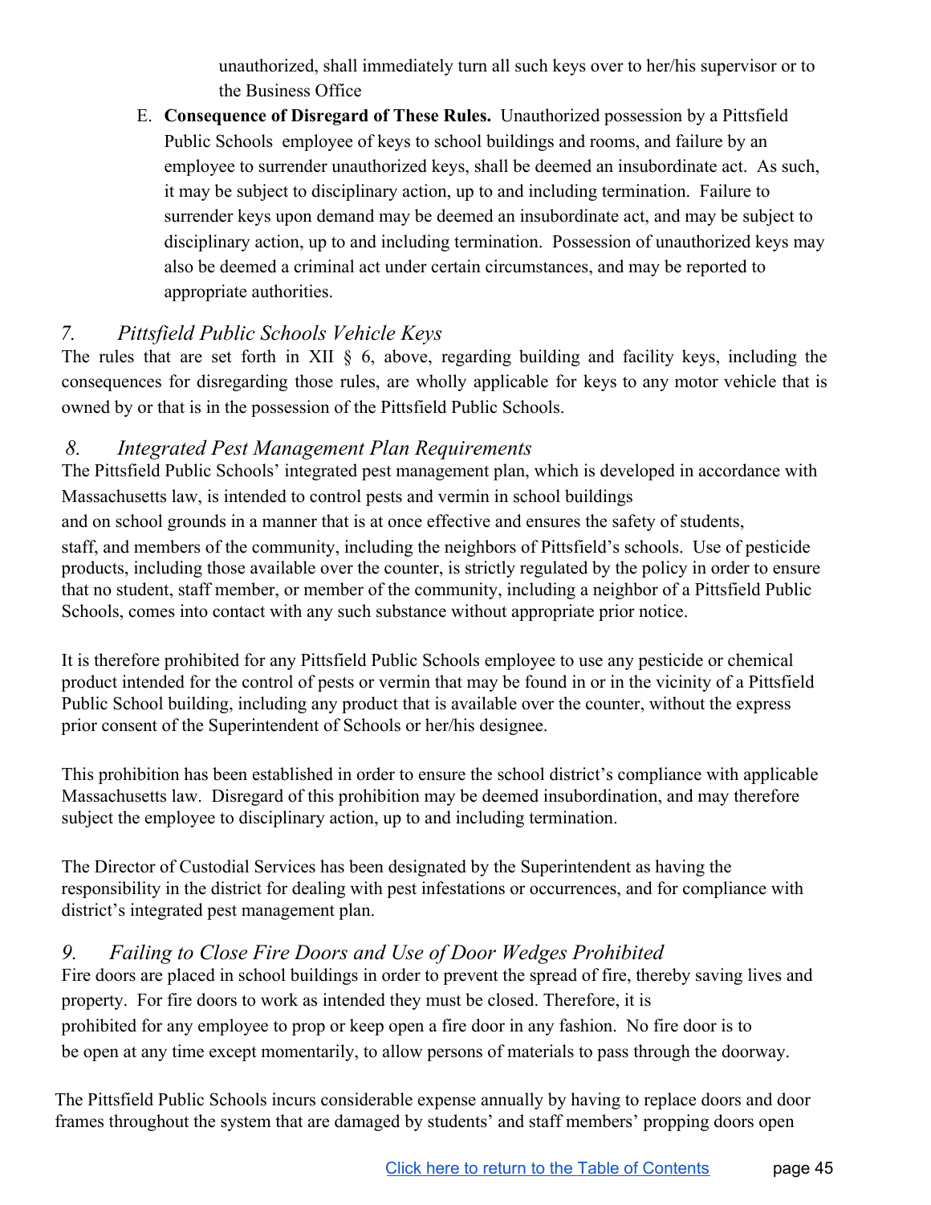unauthorized, shall immediately turn all such keys over to her/his supervisor or to the Business Office

E. **Consequence of Disregard of These Rules.** Unauthorized possession by a Pittsfield Public Schools employee of keys to school buildings and rooms, and failure by an employee to surrender unauthorized keys, shall be deemed an insubordinate act. As such, it may be subject to disciplinary action, up to and including termination. Failure to surrender keys upon demand may be deemed an insubordinate act, and may be subject to disciplinary action, up to and including termination. Possession of unauthorized keys may also be deemed a criminal act under certain circumstances, and may be reported to appropriate authorities.

### *7. Pittsfield Public Schools Vehicle Keys*

The rules that are set forth in XII § 6, above, regarding building and facility keys, including the consequences for disregarding those rules, are wholly applicable for keys to any motor vehicle that is owned by or that is in the possession of the Pittsfield Public Schools.

### *8. Integrated Pest Management Plan Requirements*

The Pittsfield Public Schools' integrated pest management plan, which is developed in accordance with Massachusetts law, is intended to control pests and vermin in school buildings and on school grounds in a manner that is at once effective and ensures the safety of students, staff, and members of the community, including the neighbors of Pittsfield's schools. Use of pesticide products, including those available over the counter, is strictly regulated by the policy in order to ensure that no student, staff member, or member of the community, including a neighbor of a Pittsfield Public Schools, comes into contact with any such substance without appropriate prior notice.

It is therefore prohibited for any Pittsfield Public Schools employee to use any pesticide or chemical product intended for the control of pests or vermin that may be found in or in the vicinity of a Pittsfield Public School building, including any product that is available over the counter, without the express prior consent of the Superintendent of Schools or her/his designee.

This prohibition has been established in order to ensure the school district's compliance with applicable Massachusetts law. Disregard of this prohibition may be deemed insubordination, and may therefore subject the employee to disciplinary action, up to and including termination.

The Director of Custodial Services has been designated by the Superintendent as having the responsibility in the district for dealing with pest infestations or occurrences, and for compliance with district's integrated pest management plan.

### *9. Failing to Close Fire Doors and Use of Door Wedges Prohibited*

Fire doors are placed in school buildings in order to prevent the spread of fire, thereby saving lives and property. For fire doors to work as intended they must be closed. Therefore, it is prohibited for any employee to prop or keep open a fire door in any fashion. No fire door is to be open at any time except momentarily, to allow persons of materials to pass through the doorway.

The Pittsfield Public Schools incurs considerable expense annually by having to replace doors and door frames throughout the system that are damaged by students' and staff members' propping doors open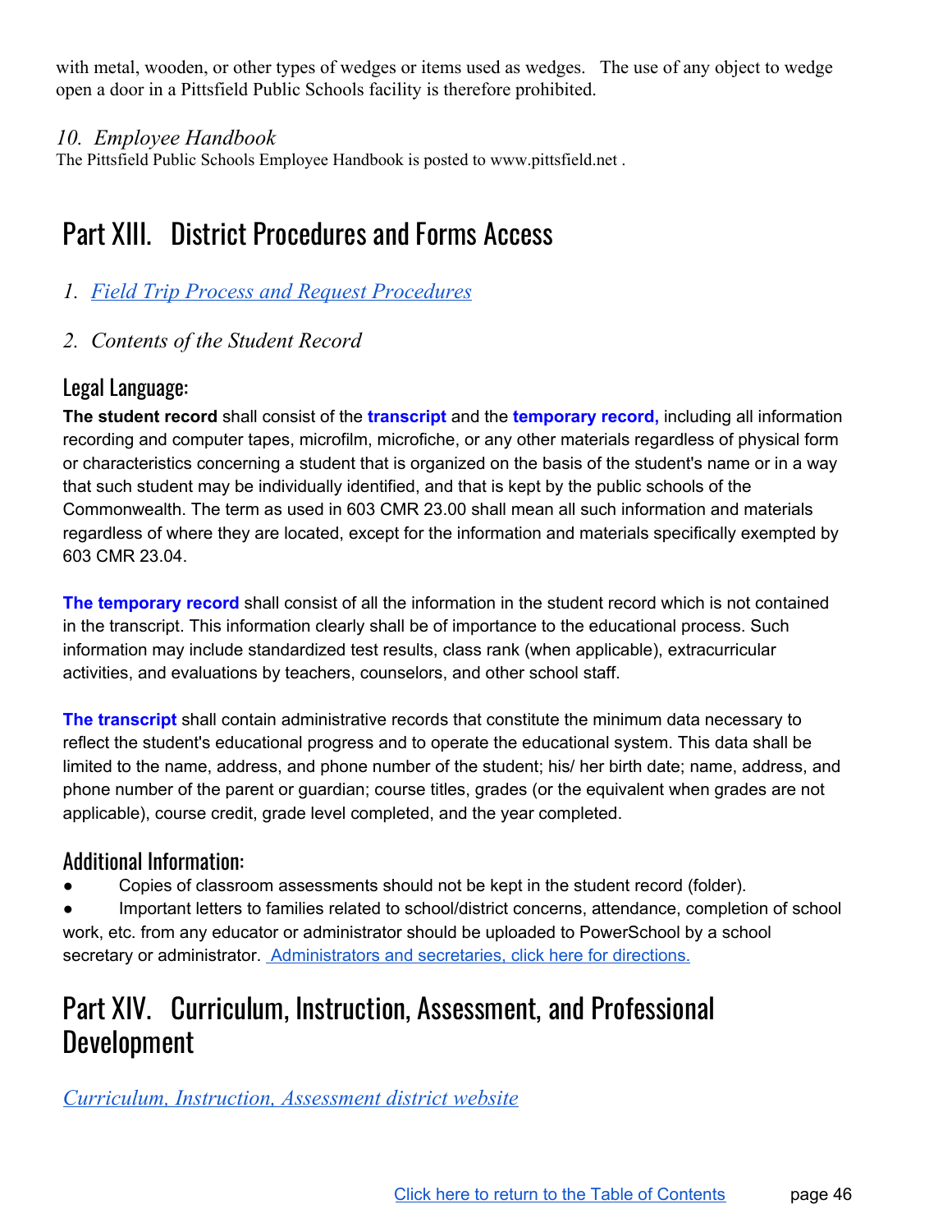with metal, wooden, or other types of wedges or items used as wedges. The use of any object to wedge open a door in a Pittsfield Public Schools facility is therefore prohibited.

*10. Employee Handbook*

The Pittsfield Public Schools Employee Handbook is posted to www.pittsfield.net .

# Part XIII. District Procedures and Forms Access

1. *Field Trip Process and Request Procedures*

2. *Contents of the Student Record*

## Legal Language:

**The student record** shall consist of the **transcript** and the **temporary record,** including all information recording and computer tapes, microfilm, microfiche, or any other materials regardless of physical form or characteristics concerning a student that is organized on the basis of the student's name or in a way that such student may be individually identified, and that is kept by the public schools of the Commonwealth. The term as used in 603 CMR 23.00 shall mean all such information and materials regardless of where they are located, except for the information and materials specifically exempted by 603 CMR 23.04.

**The temporary record** shall consist of all the information in the student record which is not contained in the transcript. This information clearly shall be of importance to the educational process. Such information may include standardized test results, class rank (when applicable), extracurricular activities, and evaluations by teachers, counselors, and other school staff.

**The transcript** shall contain administrative records that constitute the minimum data necessary to reflect the student's educational progress and to operate the educational system. This data shall be limited to the name, address, and phone number of the student; his/ her birth date; name, address, and phone number of the parent or guardian; course titles, grades (or the equivalent when grades are not applicable), course credit, grade level completed, and the year completed.

## Additional Information:

- Copies of classroom assessments should not be kept in the student record (folder).
- Important letters to families related to school/district concerns, attendance, completion of school work, etc. from any educator or administrator should be uploaded to PowerSchool by a school secretary or administrator. Administrators and secretaries, click here for directions.

# Part XIV. Curriculum, Instruction, Assessment, and Professional Development

*Curriculum, Instruction, Assessment district website*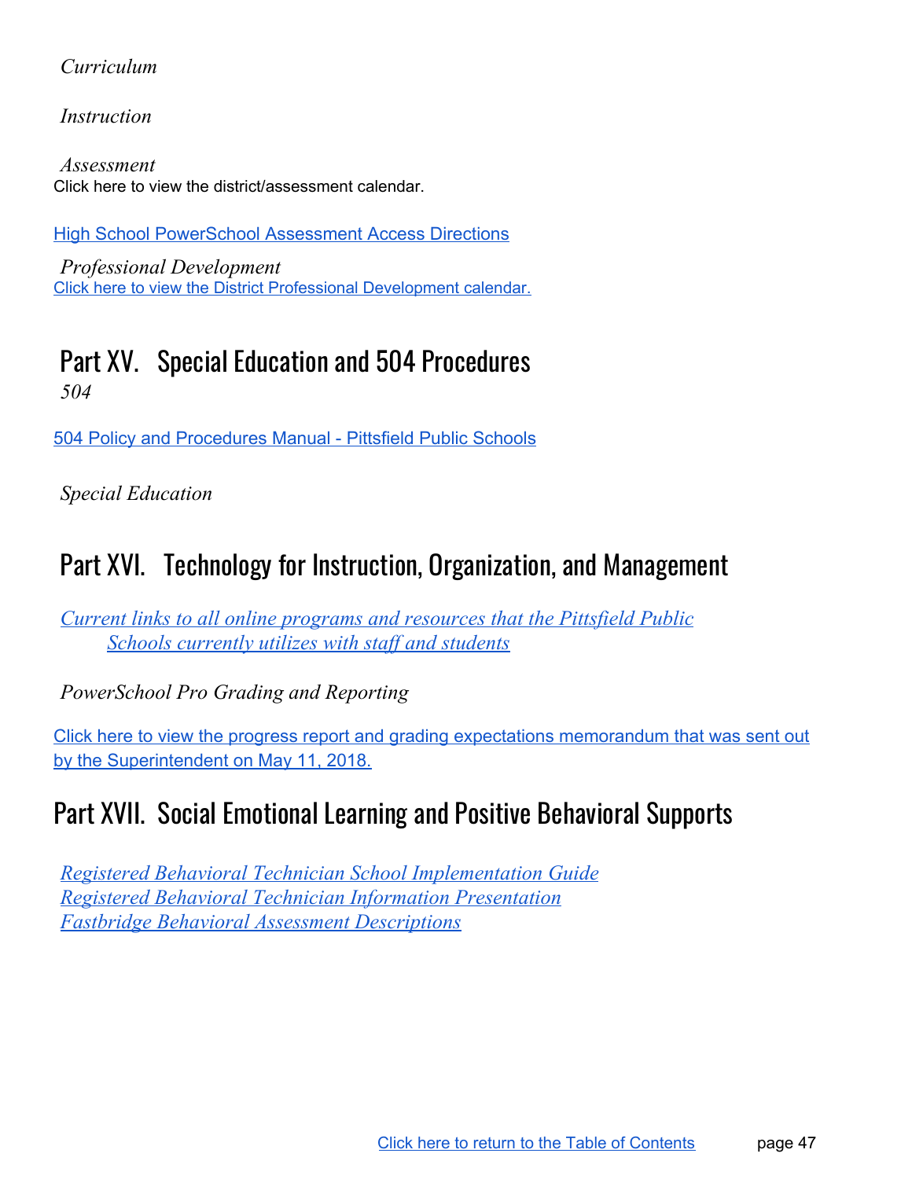*Curriculum*

*Instruction*

*Assessment*

Click here to view the district/assessment calendar.

High School PowerSchool Assessment Access Directions

*Professional Development*

Click here to view the District Professional Development calendar.

# Part XV. Special Education and 504 Procedures

*504*

504 Policy and Procedures Manual - Pittsfield Public Schools

*Special Education*

# Part XVI. Technology for Instruction, Organization, and Management

*Current links to all online programs and resources that the Pittsfield Public Schools currently utilizes with staff and students*

*PowerSchool Pro Grading and Reporting*

Click here to view the progress report and grading expectations memorandum that was sent out by the Superintendent on May 11, 2018.

# Part XVII. Social Emotional Learning and Positive Behavioral Supports

*Registered Behavioral Technician School Implementation Guide*
*Registered Behavioral Technician Information Presentation*
*Fastbridge Behavioral Assessment Descriptions*

Click here to return to the Table of Contents